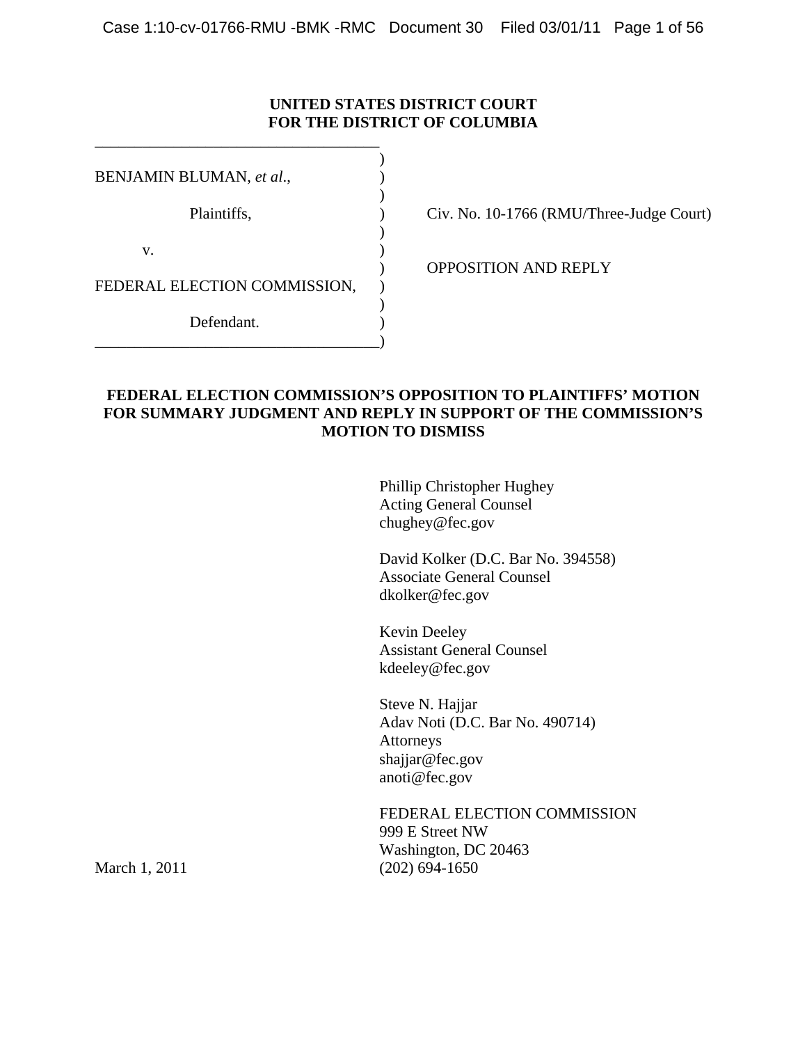**UNITED STATES DISTRICT COURT**
**FOR THE DISTRICT OF COLUMBIA**

| | |
|---|---|
| BENJAMIN BLUMAN, *et al*., | |
| Plaintiffs, | Civ. No. 10-1766 (RMU/Three-Judge Court) |
| v. | |
| FEDERAL ELECTION COMMISSION, | OPPOSITION AND REPLY |
| Defendant. | |

**FEDERAL ELECTION COMMISSION'S OPPOSITION TO PLAINTIFFS' MOTION FOR SUMMARY JUDGMENT AND REPLY IN SUPPORT OF THE COMMISSION'S MOTION TO DISMISS**

Phillip Christopher Hughey
Acting General Counsel
chughey@fec.gov

David Kolker (D.C. Bar No. 394558)
Associate General Counsel
dkolker@fec.gov

Kevin Deeley
Assistant General Counsel
kdeeley@fec.gov

Steve N. Hajjar
Adav Noti (D.C. Bar No. 490714)
Attorneys
shajjar@fec.gov
anoti@fec.gov

FEDERAL ELECTION COMMISSION
999 E Street NW
Washington, DC 20463
(202) 694-1650

March 1, 2011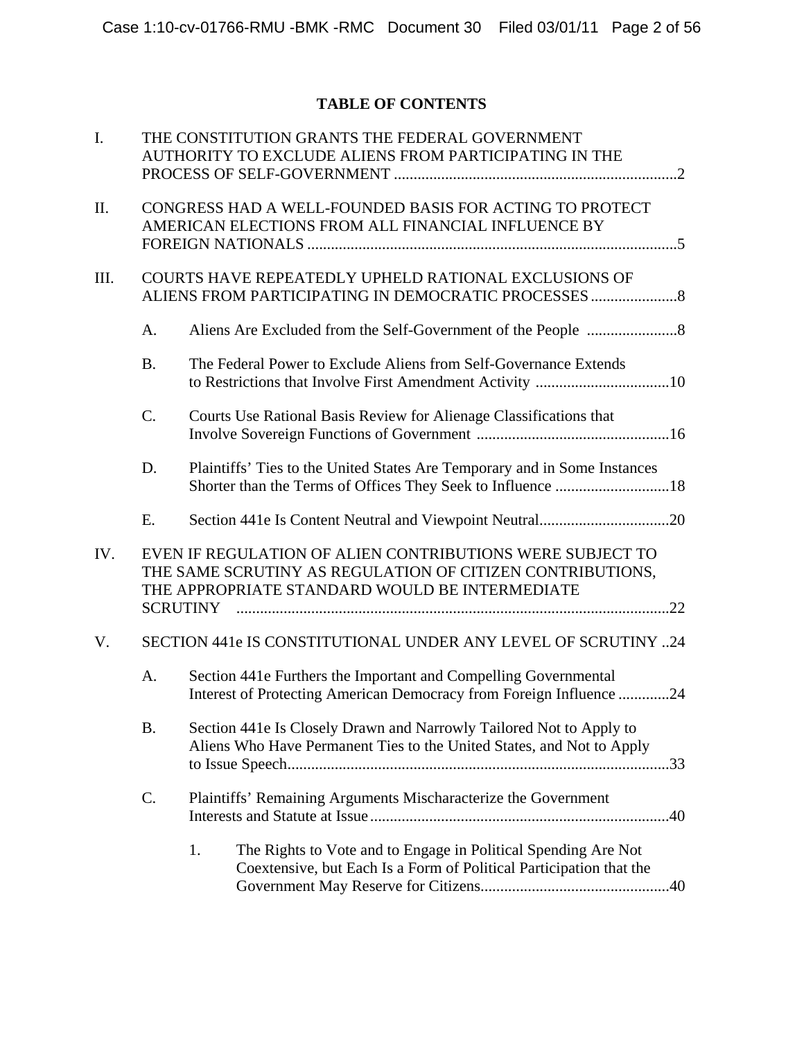## TABLE OF CONTENTS

I. THE CONSTITUTION GRANTS THE FEDERAL GOVERNMENT AUTHORITY TO EXCLUDE ALIENS FROM PARTICIPATING IN THE PROCESS OF SELF-GOVERNMENT ........................................................................2

II. CONGRESS HAD A WELL-FOUNDED BASIS FOR ACTING TO PROTECT AMERICAN ELECTIONS FROM ALL FINANCIAL INFLUENCE BY FOREIGN NATIONALS ..............................................................................................5

III. COURTS HAVE REPEATEDLY UPHELD RATIONAL EXCLUSIONS OF ALIENS FROM PARTICIPATING IN DEMOCRATIC PROCESSES ......................8

- A. Aliens Are Excluded from the Self-Government of the People .......................8
- B. The Federal Power to Exclude Aliens from Self-Governance Extends to Restrictions that Involve First Amendment Activity ..................................10
- C. Courts Use Rational Basis Review for Alienage Classifications that Involve Sovereign Functions of Government .................................................16
- D. Plaintiffs' Ties to the United States Are Temporary and in Some Instances Shorter than the Terms of Offices They Seek to Influence .............................18
- E. Section 441e Is Content Neutral and Viewpoint Neutral.................................20

IV. EVEN IF REGULATION OF ALIEN CONTRIBUTIONS WERE SUBJECT TO THE SAME SCRUTINY AS REGULATION OF CITIZEN CONTRIBUTIONS, THE APPROPRIATE STANDARD WOULD BE INTERMEDIATE SCRUTINY ..............................................................................................................22

V. SECTION 441e IS CONSTITUTIONAL UNDER ANY LEVEL OF SCRUTINY ..24

- A. Section 441e Furthers the Important and Compelling Governmental Interest of Protecting American Democracy from Foreign Influence .............24
- B. Section 441e Is Closely Drawn and Narrowly Tailored Not to Apply to Aliens Who Have Permanent Ties to the United States, and Not to Apply to Issue Speech.................................................................................................33
- C. Plaintiffs' Remaining Arguments Mischaracterize the Government Interests and Statute at Issue............................................................................40
  1. The Rights to Vote and to Engage in Political Spending Are Not Coextensive, but Each Is a Form of Political Participation that the Government May Reserve for Citizens................................................40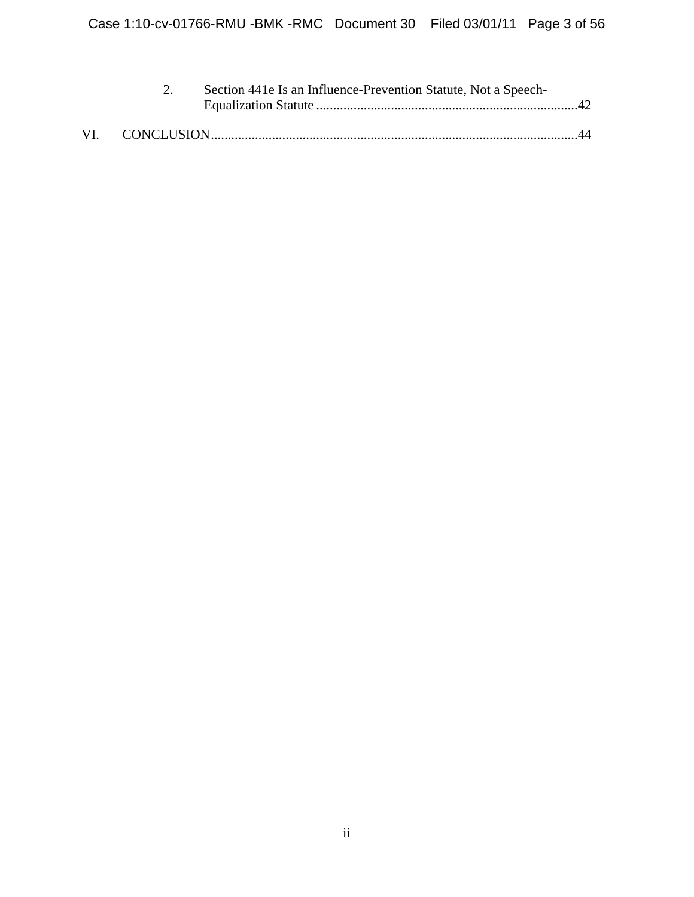2. Section 441e Is an Influence-Prevention Statute, Not a Speech-Equalization Statute ............................................................................42

VI. CONCLUSION..........................................................................................................44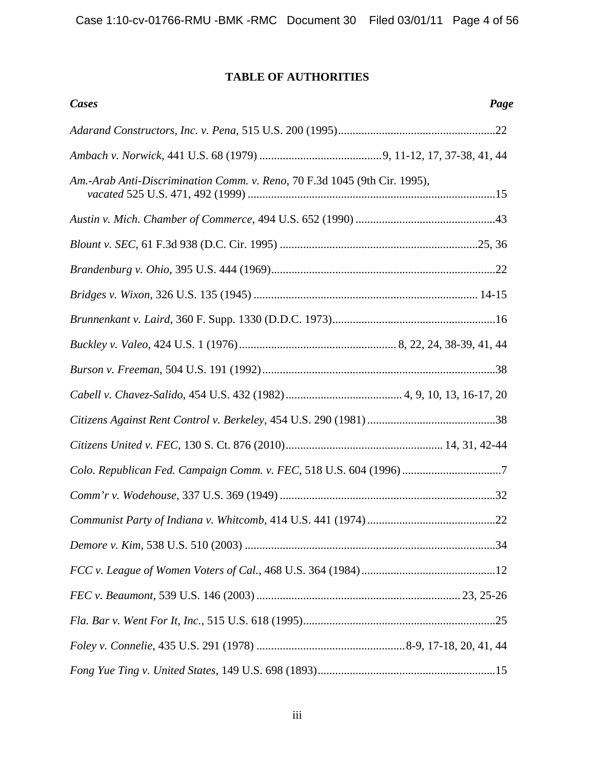# TABLE OF AUTHORITIES

| ***Cases*** | ***Page*** |
|---|---|
| *Adarand Constructors, Inc. v. Pena*, 515 U.S. 200 (1995) | 22 |
| *Ambach v. Norwick*, 441 U.S. 68 (1979) | 9, 11-12, 17, 37-38, 41, 44 |
| *Am.-Arab Anti-Discrimination Comm. v. Reno*, 70 F.3d 1045 (9th Cir. 1995), *vacated* 525 U.S. 471, 492 (1999) | 15 |
| *Austin v. Mich. Chamber of Commerce*, 494 U.S. 652 (1990) | 43 |
| *Blount v. SEC*, 61 F.3d 938 (D.C. Cir. 1995) | 25, 36 |
| *Brandenburg v. Ohio*, 395 U.S. 444 (1969) | 22 |
| *Bridges v. Wixon*, 326 U.S. 135 (1945) | 14-15 |
| *Brunnenkant v. Laird*, 360 F. Supp. 1330 (D.D.C. 1973) | 16 |
| *Buckley v. Valeo*, 424 U.S. 1 (1976) | 8, 22, 24, 38-39, 41, 44 |
| *Burson v. Freeman*, 504 U.S. 191 (1992) | 38 |
| *Cabell v. Chavez-Salido*, 454 U.S. 432 (1982) | 4, 9, 10, 13, 16-17, 20 |
| *Citizens Against Rent Control v. Berkeley*, 454 U.S. 290 (1981) | 38 |
| *Citizens United v. FEC*, 130 S. Ct. 876 (2010) | 14, 31, 42-44 |
| *Colo. Republican Fed. Campaign Comm. v. FEC*, 518 U.S. 604 (1996) | 7 |
| *Comm'r v. Wodehouse*, 337 U.S. 369 (1949) | 32 |
| *Communist Party of Indiana v. Whitcomb*, 414 U.S. 441 (1974) | 22 |
| *Demore v. Kim*, 538 U.S. 510 (2003) | 34 |
| *FCC v. League of Women Voters of Cal.*, 468 U.S. 364 (1984) | 12 |
| *FEC v. Beaumont*, 539 U.S. 146 (2003) | 23, 25-26 |
| *Fla. Bar v. Went For It, Inc.*, 515 U.S. 618 (1995) | 25 |
| *Foley v. Connelie*, 435 U.S. 291 (1978) | 8-9, 17-18, 20, 41, 44 |
| *Fong Yue Ting v. United States*, 149 U.S. 698 (1893) | 15 |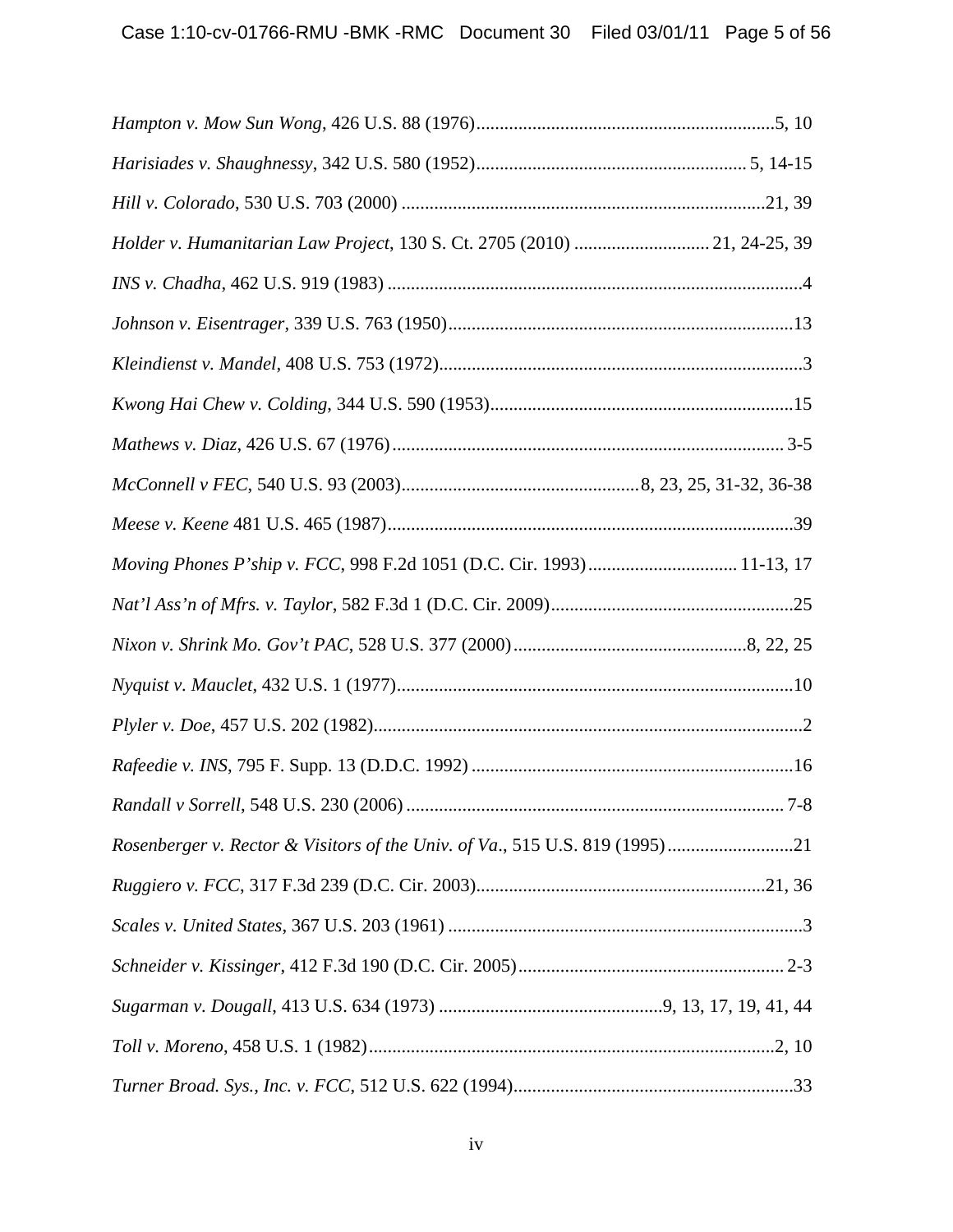*Hampton v. Mow Sun Wong*, 426 U.S. 88 (1976)................................................................5, 10

*Harisiades v. Shaughnessy*, 342 U.S. 580 (1952).......................................................... 5, 14-15

*Hill v. Colorado*, 530 U.S. 703 (2000) .............................................................................21, 39

*Holder v. Humanitarian Law Project*, 130 S. Ct. 2705 (2010) ............................. 21, 24-25, 39

*INS v. Chadha*, 462 U.S. 919 (1983) .........................................................................................4

*Johnson v. Eisentrager*, 339 U.S. 763 (1950)..........................................................................13

*Kleindienst v. Mandel*, 408 U.S. 753 (1972)..............................................................................3

*Kwong Hai Chew v. Colding*, 344 U.S. 590 (1953).................................................................15

*Mathews v. Diaz*, 426 U.S. 67 (1976).................................................................................... 3-5

*McConnell v FEC*, 540 U.S. 93 (2003)..................................................8, 23, 25, 31-32, 36-38

*Meese v. Keene* 481 U.S. 465 (1987).......................................................................................39

*Moving Phones P'ship v. FCC*, 998 F.2d 1051 (D.C. Cir. 1993)............................... 11-13, 17

*Nat'l Ass'n of Mfrs. v. Taylor*, 582 F.3d 1 (D.C. Cir. 2009)....................................................25

*Nixon v. Shrink Mo. Gov't PAC*, 528 U.S. 377 (2000)..................................................8, 22, 25

*Nyquist v. Mauclet*, 432 U.S. 1 (1977).....................................................................................10

*Plyler v. Doe*, 457 U.S. 202 (1982)...........................................................................................2

*Rafeedie v. INS*, 795 F. Supp. 13 (D.D.C. 1992) .....................................................................16

*Randall v Sorrell*, 548 U.S. 230 (2006) ................................................................................. 7-8

*Rosenberger v. Rector & Visitors of the Univ. of Va*., 515 U.S. 819 (1995)...........................21

*Ruggiero v. FCC*, 317 F.3d 239 (D.C. Cir. 2003).............................................................21, 36

*Scales v. United States*, 367 U.S. 203 (1961) ............................................................................3

*Schneider v. Kissinger*, 412 F.3d 190 (D.C. Cir. 2005)......................................................... 2-3

*Sugarman v. Dougall*, 413 U.S. 634 (1973) ...............................................9, 13, 17, 19, 41, 44

*Toll v. Moreno*, 458 U.S. 1 (1982).......................................................................................2, 10

*Turner Broad. Sys., Inc. v. FCC*, 512 U.S. 622 (1994)............................................................33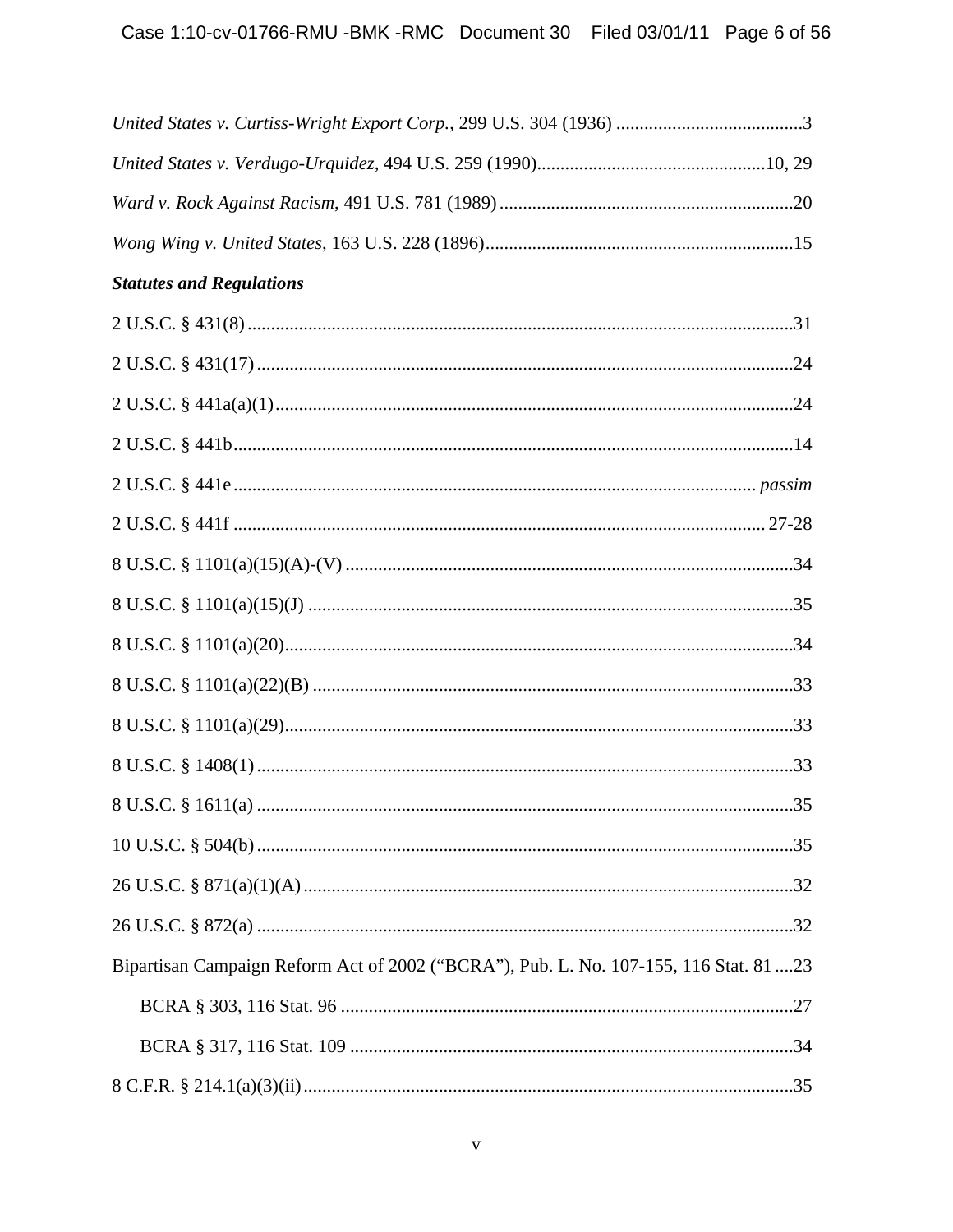*United States v. Curtiss-Wright Export Corp.*, 299 U.S. 304 (1936) ........................................3

*United States v. Verdugo-Urquidez*, 494 U.S. 259 (1990).................................................10, 29

*Ward v. Rock Against Racism*, 491 U.S. 781 (1989) ...............................................................20

*Wong Wing v. United States*, 163 U.S. 228 (1896)..................................................................15

***Statutes and Regulations***

2 U.S.C. § 431(8) ....................................................................................................................31

2 U.S.C. § 431(17) ..................................................................................................................24

2 U.S.C. § 441a(a)(1)..............................................................................................................24

2 U.S.C. § 441b........................................................................................................................14

2 U.S.C. § 441e .............................................................................................................. *passim*

2 U.S.C. § 441f .................................................................................................................. 27-28

8 U.S.C. § 1101(a)(15)(A)-(V) ...............................................................................................34

8 U.S.C. § 1101(a)(15)(J) .......................................................................................................35

8 U.S.C. § 1101(a)(20)............................................................................................................34

8 U.S.C. § 1101(a)(22)(B) ......................................................................................................33

8 U.S.C. § 1101(a)(29)............................................................................................................33

8 U.S.C. § 1408(1) ..................................................................................................................33

8 U.S.C. § 1611(a) ..................................................................................................................35

10 U.S.C. § 504(b) ..................................................................................................................35

26 U.S.C. § 871(a)(1)(A) ........................................................................................................32

26 U.S.C. § 872(a) ..................................................................................................................32

Bipartisan Campaign Reform Act of 2002 ("BCRA"), Pub. L. No. 107-155, 116 Stat. 81 ....23

BCRA § 303, 116 Stat. 96 ................................................................................................27

BCRA § 317, 116 Stat. 109 ..............................................................................................34

8 C.F.R. § 214.1(a)(3)(ii)........................................................................................................35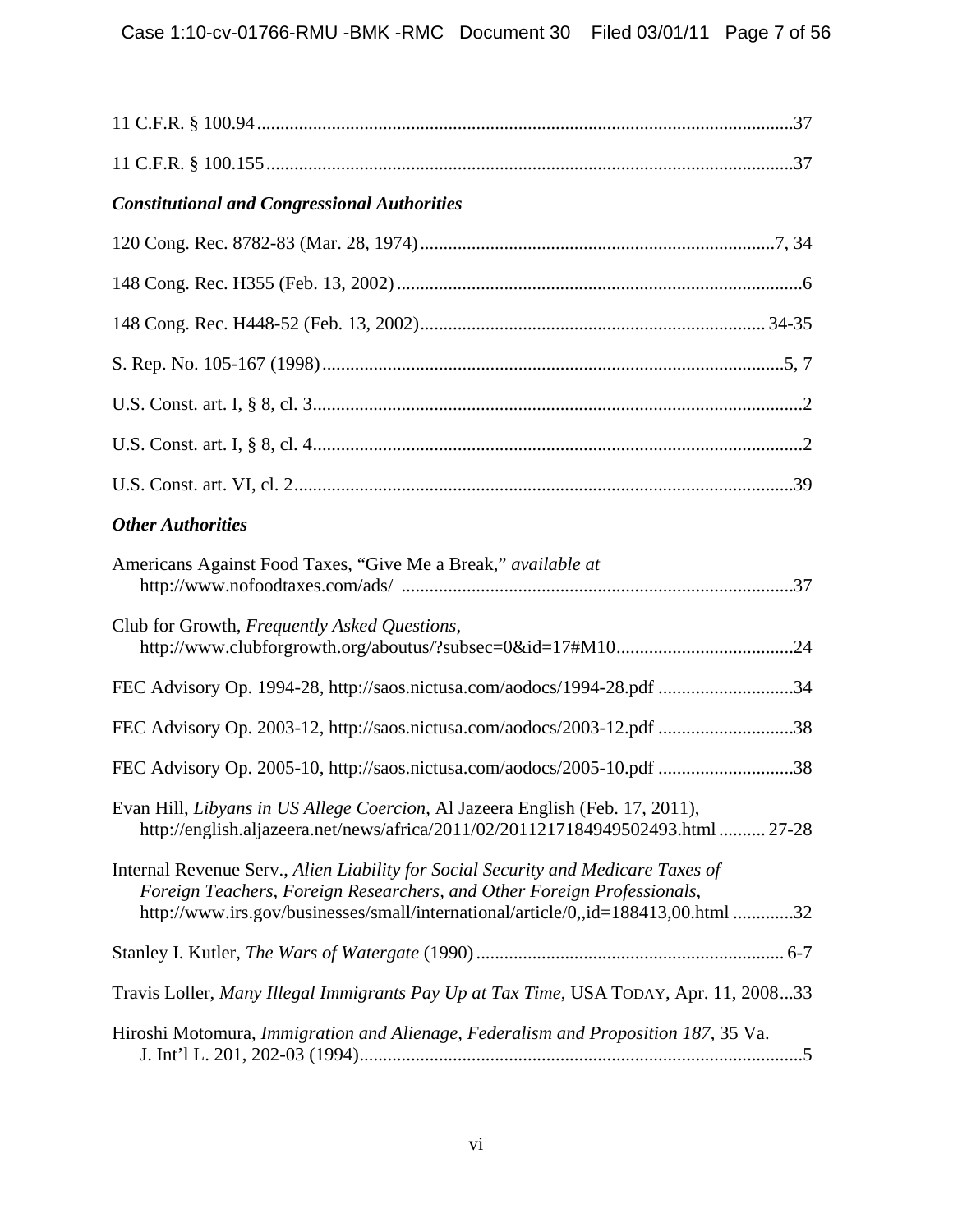11 C.F.R. § 100.94 .................................................................................................................37

11 C.F.R. § 100.155 ...............................................................................................................37

***Constitutional and Congressional Authorities***

120 Cong. Rec. 8782-83 (Mar. 28, 1974) ...........................................................................7, 34

148 Cong. Rec. H355 (Feb. 13, 2002) .......................................................................................6

148 Cong. Rec. H448-52 (Feb. 13, 2002) ......................................................................... 34-35

S. Rep. No. 105-167 (1998) ...................................................................................................5, 7

U.S. Const. art. I, § 8, cl. 3 .........................................................................................................2

U.S. Const. art. I, § 8, cl. 4 .........................................................................................................2

U.S. Const. art. VI, cl. 2 ...........................................................................................................39

***Other Authorities***

Americans Against Food Taxes, "Give Me a Break," *available at* http://www.nofoodtaxes.com/ads/ ...................................................................................37

Club for Growth, *Frequently Asked Questions*, http://www.clubforgrowth.org/aboutus/?subsec=0&id=17#M10 ......................................24

FEC Advisory Op. 1994-28, http://saos.nictusa.com/aodocs/1994-28.pdf .............................34

FEC Advisory Op. 2003-12, http://saos.nictusa.com/aodocs/2003-12.pdf .............................38

FEC Advisory Op. 2005-10, http://saos.nictusa.com/aodocs/2005-10.pdf .............................38

Evan Hill, *Libyans in US Allege Coercion*, Al Jazeera English (Feb. 17, 2011), http://english.aljazeera.net/news/africa/2011/02/2011217184949502493.html .......... 27-28

Internal Revenue Serv., *Alien Liability for Social Security and Medicare Taxes of Foreign Teachers, Foreign Researchers, and Other Foreign Professionals*, http://www.irs.gov/businesses/small/international/article/0,,id=188413,00.html .............32

Stanley I. Kutler, *The Wars of Watergate* (1990) ................................................................. 6-7

Travis Loller, *Many Illegal Immigrants Pay Up at Tax Time*, USA TODAY, Apr. 11, 2008...33

Hiroshi Motomura, *Immigration and Alienage, Federalism and Proposition 187*, 35 Va. J. Int'l L. 201, 202-03 (1994)..............................................................................................5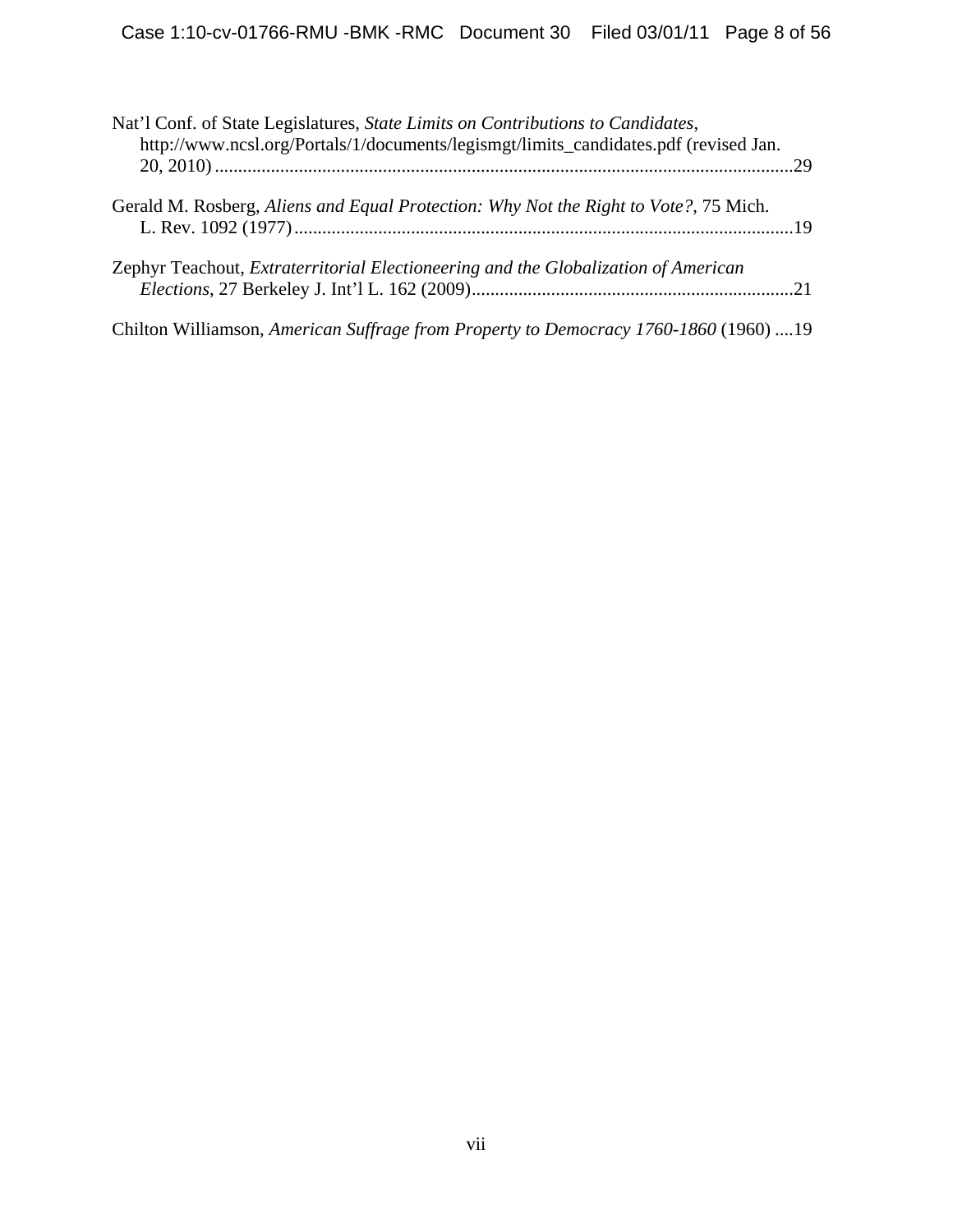Nat'l Conf. of State Legislatures, *State Limits on Contributions to Candidates*, http://www.ncsl.org/Portals/1/documents/legismgt/limits_candidates.pdf (revised Jan. 20, 2010) ....................................................................................................................29

Gerald M. Rosberg, *Aliens and Equal Protection: Why Not the Right to Vote?*, 75 Mich. L. Rev. 1092 (1977) ..........................................................................................................19

Zephyr Teachout, *Extraterritorial Electioneering and the Globalization of American Elections*, 27 Berkeley J. Int'l L. 162 (2009)....................................................................21

Chilton Williamson, *American Suffrage from Property to Democracy 1760-1860* (1960) ....19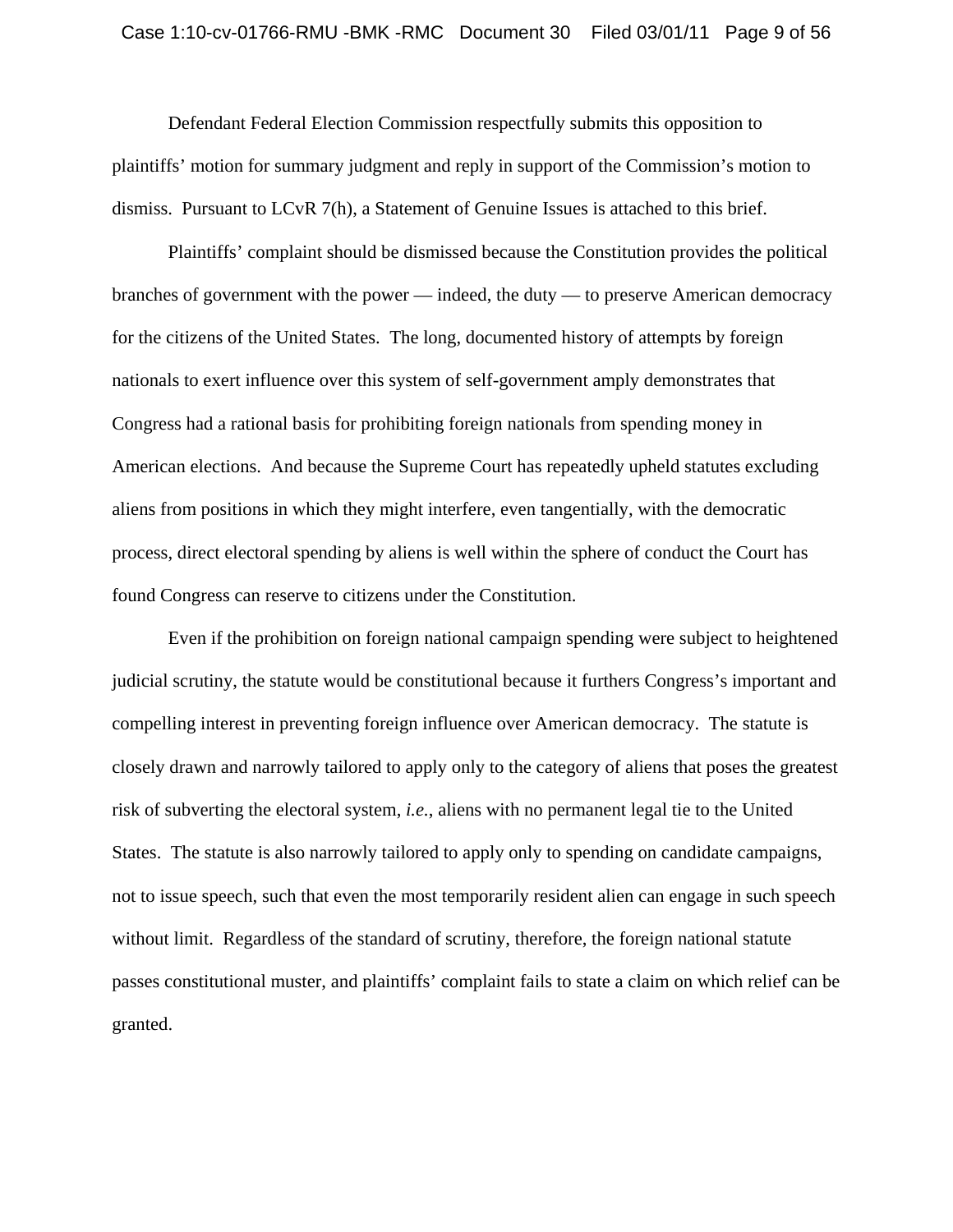Defendant Federal Election Commission respectfully submits this opposition to plaintiffs' motion for summary judgment and reply in support of the Commission's motion to dismiss. Pursuant to LCvR 7(h), a Statement of Genuine Issues is attached to this brief.

Plaintiffs' complaint should be dismissed because the Constitution provides the political branches of government with the power — indeed, the duty — to preserve American democracy for the citizens of the United States. The long, documented history of attempts by foreign nationals to exert influence over this system of self-government amply demonstrates that Congress had a rational basis for prohibiting foreign nationals from spending money in American elections. And because the Supreme Court has repeatedly upheld statutes excluding aliens from positions in which they might interfere, even tangentially, with the democratic process, direct electoral spending by aliens is well within the sphere of conduct the Court has found Congress can reserve to citizens under the Constitution.

Even if the prohibition on foreign national campaign spending were subject to heightened judicial scrutiny, the statute would be constitutional because it furthers Congress's important and compelling interest in preventing foreign influence over American democracy. The statute is closely drawn and narrowly tailored to apply only to the category of aliens that poses the greatest risk of subverting the electoral system, *i.e.*, aliens with no permanent legal tie to the United States. The statute is also narrowly tailored to apply only to spending on candidate campaigns, not to issue speech, such that even the most temporarily resident alien can engage in such speech without limit. Regardless of the standard of scrutiny, therefore, the foreign national statute passes constitutional muster, and plaintiffs' complaint fails to state a claim on which relief can be granted.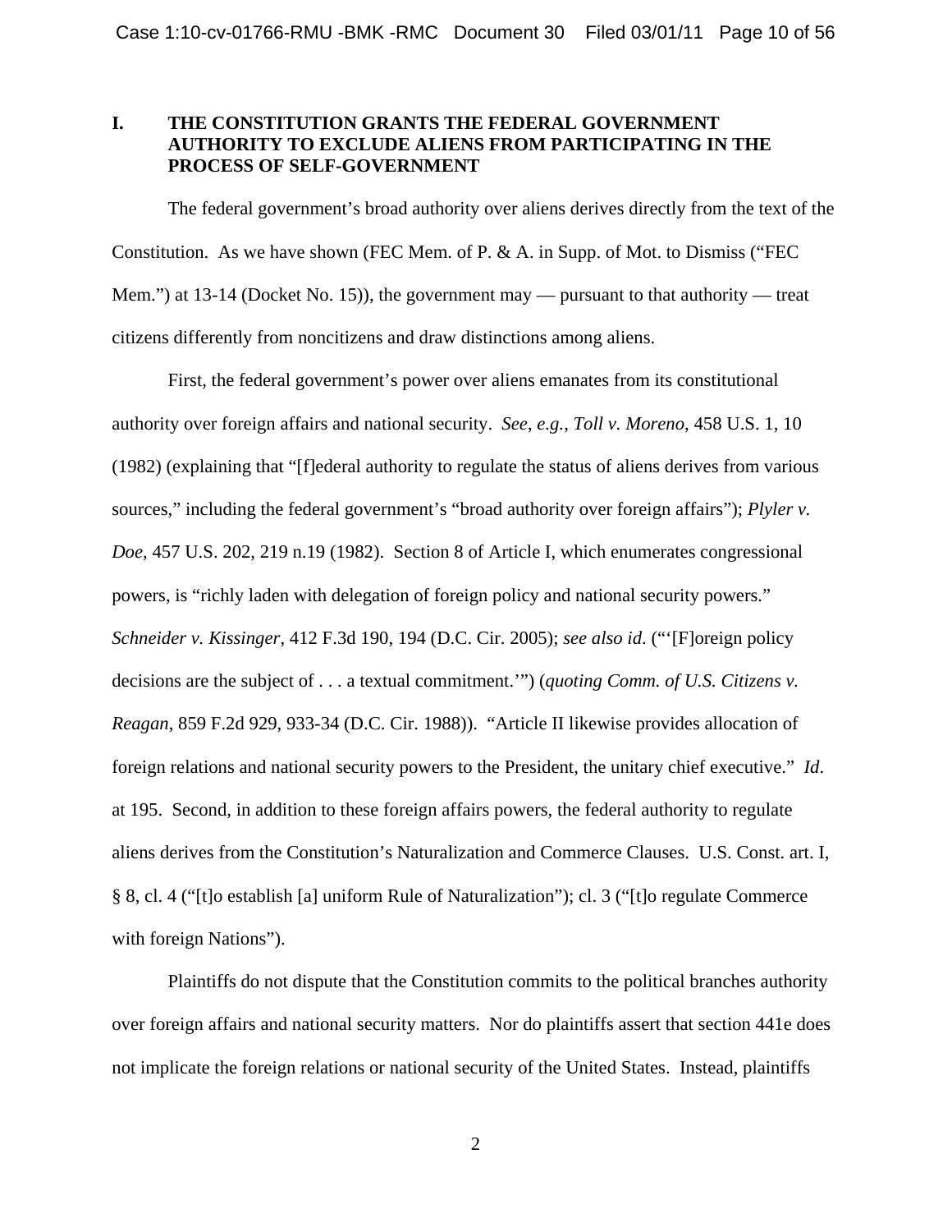## I. THE CONSTITUTION GRANTS THE FEDERAL GOVERNMENT AUTHORITY TO EXCLUDE ALIENS FROM PARTICIPATING IN THE PROCESS OF SELF-GOVERNMENT

The federal government's broad authority over aliens derives directly from the text of the Constitution. As we have shown (FEC Mem. of P. & A. in Supp. of Mot. to Dismiss ("FEC Mem.") at 13-14 (Docket No. 15)), the government may — pursuant to that authority — treat citizens differently from noncitizens and draw distinctions among aliens.

First, the federal government's power over aliens emanates from its constitutional authority over foreign affairs and national security. *See*, *e.g.*, *Toll v. Moreno*, 458 U.S. 1, 10 (1982) (explaining that "[f]ederal authority to regulate the status of aliens derives from various sources," including the federal government's "broad authority over foreign affairs"); *Plyler v. Doe*, 457 U.S. 202, 219 n.19 (1982). Section 8 of Article I, which enumerates congressional powers, is "richly laden with delegation of foreign policy and national security powers." *Schneider v. Kissinger*, 412 F.3d 190, 194 (D.C. Cir. 2005); *see also id*. ("'[F]oreign policy decisions are the subject of . . . a textual commitment.'") (*quoting Comm. of U.S. Citizens v. Reagan*, 859 F.2d 929, 933-34 (D.C. Cir. 1988)). "Article II likewise provides allocation of foreign relations and national security powers to the President, the unitary chief executive." *Id*. at 195. Second, in addition to these foreign affairs powers, the federal authority to regulate aliens derives from the Constitution's Naturalization and Commerce Clauses. U.S. Const. art. I, § 8, cl. 4 ("[t]o establish [a] uniform Rule of Naturalization"); cl. 3 ("[t]o regulate Commerce with foreign Nations").

Plaintiffs do not dispute that the Constitution commits to the political branches authority over foreign affairs and national security matters. Nor do plaintiffs assert that section 441e does not implicate the foreign relations or national security of the United States. Instead, plaintiffs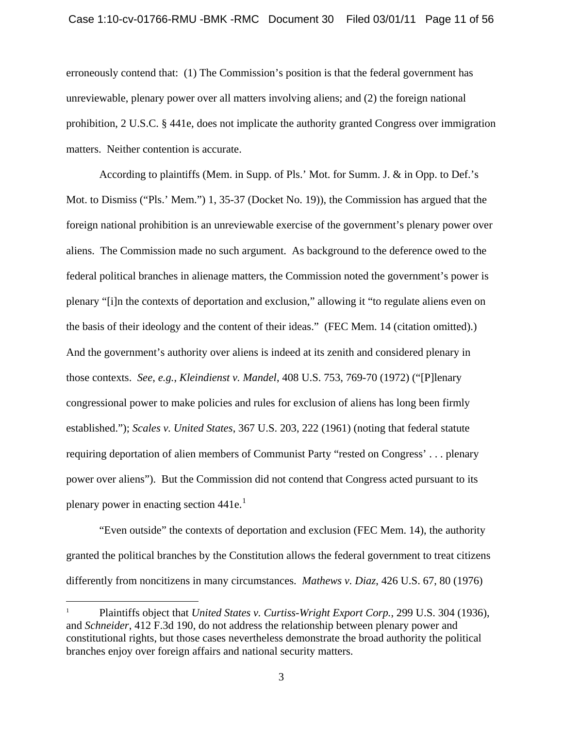erroneously contend that: (1) The Commission's position is that the federal government has unreviewable, plenary power over all matters involving aliens; and (2) the foreign national prohibition, 2 U.S.C. § 441e, does not implicate the authority granted Congress over immigration matters. Neither contention is accurate.

According to plaintiffs (Mem. in Supp. of Pls.' Mot. for Summ. J. & in Opp. to Def.'s Mot. to Dismiss ("Pls.' Mem.") 1, 35-37 (Docket No. 19)), the Commission has argued that the foreign national prohibition is an unreviewable exercise of the government's plenary power over aliens. The Commission made no such argument. As background to the deference owed to the federal political branches in alienage matters, the Commission noted the government's power is plenary "[i]n the contexts of deportation and exclusion," allowing it "to regulate aliens even on the basis of their ideology and the content of their ideas." (FEC Mem. 14 (citation omitted).) And the government's authority over aliens is indeed at its zenith and considered plenary in those contexts. *See, e.g.*, *Kleindienst v. Mandel*, 408 U.S. 753, 769-70 (1972) ("[P]lenary congressional power to make policies and rules for exclusion of aliens has long been firmly established."); *Scales v. United States*, 367 U.S. 203, 222 (1961) (noting that federal statute requiring deportation of alien members of Communist Party "rested on Congress' . . . plenary power over aliens"). But the Commission did not contend that Congress acted pursuant to its plenary power in enacting section 441e.[1]

"Even outside" the contexts of deportation and exclusion (FEC Mem. 14), the authority granted the political branches by the Constitution allows the federal government to treat citizens differently from noncitizens in many circumstances. *Mathews v. Diaz*, 426 U.S. 67, 80 (1976)

[1] Plaintiffs object that *United States v. Curtiss-Wright Export Corp.*, 299 U.S. 304 (1936), and *Schneider*, 412 F.3d 190, do not address the relationship between plenary power and constitutional rights, but those cases nevertheless demonstrate the broad authority the political branches enjoy over foreign affairs and national security matters.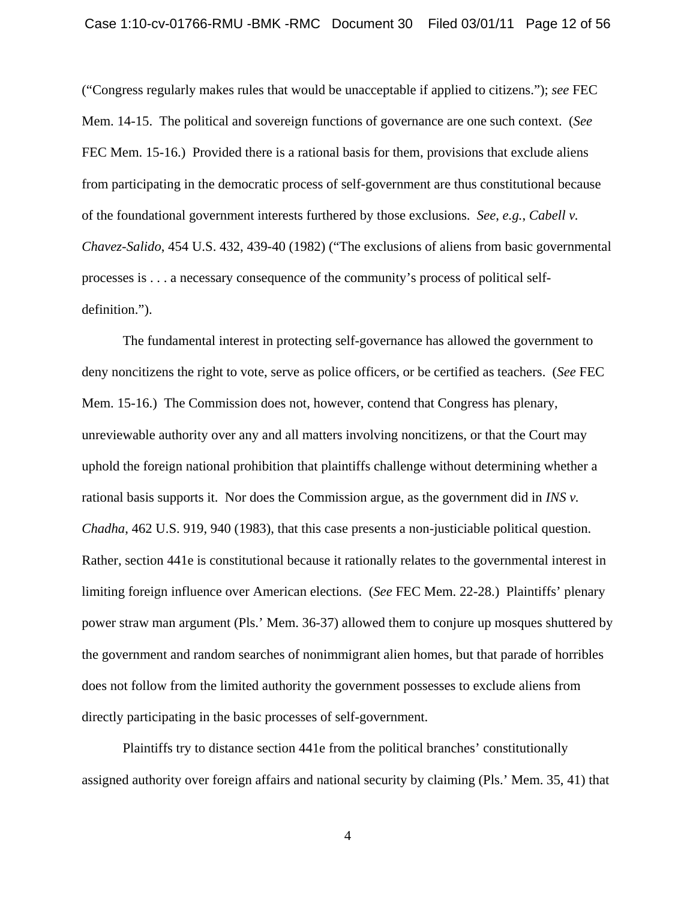("Congress regularly makes rules that would be unacceptable if applied to citizens."); *see* FEC Mem. 14-15. The political and sovereign functions of governance are one such context. (*See* FEC Mem. 15-16.) Provided there is a rational basis for them, provisions that exclude aliens from participating in the democratic process of self-government are thus constitutional because of the foundational government interests furthered by those exclusions. *See, e.g.*, *Cabell v. Chavez-Salido*, 454 U.S. 432, 439-40 (1982) ("The exclusions of aliens from basic governmental processes is . . . a necessary consequence of the community's process of political self-definition.").

The fundamental interest in protecting self-governance has allowed the government to deny noncitizens the right to vote, serve as police officers, or be certified as teachers. (*See* FEC Mem. 15-16.) The Commission does not, however, contend that Congress has plenary, unreviewable authority over any and all matters involving noncitizens, or that the Court may uphold the foreign national prohibition that plaintiffs challenge without determining whether a rational basis supports it. Nor does the Commission argue, as the government did in *INS v. Chadha*, 462 U.S. 919, 940 (1983), that this case presents a non-justiciable political question. Rather, section 441e is constitutional because it rationally relates to the governmental interest in limiting foreign influence over American elections. (*See* FEC Mem. 22-28.) Plaintiffs' plenary power straw man argument (Pls.' Mem. 36-37) allowed them to conjure up mosques shuttered by the government and random searches of nonimmigrant alien homes, but that parade of horribles does not follow from the limited authority the government possesses to exclude aliens from directly participating in the basic processes of self-government.

Plaintiffs try to distance section 441e from the political branches' constitutionally assigned authority over foreign affairs and national security by claiming (Pls.' Mem. 35, 41) that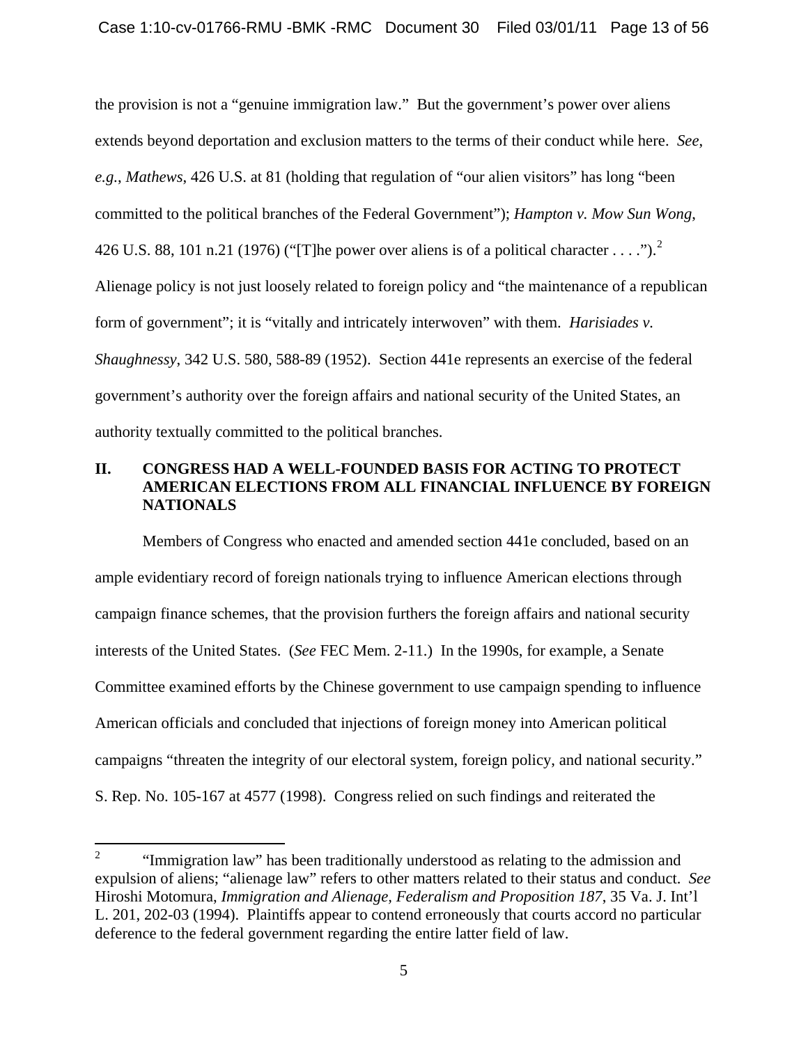the provision is not a "genuine immigration law." But the government's power over aliens extends beyond deportation and exclusion matters to the terms of their conduct while here. *See, e.g.*, *Mathews*, 426 U.S. at 81 (holding that regulation of "our alien visitors" has long "been committed to the political branches of the Federal Government"); *Hampton v. Mow Sun Wong*, 426 U.S. 88, 101 n.21 (1976) ("[T]he power over aliens is of a political character . . . .").[2] Alienage policy is not just loosely related to foreign policy and "the maintenance of a republican form of government"; it is "vitally and intricately interwoven" with them. *Harisiades v. Shaughnessy*, 342 U.S. 580, 588-89 (1952). Section 441e represents an exercise of the federal government's authority over the foreign affairs and national security of the United States, an authority textually committed to the political branches.

## II. CONGRESS HAD A WELL-FOUNDED BASIS FOR ACTING TO PROTECT AMERICAN ELECTIONS FROM ALL FINANCIAL INFLUENCE BY FOREIGN NATIONALS

Members of Congress who enacted and amended section 441e concluded, based on an ample evidentiary record of foreign nationals trying to influence American elections through campaign finance schemes, that the provision furthers the foreign affairs and national security interests of the United States. (*See* FEC Mem. 2-11.) In the 1990s, for example, a Senate Committee examined efforts by the Chinese government to use campaign spending to influence American officials and concluded that injections of foreign money into American political campaigns "threaten the integrity of our electoral system, foreign policy, and national security." S. Rep. No. 105-167 at 4577 (1998). Congress relied on such findings and reiterated the

[2] "Immigration law" has been traditionally understood as relating to the admission and expulsion of aliens; "alienage law" refers to other matters related to their status and conduct. *See* Hiroshi Motomura, *Immigration and Alienage, Federalism and Proposition 187*, 35 Va. J. Int'l L. 201, 202-03 (1994). Plaintiffs appear to contend erroneously that courts accord no particular deference to the federal government regarding the entire latter field of law.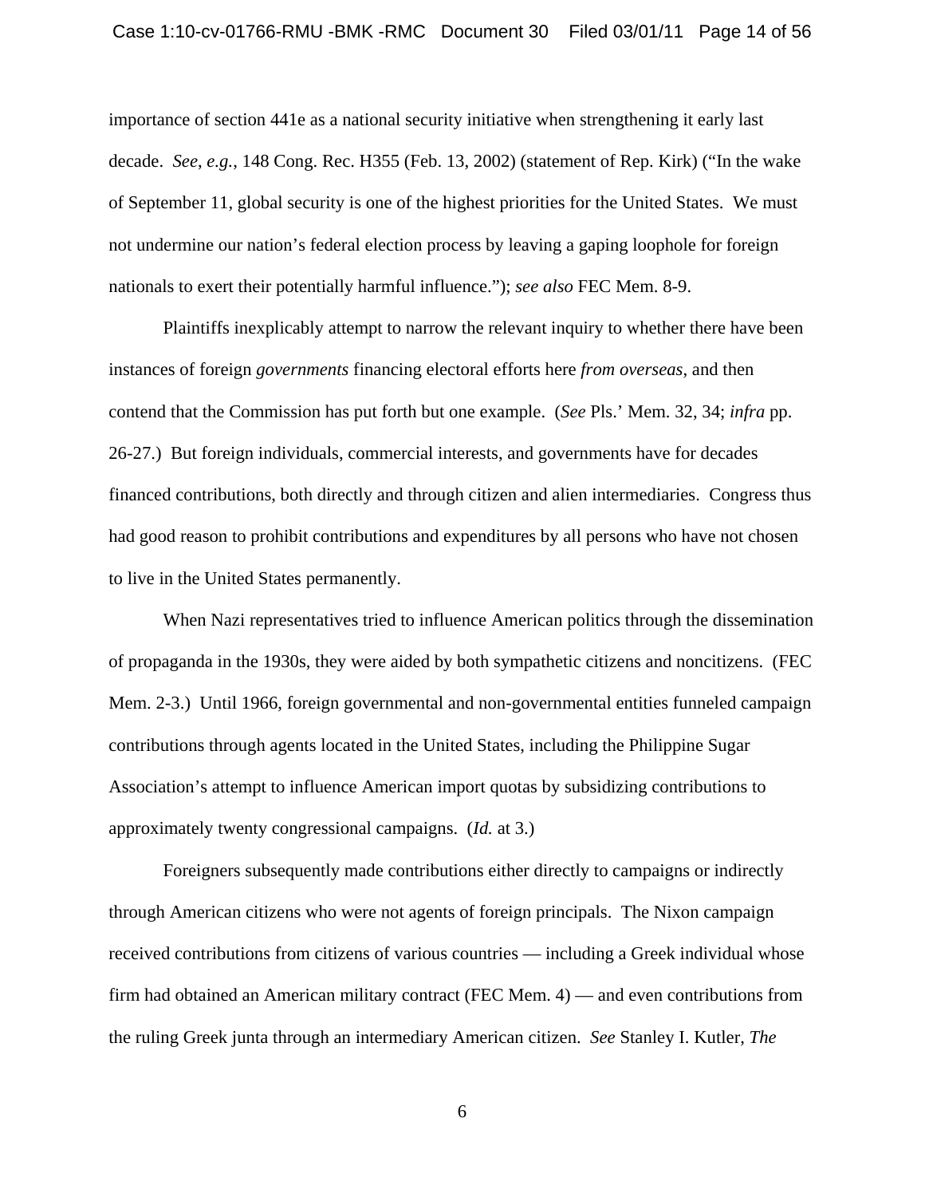importance of section 441e as a national security initiative when strengthening it early last decade. *See, e.g.*, 148 Cong. Rec. H355 (Feb. 13, 2002) (statement of Rep. Kirk) ("In the wake of September 11, global security is one of the highest priorities for the United States. We must not undermine our nation's federal election process by leaving a gaping loophole for foreign nationals to exert their potentially harmful influence."); *see also* FEC Mem. 8-9.

Plaintiffs inexplicably attempt to narrow the relevant inquiry to whether there have been instances of foreign *governments* financing electoral efforts here *from overseas*, and then contend that the Commission has put forth but one example. (*See* Pls.' Mem. 32, 34; *infra* pp. 26-27.) But foreign individuals, commercial interests, and governments have for decades financed contributions, both directly and through citizen and alien intermediaries. Congress thus had good reason to prohibit contributions and expenditures by all persons who have not chosen to live in the United States permanently.

When Nazi representatives tried to influence American politics through the dissemination of propaganda in the 1930s, they were aided by both sympathetic citizens and noncitizens. (FEC Mem. 2-3.) Until 1966, foreign governmental and non-governmental entities funneled campaign contributions through agents located in the United States, including the Philippine Sugar Association's attempt to influence American import quotas by subsidizing contributions to approximately twenty congressional campaigns. (*Id.* at 3.)

Foreigners subsequently made contributions either directly to campaigns or indirectly through American citizens who were not agents of foreign principals. The Nixon campaign received contributions from citizens of various countries — including a Greek individual whose firm had obtained an American military contract (FEC Mem. 4) — and even contributions from the ruling Greek junta through an intermediary American citizen. *See* Stanley I. Kutler, *The*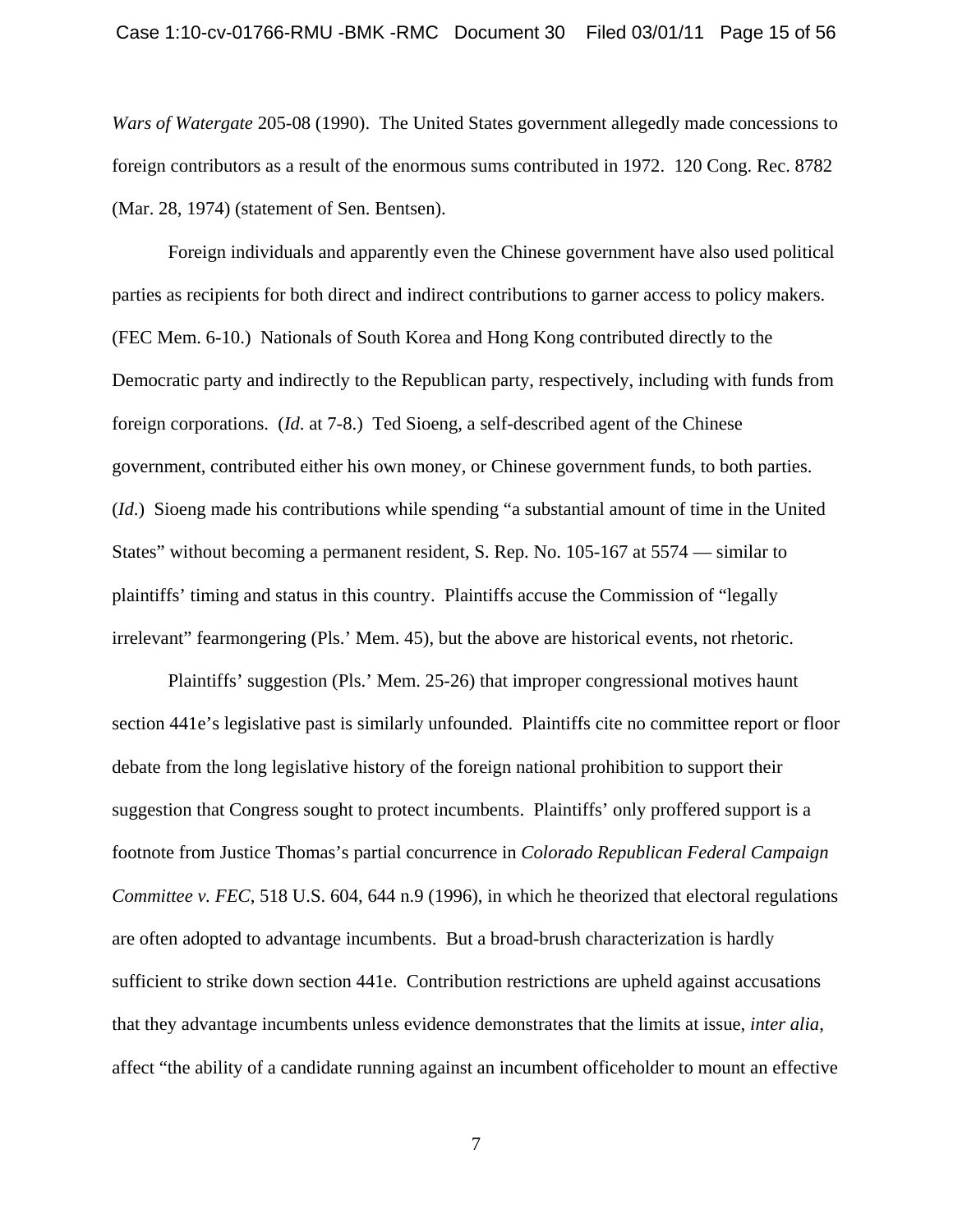*Wars of Watergate* 205-08 (1990). The United States government allegedly made concessions to foreign contributors as a result of the enormous sums contributed in 1972. 120 Cong. Rec. 8782 (Mar. 28, 1974) (statement of Sen. Bentsen).

Foreign individuals and apparently even the Chinese government have also used political parties as recipients for both direct and indirect contributions to garner access to policy makers. (FEC Mem. 6-10.) Nationals of South Korea and Hong Kong contributed directly to the Democratic party and indirectly to the Republican party, respectively, including with funds from foreign corporations. (*Id*. at 7-8.) Ted Sioeng, a self-described agent of the Chinese government, contributed either his own money, or Chinese government funds, to both parties. (*Id*.) Sioeng made his contributions while spending "a substantial amount of time in the United States" without becoming a permanent resident, S. Rep. No. 105-167 at 5574 — similar to plaintiffs' timing and status in this country. Plaintiffs accuse the Commission of "legally irrelevant" fearmongering (Pls.' Mem. 45), but the above are historical events, not rhetoric.

Plaintiffs' suggestion (Pls.' Mem. 25-26) that improper congressional motives haunt section 441e's legislative past is similarly unfounded. Plaintiffs cite no committee report or floor debate from the long legislative history of the foreign national prohibition to support their suggestion that Congress sought to protect incumbents. Plaintiffs' only proffered support is a footnote from Justice Thomas's partial concurrence in *Colorado Republican Federal Campaign Committee v. FEC*, 518 U.S. 604, 644 n.9 (1996), in which he theorized that electoral regulations are often adopted to advantage incumbents. But a broad-brush characterization is hardly sufficient to strike down section 441e. Contribution restrictions are upheld against accusations that they advantage incumbents unless evidence demonstrates that the limits at issue, *inter alia*, affect "the ability of a candidate running against an incumbent officeholder to mount an effective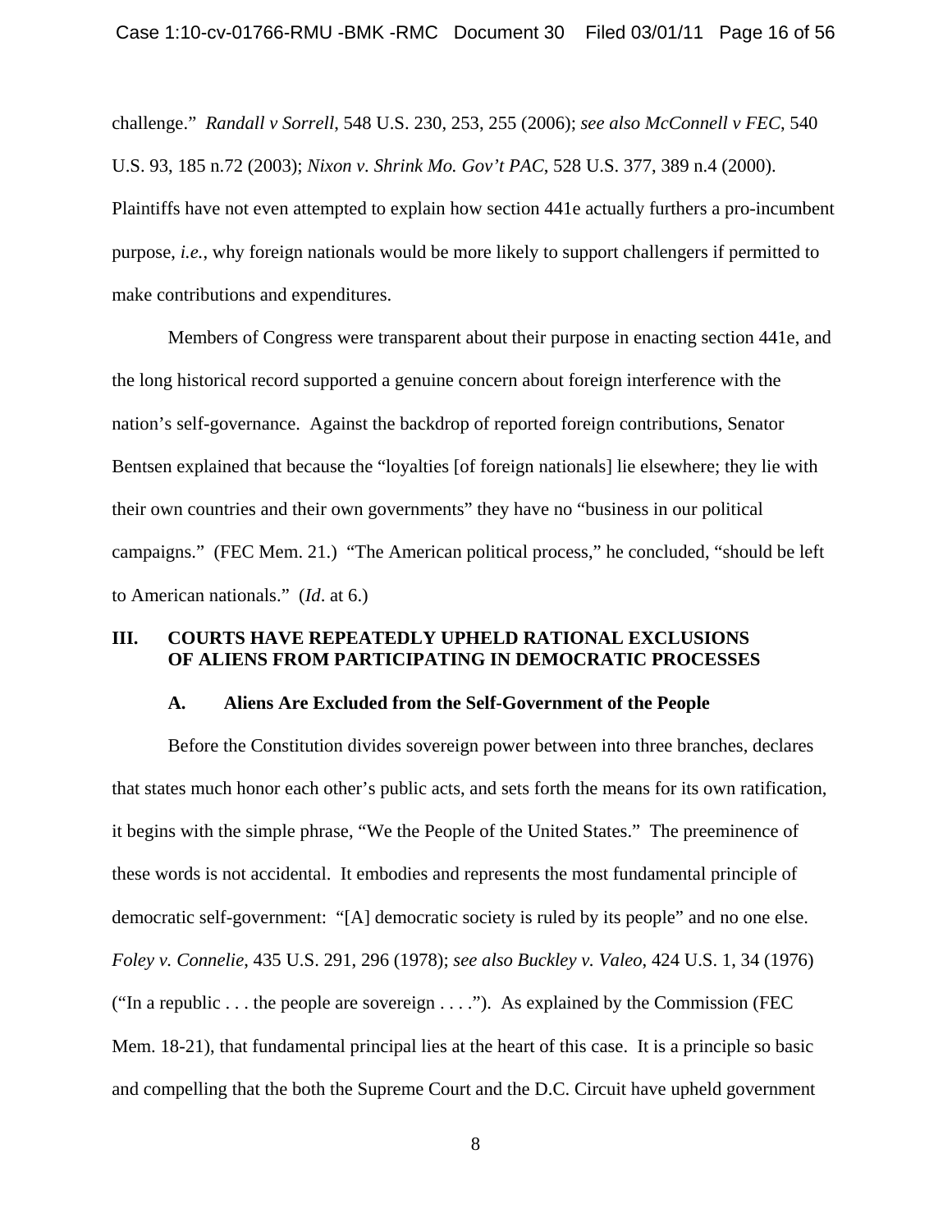challenge." *Randall v Sorrell*, 548 U.S. 230, 253, 255 (2006); *see also McConnell v FEC*, 540 U.S. 93, 185 n.72 (2003); *Nixon v. Shrink Mo. Gov't PAC*, 528 U.S. 377, 389 n.4 (2000). Plaintiffs have not even attempted to explain how section 441e actually furthers a pro-incumbent purpose, *i.e.*, why foreign nationals would be more likely to support challengers if permitted to make contributions and expenditures.

Members of Congress were transparent about their purpose in enacting section 441e, and the long historical record supported a genuine concern about foreign interference with the nation's self-governance. Against the backdrop of reported foreign contributions, Senator Bentsen explained that because the "loyalties [of foreign nationals] lie elsewhere; they lie with their own countries and their own governments" they have no "business in our political campaigns." (FEC Mem. 21.) "The American political process," he concluded, "should be left to American nationals." (*Id*. at 6.)

## III. COURTS HAVE REPEATEDLY UPHELD RATIONAL EXCLUSIONS OF ALIENS FROM PARTICIPATING IN DEMOCRATIC PROCESSES

### A. Aliens Are Excluded from the Self-Government of the People

Before the Constitution divides sovereign power between into three branches, declares that states much honor each other's public acts, and sets forth the means for its own ratification, it begins with the simple phrase, "We the People of the United States." The preeminence of these words is not accidental. It embodies and represents the most fundamental principle of democratic self-government: "[A] democratic society is ruled by its people" and no one else. *Foley v. Connelie*, 435 U.S. 291, 296 (1978); *see also Buckley v. Valeo*, 424 U.S. 1, 34 (1976) ("In a republic . . . the people are sovereign . . . ."). As explained by the Commission (FEC Mem. 18-21), that fundamental principal lies at the heart of this case. It is a principle so basic and compelling that the both the Supreme Court and the D.C. Circuit have upheld government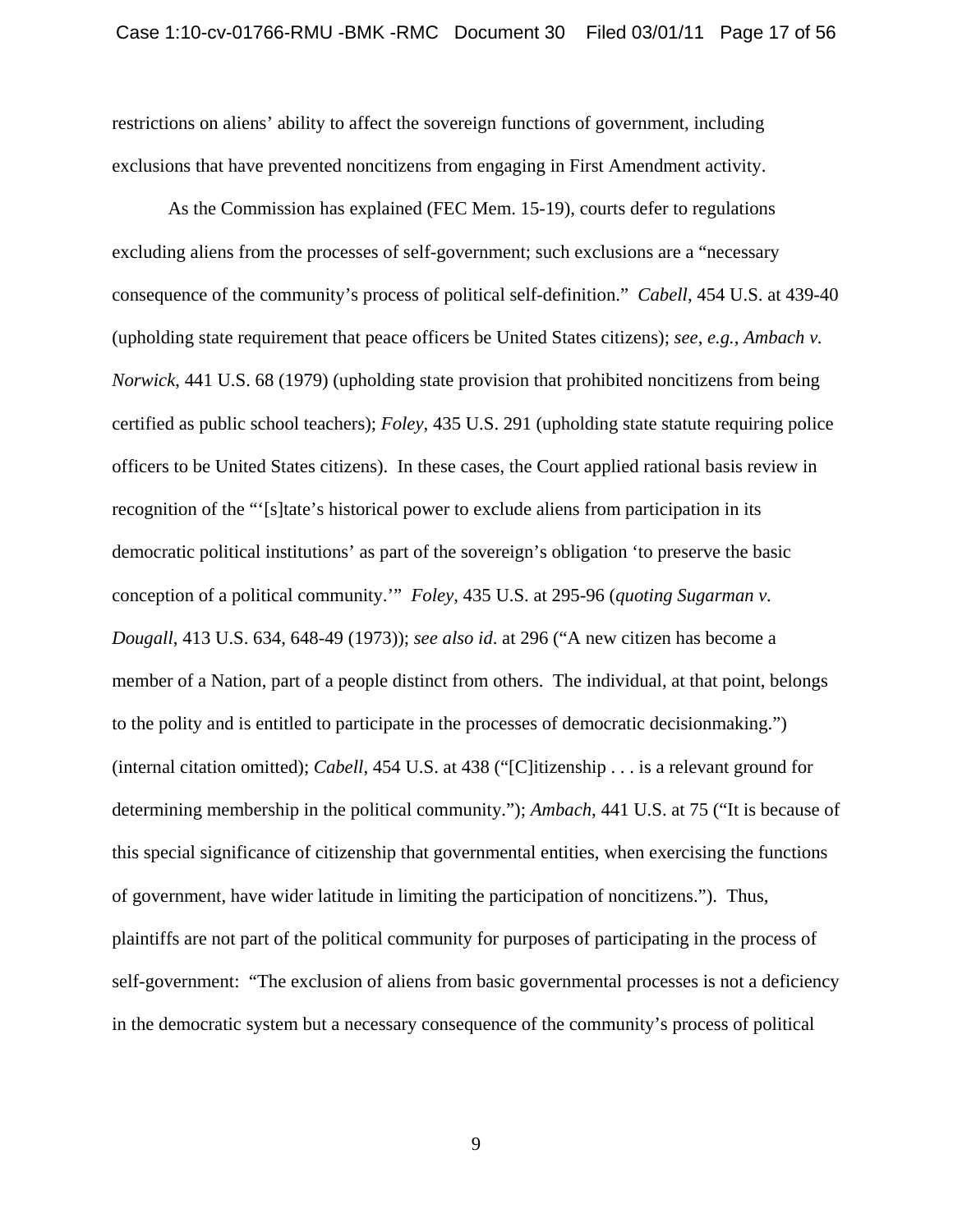restrictions on aliens' ability to affect the sovereign functions of government, including exclusions that have prevented noncitizens from engaging in First Amendment activity.

As the Commission has explained (FEC Mem. 15-19), courts defer to regulations excluding aliens from the processes of self-government; such exclusions are a "necessary consequence of the community's process of political self-definition." *Cabell*, 454 U.S. at 439-40 (upholding state requirement that peace officers be United States citizens); *see, e.g.*, *Ambach v. Norwick*, 441 U.S. 68 (1979) (upholding state provision that prohibited noncitizens from being certified as public school teachers); *Foley*, 435 U.S. 291 (upholding state statute requiring police officers to be United States citizens). In these cases, the Court applied rational basis review in recognition of the "'[s]tate's historical power to exclude aliens from participation in its democratic political institutions' as part of the sovereign's obligation 'to preserve the basic conception of a political community.'" *Foley*, 435 U.S. at 295-96 (*quoting Sugarman v. Dougall*, 413 U.S. 634, 648-49 (1973)); *see also id*. at 296 ("A new citizen has become a member of a Nation, part of a people distinct from others. The individual, at that point, belongs to the polity and is entitled to participate in the processes of democratic decisionmaking.") (internal citation omitted); *Cabell*, 454 U.S. at 438 ("[C]itizenship . . . is a relevant ground for determining membership in the political community."); *Ambach*, 441 U.S. at 75 ("It is because of this special significance of citizenship that governmental entities, when exercising the functions of government, have wider latitude in limiting the participation of noncitizens."). Thus, plaintiffs are not part of the political community for purposes of participating in the process of self-government: "The exclusion of aliens from basic governmental processes is not a deficiency in the democratic system but a necessary consequence of the community's process of political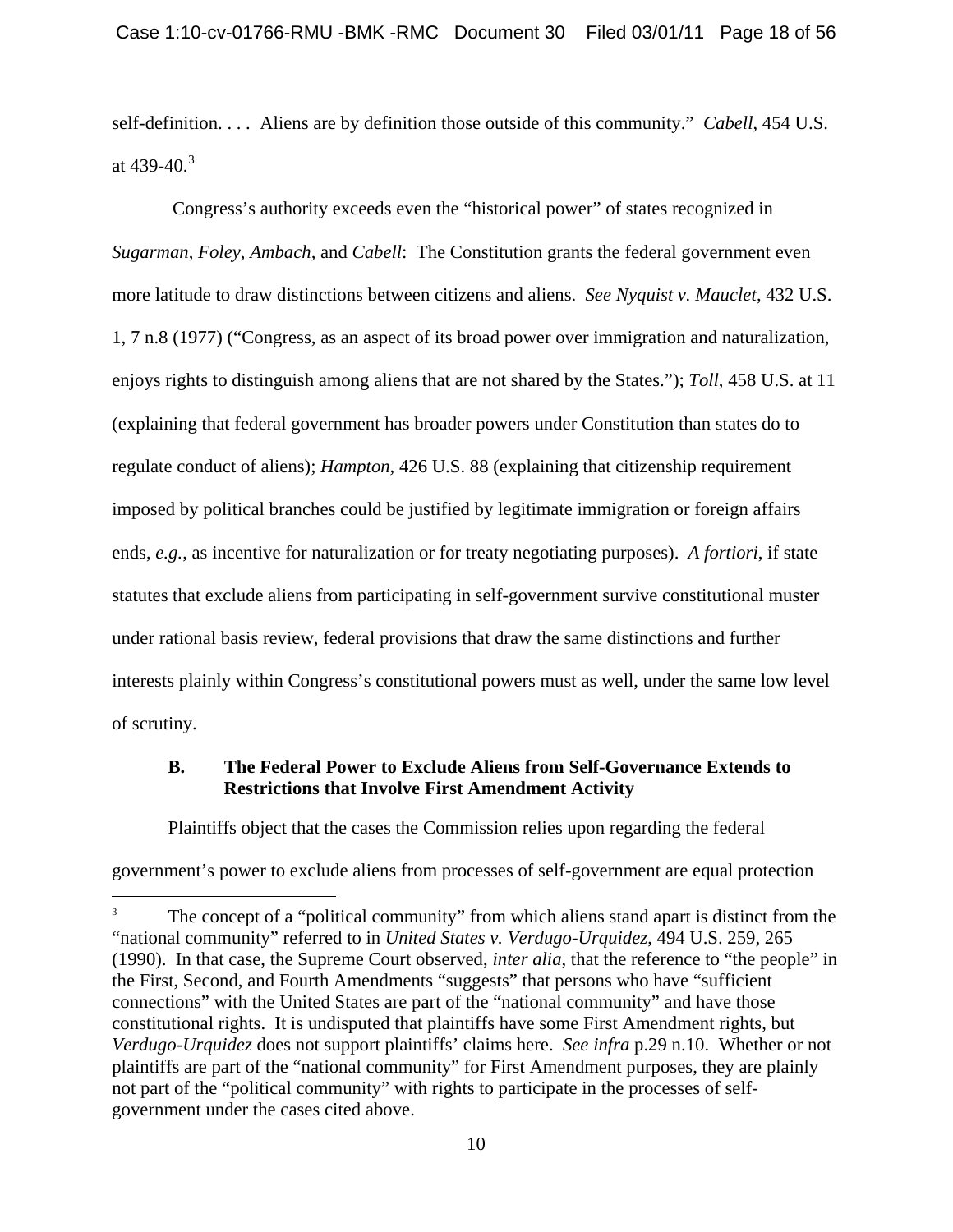self-definition. . . . Aliens are by definition those outside of this community." *Cabell*, 454 U.S. at 439-40.[3]

Congress's authority exceeds even the "historical power" of states recognized in *Sugarman*, *Foley*, *Ambach*, and *Cabell*: The Constitution grants the federal government even more latitude to draw distinctions between citizens and aliens. *See Nyquist v. Mauclet*, 432 U.S. 1, 7 n.8 (1977) ("Congress, as an aspect of its broad power over immigration and naturalization, enjoys rights to distinguish among aliens that are not shared by the States."); *Toll*, 458 U.S. at 11 (explaining that federal government has broader powers under Constitution than states do to regulate conduct of aliens); *Hampton*, 426 U.S. 88 (explaining that citizenship requirement imposed by political branches could be justified by legitimate immigration or foreign affairs ends, *e.g.*, as incentive for naturalization or for treaty negotiating purposes). *A fortiori*, if state statutes that exclude aliens from participating in self-government survive constitutional muster under rational basis review, federal provisions that draw the same distinctions and further interests plainly within Congress's constitutional powers must as well, under the same low level of scrutiny.

### B. The Federal Power to Exclude Aliens from Self-Governance Extends to Restrictions that Involve First Amendment Activity

Plaintiffs object that the cases the Commission relies upon regarding the federal government's power to exclude aliens from processes of self-government are equal protection

[3] The concept of a "political community" from which aliens stand apart is distinct from the "national community" referred to in *United States v. Verdugo-Urquidez*, 494 U.S. 259, 265 (1990). In that case, the Supreme Court observed, *inter alia*, that the reference to "the people" in the First, Second, and Fourth Amendments "suggests" that persons who have "sufficient connections" with the United States are part of the "national community" and have those constitutional rights. It is undisputed that plaintiffs have some First Amendment rights, but *Verdugo-Urquidez* does not support plaintiffs' claims here. *See infra* p.29 n.10. Whether or not plaintiffs are part of the "national community" for First Amendment purposes, they are plainly not part of the "political community" with rights to participate in the processes of self-government under the cases cited above.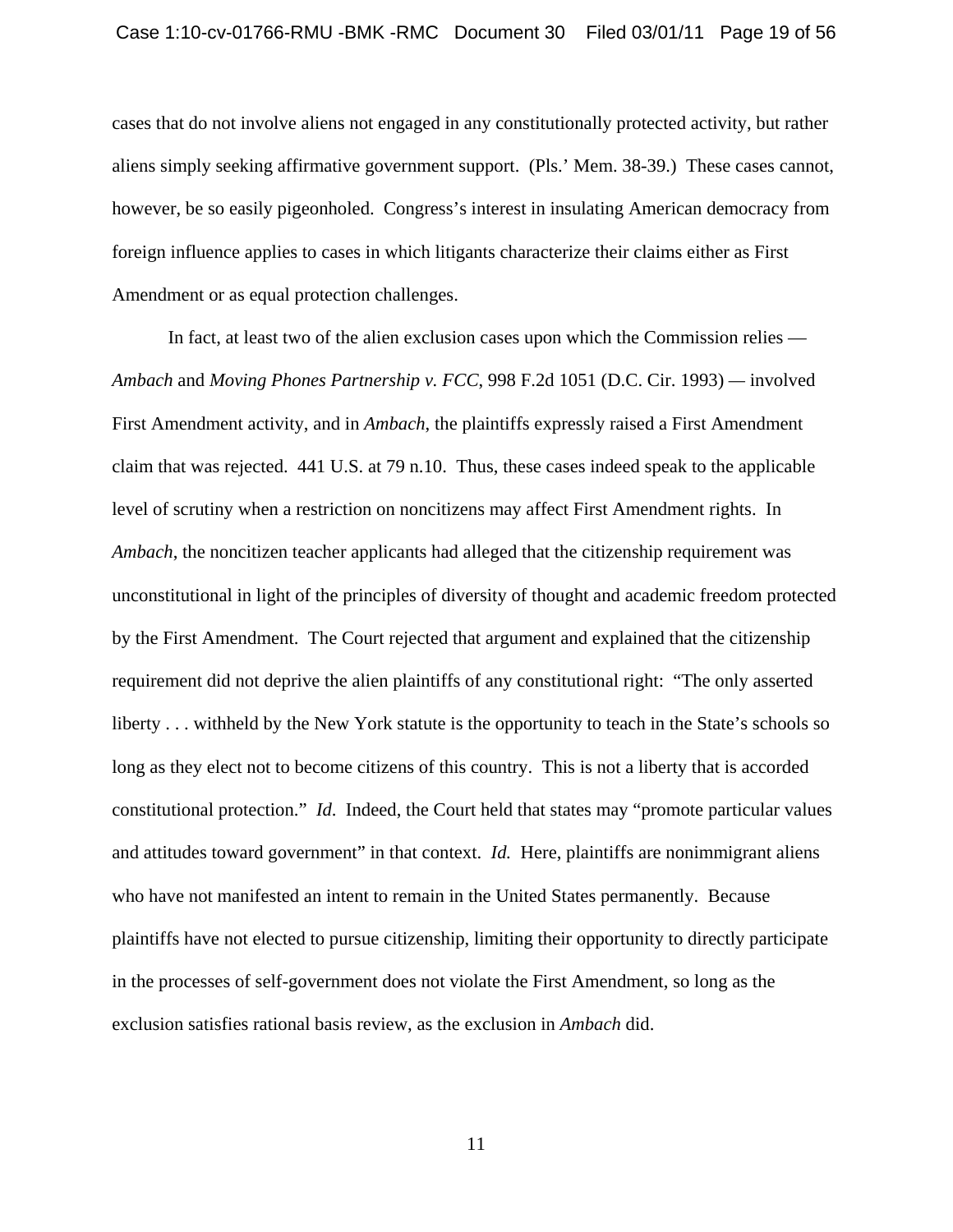cases that do not involve aliens not engaged in any constitutionally protected activity, but rather aliens simply seeking affirmative government support. (Pls.' Mem. 38-39.) These cases cannot, however, be so easily pigeonholed. Congress's interest in insulating American democracy from foreign influence applies to cases in which litigants characterize their claims either as First Amendment or as equal protection challenges.

In fact, at least two of the alien exclusion cases upon which the Commission relies — *Ambach* and *Moving Phones Partnership v. FCC*, 998 F.2d 1051 (D.C. Cir. 1993) — involved First Amendment activity, and in *Ambach*, the plaintiffs expressly raised a First Amendment claim that was rejected. 441 U.S. at 79 n.10. Thus, these cases indeed speak to the applicable level of scrutiny when a restriction on noncitizens may affect First Amendment rights. In *Ambach*, the noncitizen teacher applicants had alleged that the citizenship requirement was unconstitutional in light of the principles of diversity of thought and academic freedom protected by the First Amendment. The Court rejected that argument and explained that the citizenship requirement did not deprive the alien plaintiffs of any constitutional right: "The only asserted liberty . . . withheld by the New York statute is the opportunity to teach in the State's schools so long as they elect not to become citizens of this country. This is not a liberty that is accorded constitutional protection." *Id.* Indeed, the Court held that states may "promote particular values and attitudes toward government" in that context. *Id.* Here, plaintiffs are nonimmigrant aliens who have not manifested an intent to remain in the United States permanently. Because plaintiffs have not elected to pursue citizenship, limiting their opportunity to directly participate in the processes of self-government does not violate the First Amendment, so long as the exclusion satisfies rational basis review, as the exclusion in *Ambach* did.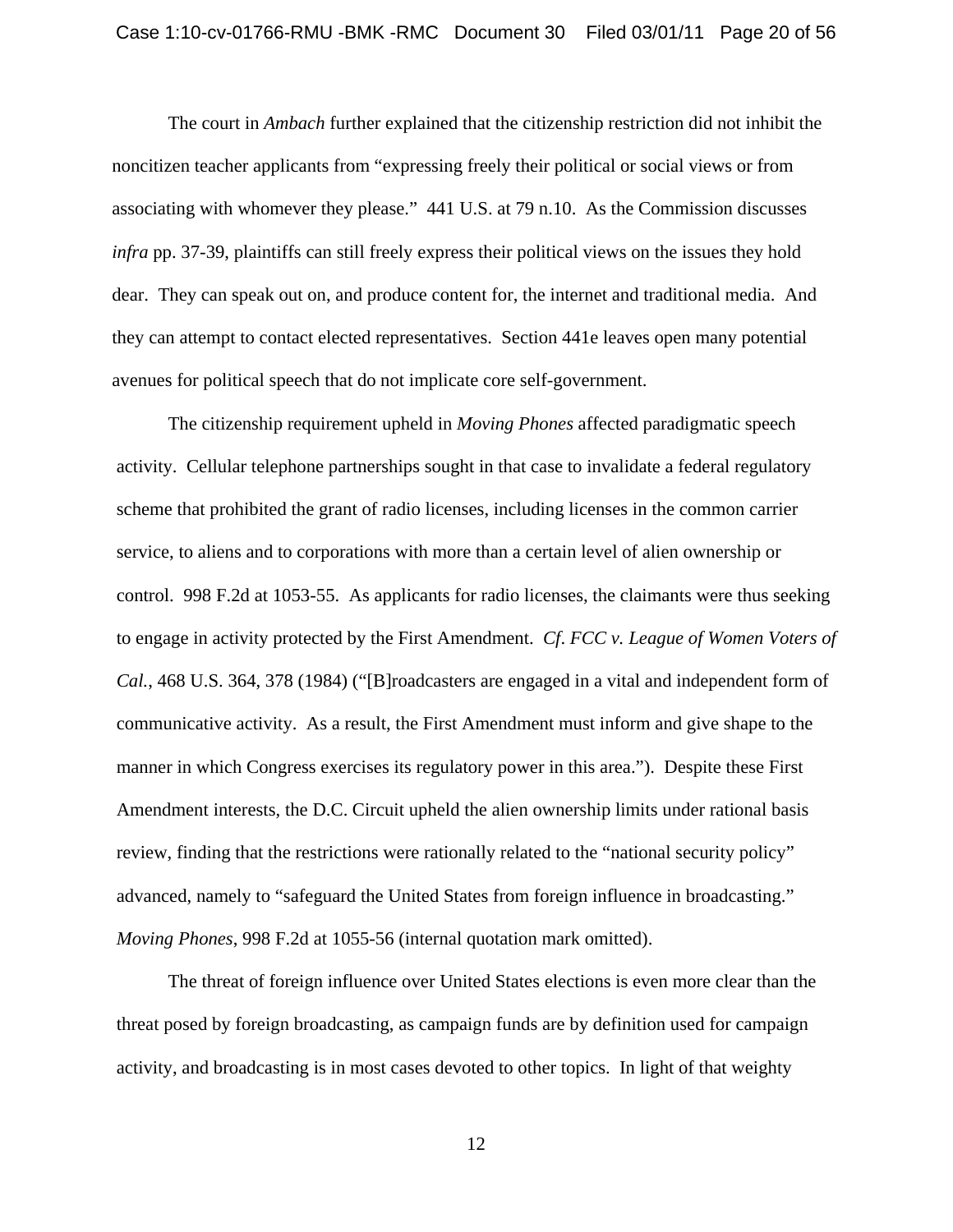The court in *Ambach* further explained that the citizenship restriction did not inhibit the noncitizen teacher applicants from "expressing freely their political or social views or from associating with whomever they please." 441 U.S. at 79 n.10. As the Commission discusses *infra* pp. 37-39, plaintiffs can still freely express their political views on the issues they hold dear. They can speak out on, and produce content for, the internet and traditional media. And they can attempt to contact elected representatives. Section 441e leaves open many potential avenues for political speech that do not implicate core self-government.

The citizenship requirement upheld in *Moving Phones* affected paradigmatic speech activity. Cellular telephone partnerships sought in that case to invalidate a federal regulatory scheme that prohibited the grant of radio licenses, including licenses in the common carrier service, to aliens and to corporations with more than a certain level of alien ownership or control. 998 F.2d at 1053-55. As applicants for radio licenses, the claimants were thus seeking to engage in activity protected by the First Amendment. *Cf. FCC v. League of Women Voters of Cal.*, 468 U.S. 364, 378 (1984) ("[B]roadcasters are engaged in a vital and independent form of communicative activity. As a result, the First Amendment must inform and give shape to the manner in which Congress exercises its regulatory power in this area."). Despite these First Amendment interests, the D.C. Circuit upheld the alien ownership limits under rational basis review, finding that the restrictions were rationally related to the "national security policy" advanced, namely to "safeguard the United States from foreign influence in broadcasting." *Moving Phones*, 998 F.2d at 1055-56 (internal quotation mark omitted).

The threat of foreign influence over United States elections is even more clear than the threat posed by foreign broadcasting, as campaign funds are by definition used for campaign activity, and broadcasting is in most cases devoted to other topics. In light of that weighty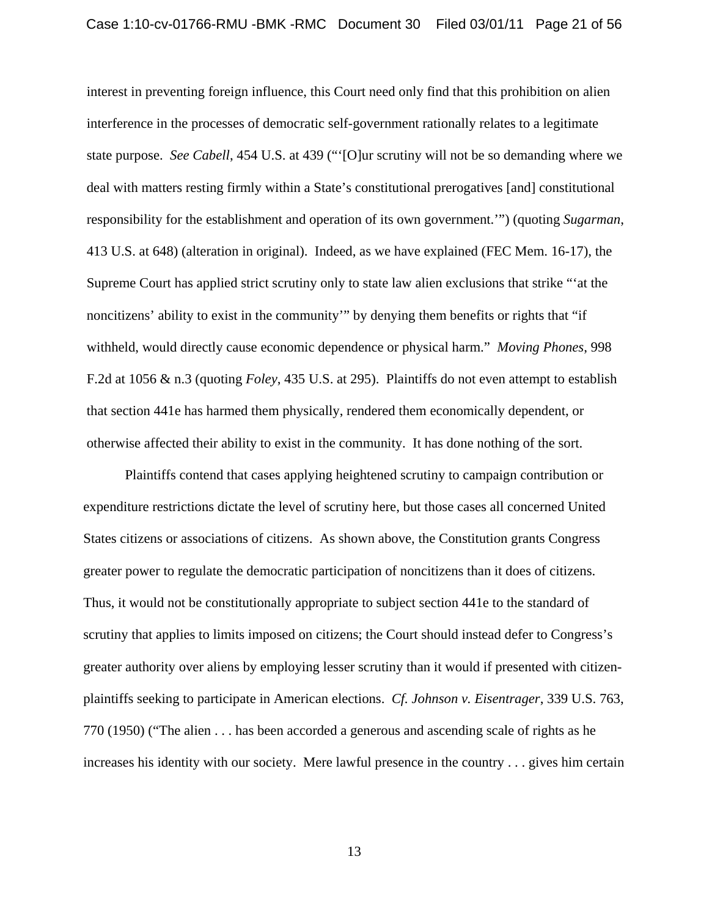interest in preventing foreign influence, this Court need only find that this prohibition on alien interference in the processes of democratic self-government rationally relates to a legitimate state purpose. *See Cabell*, 454 U.S. at 439 ("'[O]ur scrutiny will not be so demanding where we deal with matters resting firmly within a State's constitutional prerogatives [and] constitutional responsibility for the establishment and operation of its own government.'") (quoting *Sugarman*, 413 U.S. at 648) (alteration in original). Indeed, as we have explained (FEC Mem. 16-17), the Supreme Court has applied strict scrutiny only to state law alien exclusions that strike "'at the noncitizens' ability to exist in the community'" by denying them benefits or rights that "if withheld, would directly cause economic dependence or physical harm." *Moving Phones*, 998 F.2d at 1056 & n.3 (quoting *Foley*, 435 U.S. at 295). Plaintiffs do not even attempt to establish that section 441e has harmed them physically, rendered them economically dependent, or otherwise affected their ability to exist in the community. It has done nothing of the sort.

Plaintiffs contend that cases applying heightened scrutiny to campaign contribution or expenditure restrictions dictate the level of scrutiny here, but those cases all concerned United States citizens or associations of citizens. As shown above, the Constitution grants Congress greater power to regulate the democratic participation of noncitizens than it does of citizens. Thus, it would not be constitutionally appropriate to subject section 441e to the standard of scrutiny that applies to limits imposed on citizens; the Court should instead defer to Congress's greater authority over aliens by employing lesser scrutiny than it would if presented with citizen-plaintiffs seeking to participate in American elections. *Cf. Johnson v. Eisentrager*, 339 U.S. 763, 770 (1950) ("The alien . . . has been accorded a generous and ascending scale of rights as he increases his identity with our society. Mere lawful presence in the country . . . gives him certain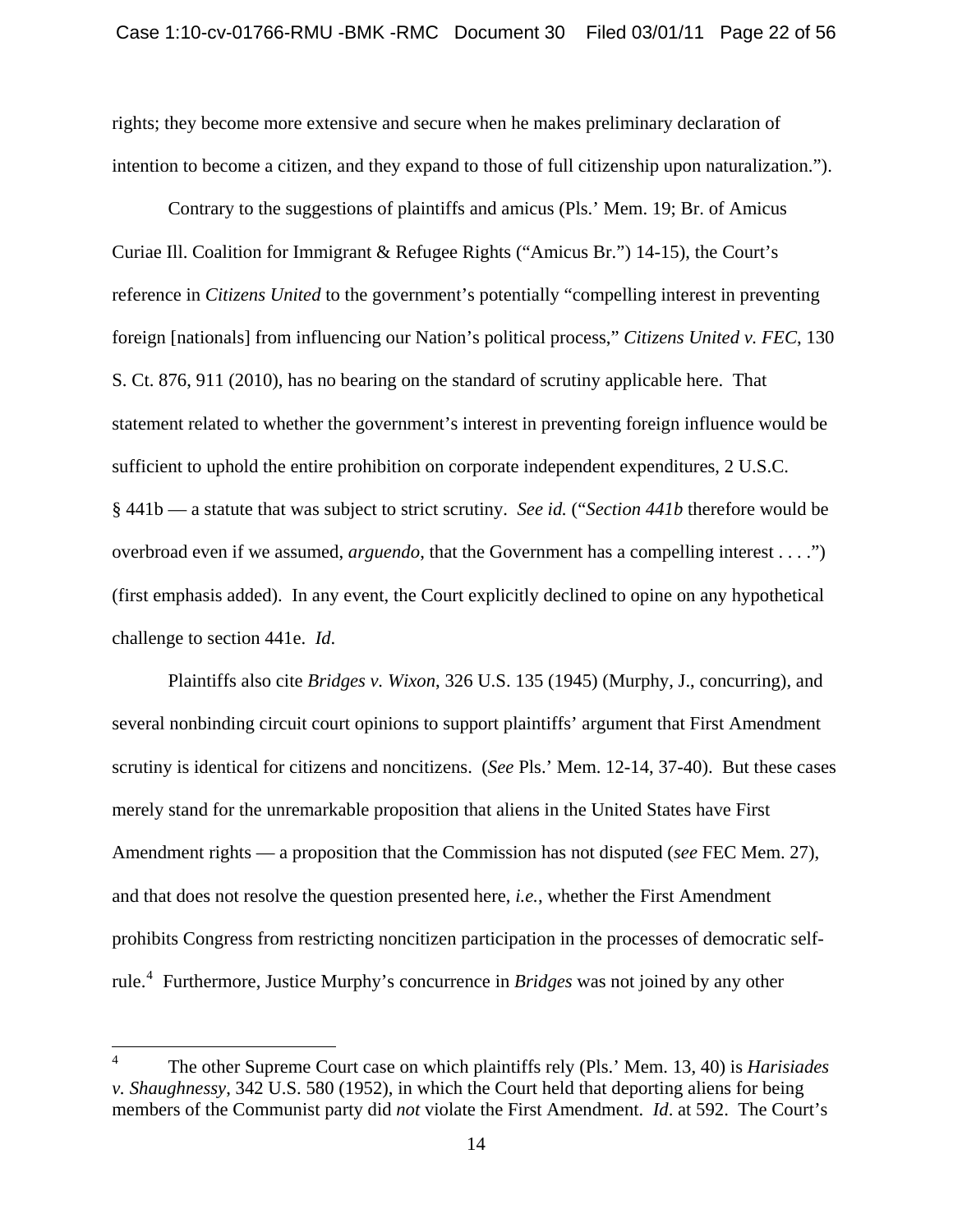rights; they become more extensive and secure when he makes preliminary declaration of intention to become a citizen, and they expand to those of full citizenship upon naturalization.").

Contrary to the suggestions of plaintiffs and amicus (Pls.' Mem. 19; Br. of Amicus Curiae Ill. Coalition for Immigrant & Refugee Rights ("Amicus Br.") 14-15), the Court's reference in *Citizens United* to the government's potentially "compelling interest in preventing foreign [nationals] from influencing our Nation's political process," *Citizens United v. FEC*, 130 S. Ct. 876, 911 (2010), has no bearing on the standard of scrutiny applicable here. That statement related to whether the government's interest in preventing foreign influence would be sufficient to uphold the entire prohibition on corporate independent expenditures, 2 U.S.C. § 441b — a statute that was subject to strict scrutiny. *See id.* ("*Section 441b* therefore would be overbroad even if we assumed, *arguendo*, that the Government has a compelling interest . . . .") (first emphasis added). In any event, the Court explicitly declined to opine on any hypothetical challenge to section 441e. *Id*.

Plaintiffs also cite *Bridges v. Wixon*, 326 U.S. 135 (1945) (Murphy, J., concurring), and several nonbinding circuit court opinions to support plaintiffs' argument that First Amendment scrutiny is identical for citizens and noncitizens. (*See* Pls.' Mem. 12-14, 37-40). But these cases merely stand for the unremarkable proposition that aliens in the United States have First Amendment rights — a proposition that the Commission has not disputed (*see* FEC Mem. 27), and that does not resolve the question presented here, *i.e.*, whether the First Amendment prohibits Congress from restricting noncitizen participation in the processes of democratic self-rule.[4] Furthermore, Justice Murphy's concurrence in *Bridges* was not joined by any other

[4] The other Supreme Court case on which plaintiffs rely (Pls.' Mem. 13, 40) is *Harisiades v. Shaughnessy*, 342 U.S. 580 (1952), in which the Court held that deporting aliens for being members of the Communist party did *not* violate the First Amendment. *Id*. at 592. The Court's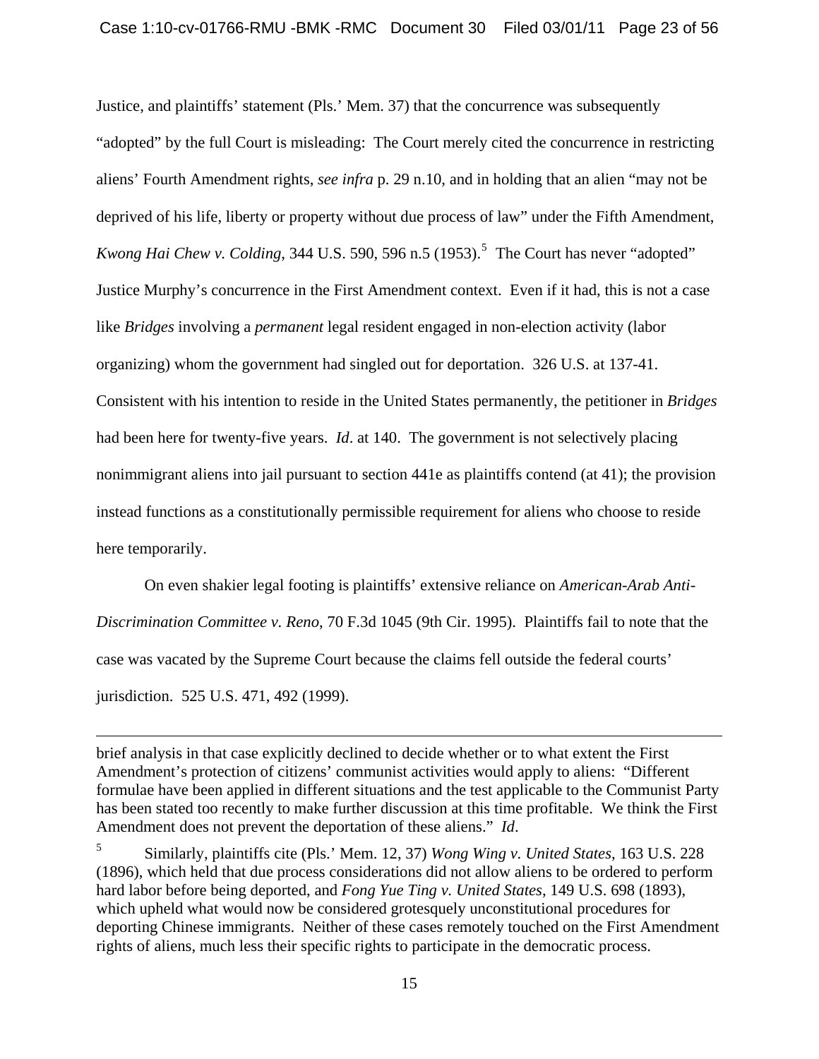Justice, and plaintiffs' statement (Pls.' Mem. 37) that the concurrence was subsequently "adopted" by the full Court is misleading: The Court merely cited the concurrence in restricting aliens' Fourth Amendment rights, *see infra* p. 29 n.10, and in holding that an alien "may not be deprived of his life, liberty or property without due process of law" under the Fifth Amendment, *Kwong Hai Chew v. Colding*, 344 U.S. 590, 596 n.5 (1953).[5] The Court has never "adopted" Justice Murphy's concurrence in the First Amendment context. Even if it had, this is not a case like *Bridges* involving a *permanent* legal resident engaged in non-election activity (labor organizing) whom the government had singled out for deportation. 326 U.S. at 137-41. Consistent with his intention to reside in the United States permanently, the petitioner in *Bridges* had been here for twenty-five years. *Id*. at 140. The government is not selectively placing nonimmigrant aliens into jail pursuant to section 441e as plaintiffs contend (at 41); the provision instead functions as a constitutionally permissible requirement for aliens who choose to reside here temporarily.

On even shakier legal footing is plaintiffs' extensive reliance on *American-Arab Anti-Discrimination Committee v. Reno*, 70 F.3d 1045 (9th Cir. 1995). Plaintiffs fail to note that the case was vacated by the Supreme Court because the claims fell outside the federal courts' jurisdiction. 525 U.S. 471, 492 (1999).

---

brief analysis in that case explicitly declined to decide whether or to what extent the First Amendment's protection of citizens' communist activities would apply to aliens: "Different formulae have been applied in different situations and the test applicable to the Communist Party has been stated too recently to make further discussion at this time profitable. We think the First Amendment does not prevent the deportation of these aliens." *Id*.

[5] Similarly, plaintiffs cite (Pls.' Mem. 12, 37) *Wong Wing v. United States*, 163 U.S. 228 (1896), which held that due process considerations did not allow aliens to be ordered to perform hard labor before being deported, and *Fong Yue Ting v. United States*, 149 U.S. 698 (1893), which upheld what would now be considered grotesquely unconstitutional procedures for deporting Chinese immigrants. Neither of these cases remotely touched on the First Amendment rights of aliens, much less their specific rights to participate in the democratic process.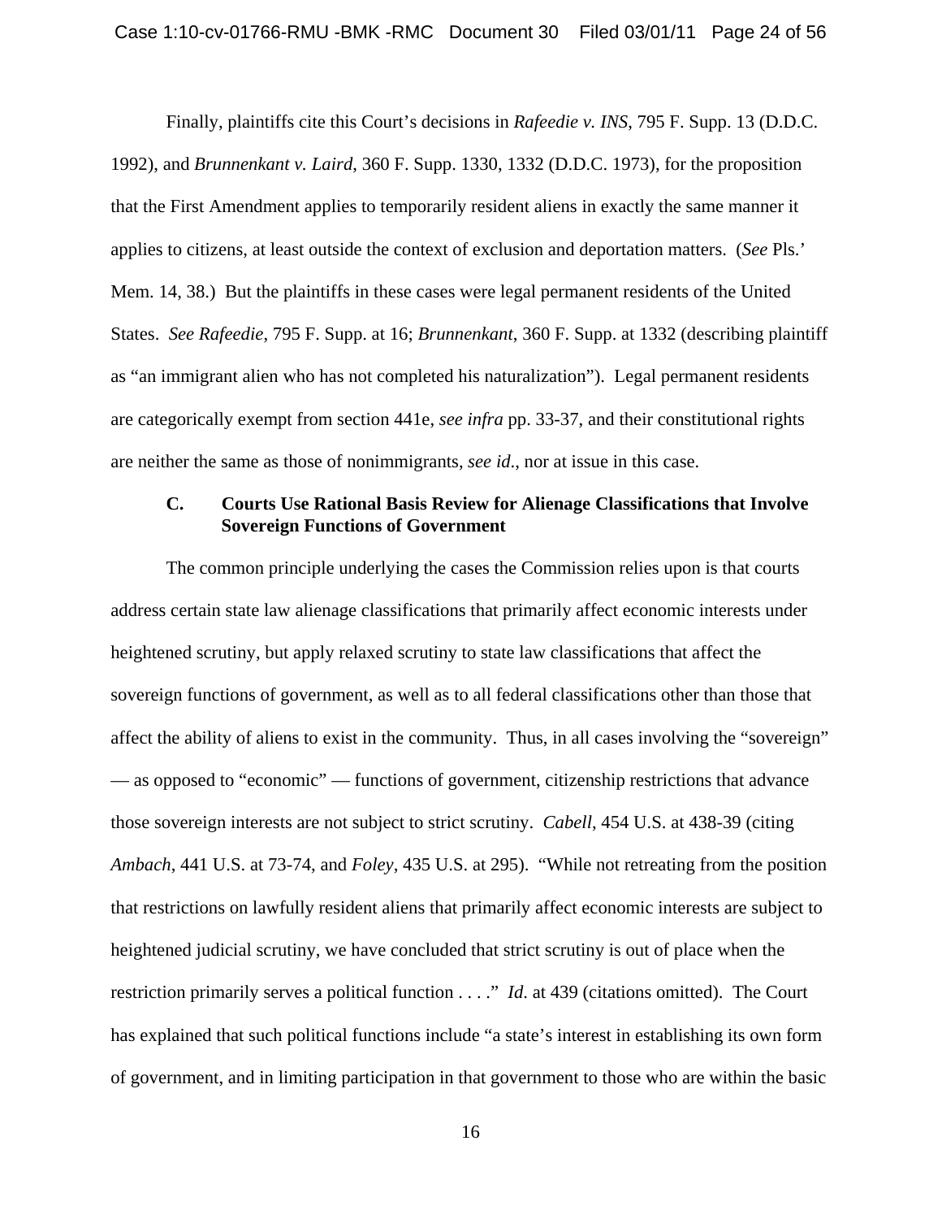Finally, plaintiffs cite this Court's decisions in *Rafeedie v. INS*, 795 F. Supp. 13 (D.D.C. 1992), and *Brunnenkant v. Laird*, 360 F. Supp. 1330, 1332 (D.D.C. 1973), for the proposition that the First Amendment applies to temporarily resident aliens in exactly the same manner it applies to citizens, at least outside the context of exclusion and deportation matters. (*See* Pls.' Mem. 14, 38.) But the plaintiffs in these cases were legal permanent residents of the United States. *See Rafeedie*, 795 F. Supp. at 16; *Brunnenkant*, 360 F. Supp. at 1332 (describing plaintiff as "an immigrant alien who has not completed his naturalization"). Legal permanent residents are categorically exempt from section 441e, *see infra* pp. 33-37, and their constitutional rights are neither the same as those of nonimmigrants, *see id*., nor at issue in this case.

### C. Courts Use Rational Basis Review for Alienage Classifications that Involve Sovereign Functions of Government

The common principle underlying the cases the Commission relies upon is that courts address certain state law alienage classifications that primarily affect economic interests under heightened scrutiny, but apply relaxed scrutiny to state law classifications that affect the sovereign functions of government, as well as to all federal classifications other than those that affect the ability of aliens to exist in the community. Thus, in all cases involving the "sovereign" — as opposed to "economic" — functions of government, citizenship restrictions that advance those sovereign interests are not subject to strict scrutiny. *Cabell*, 454 U.S. at 438-39 (citing *Ambach*, 441 U.S. at 73-74, and *Foley*, 435 U.S. at 295). "While not retreating from the position that restrictions on lawfully resident aliens that primarily affect economic interests are subject to heightened judicial scrutiny, we have concluded that strict scrutiny is out of place when the restriction primarily serves a political function . . . ." *Id.* at 439 (citations omitted). The Court has explained that such political functions include "a state's interest in establishing its own form of government, and in limiting participation in that government to those who are within the basic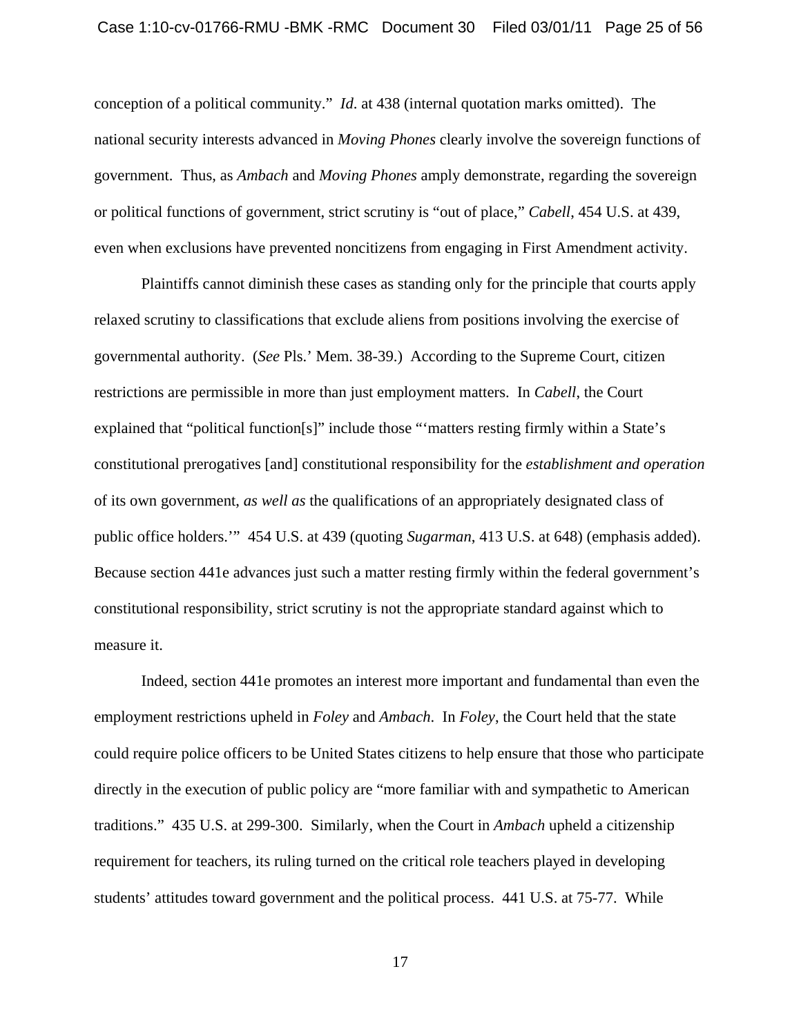conception of a political community." *Id*. at 438 (internal quotation marks omitted). The national security interests advanced in *Moving Phones* clearly involve the sovereign functions of government. Thus, as *Ambach* and *Moving Phones* amply demonstrate, regarding the sovereign or political functions of government, strict scrutiny is "out of place," *Cabell*, 454 U.S. at 439, even when exclusions have prevented noncitizens from engaging in First Amendment activity.

Plaintiffs cannot diminish these cases as standing only for the principle that courts apply relaxed scrutiny to classifications that exclude aliens from positions involving the exercise of governmental authority. (*See* Pls.' Mem. 38-39.) According to the Supreme Court, citizen restrictions are permissible in more than just employment matters. In *Cabell*, the Court explained that "political function[s]" include those "'matters resting firmly within a State's constitutional prerogatives [and] constitutional responsibility for the *establishment and operation* of its own government, *as well as* the qualifications of an appropriately designated class of public office holders.'" 454 U.S. at 439 (quoting *Sugarman*, 413 U.S. at 648) (emphasis added). Because section 441e advances just such a matter resting firmly within the federal government's constitutional responsibility, strict scrutiny is not the appropriate standard against which to measure it.

Indeed, section 441e promotes an interest more important and fundamental than even the employment restrictions upheld in *Foley* and *Ambach*. In *Foley*, the Court held that the state could require police officers to be United States citizens to help ensure that those who participate directly in the execution of public policy are "more familiar with and sympathetic to American traditions." 435 U.S. at 299-300. Similarly, when the Court in *Ambach* upheld a citizenship requirement for teachers, its ruling turned on the critical role teachers played in developing students' attitudes toward government and the political process. 441 U.S. at 75-77. While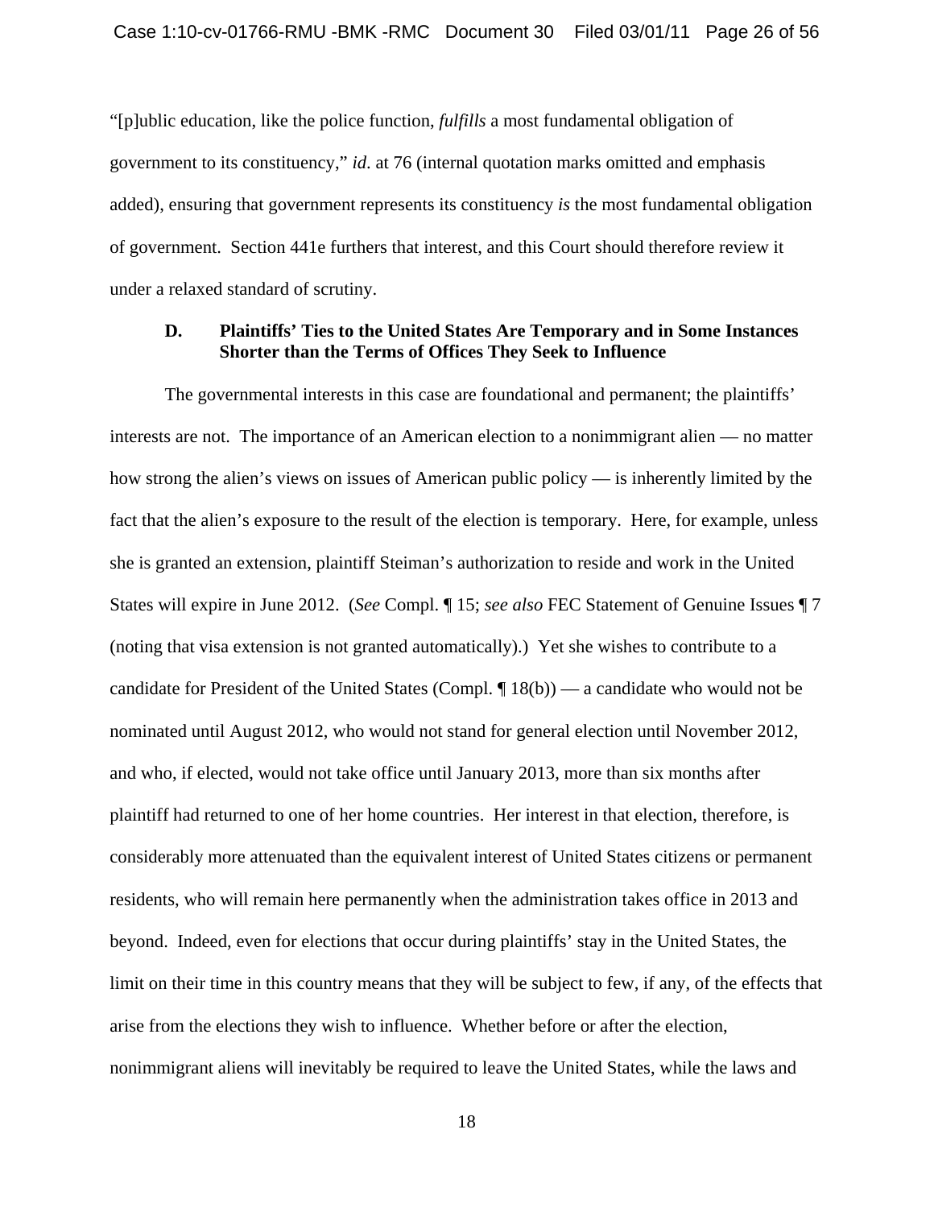"[p]ublic education, like the police function, *fulfills* a most fundamental obligation of government to its constituency," *id*. at 76 (internal quotation marks omitted and emphasis added), ensuring that government represents its constituency *is* the most fundamental obligation of government. Section 441e furthers that interest, and this Court should therefore review it under a relaxed standard of scrutiny.

### D. Plaintiffs' Ties to the United States Are Temporary and in Some Instances Shorter than the Terms of Offices They Seek to Influence

The governmental interests in this case are foundational and permanent; the plaintiffs' interests are not. The importance of an American election to a nonimmigrant alien — no matter how strong the alien's views on issues of American public policy — is inherently limited by the fact that the alien's exposure to the result of the election is temporary. Here, for example, unless she is granted an extension, plaintiff Steiman's authorization to reside and work in the United States will expire in June 2012. (*See* Compl. ¶ 15; *see also* FEC Statement of Genuine Issues ¶ 7 (noting that visa extension is not granted automatically).) Yet she wishes to contribute to a candidate for President of the United States (Compl. ¶ 18(b)) — a candidate who would not be nominated until August 2012, who would not stand for general election until November 2012, and who, if elected, would not take office until January 2013, more than six months after plaintiff had returned to one of her home countries. Her interest in that election, therefore, is considerably more attenuated than the equivalent interest of United States citizens or permanent residents, who will remain here permanently when the administration takes office in 2013 and beyond. Indeed, even for elections that occur during plaintiffs' stay in the United States, the limit on their time in this country means that they will be subject to few, if any, of the effects that arise from the elections they wish to influence. Whether before or after the election, nonimmigrant aliens will inevitably be required to leave the United States, while the laws and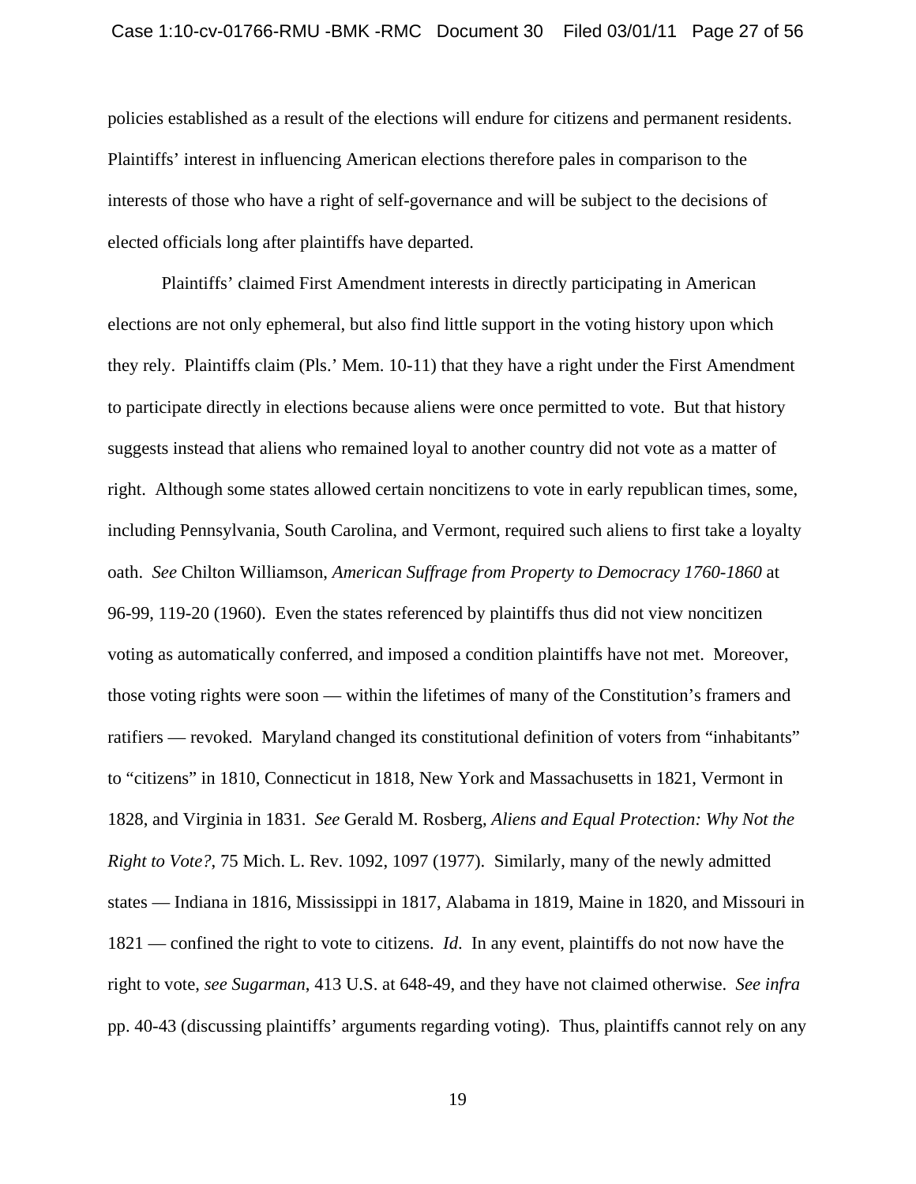policies established as a result of the elections will endure for citizens and permanent residents. Plaintiffs' interest in influencing American elections therefore pales in comparison to the interests of those who have a right of self-governance and will be subject to the decisions of elected officials long after plaintiffs have departed.

Plaintiffs' claimed First Amendment interests in directly participating in American elections are not only ephemeral, but also find little support in the voting history upon which they rely. Plaintiffs claim (Pls.' Mem. 10-11) that they have a right under the First Amendment to participate directly in elections because aliens were once permitted to vote. But that history suggests instead that aliens who remained loyal to another country did not vote as a matter of right. Although some states allowed certain noncitizens to vote in early republican times, some, including Pennsylvania, South Carolina, and Vermont, required such aliens to first take a loyalty oath. *See* Chilton Williamson, *American Suffrage from Property to Democracy 1760-1860* at 96-99, 119-20 (1960). Even the states referenced by plaintiffs thus did not view noncitizen voting as automatically conferred, and imposed a condition plaintiffs have not met. Moreover, those voting rights were soon — within the lifetimes of many of the Constitution's framers and ratifiers — revoked. Maryland changed its constitutional definition of voters from "inhabitants" to "citizens" in 1810, Connecticut in 1818, New York and Massachusetts in 1821, Vermont in 1828, and Virginia in 1831. *See* Gerald M. Rosberg, *Aliens and Equal Protection: Why Not the Right to Vote?*, 75 Mich. L. Rev. 1092, 1097 (1977). Similarly, many of the newly admitted states — Indiana in 1816, Mississippi in 1817, Alabama in 1819, Maine in 1820, and Missouri in 1821 — confined the right to vote to citizens. *Id*. In any event, plaintiffs do not now have the right to vote, *see Sugarman*, 413 U.S. at 648-49, and they have not claimed otherwise. *See infra* pp. 40-43 (discussing plaintiffs' arguments regarding voting). Thus, plaintiffs cannot rely on any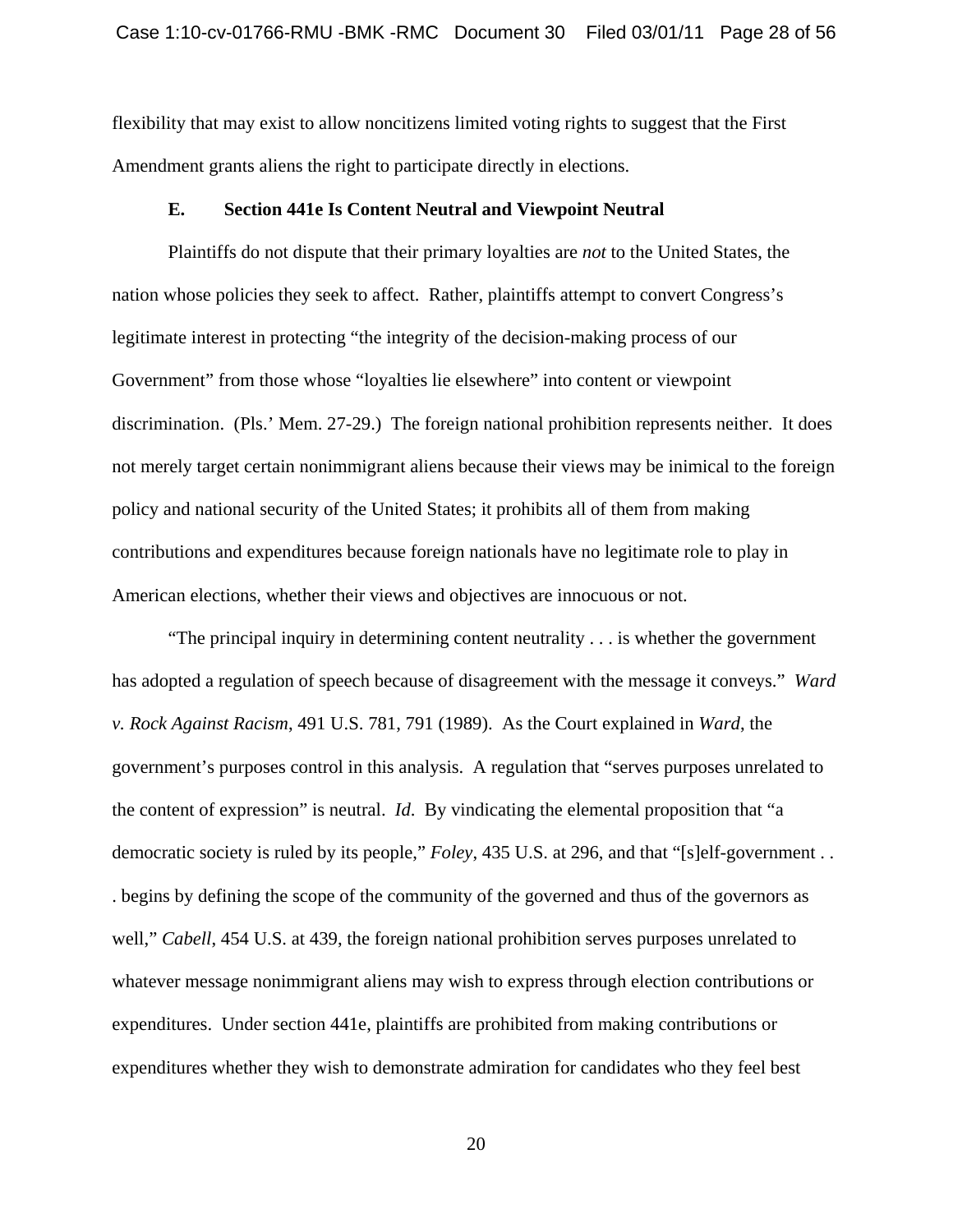flexibility that may exist to allow noncitizens limited voting rights to suggest that the First Amendment grants aliens the right to participate directly in elections.

### E. Section 441e Is Content Neutral and Viewpoint Neutral

Plaintiffs do not dispute that their primary loyalties are *not* to the United States, the nation whose policies they seek to affect. Rather, plaintiffs attempt to convert Congress's legitimate interest in protecting "the integrity of the decision-making process of our Government" from those whose "loyalties lie elsewhere" into content or viewpoint discrimination. (Pls.' Mem. 27-29.) The foreign national prohibition represents neither. It does not merely target certain nonimmigrant aliens because their views may be inimical to the foreign policy and national security of the United States; it prohibits all of them from making contributions and expenditures because foreign nationals have no legitimate role to play in American elections, whether their views and objectives are innocuous or not.

"The principal inquiry in determining content neutrality . . . is whether the government has adopted a regulation of speech because of disagreement with the message it conveys." *Ward v. Rock Against Racism*, 491 U.S. 781, 791 (1989). As the Court explained in *Ward*, the government's purposes control in this analysis. A regulation that "serves purposes unrelated to the content of expression" is neutral. *Id*. By vindicating the elemental proposition that "a democratic society is ruled by its people," *Foley*, 435 U.S. at 296, and that "[s]elf-government . . . begins by defining the scope of the community of the governed and thus of the governors as well," *Cabell*, 454 U.S. at 439, the foreign national prohibition serves purposes unrelated to whatever message nonimmigrant aliens may wish to express through election contributions or expenditures. Under section 441e, plaintiffs are prohibited from making contributions or expenditures whether they wish to demonstrate admiration for candidates who they feel best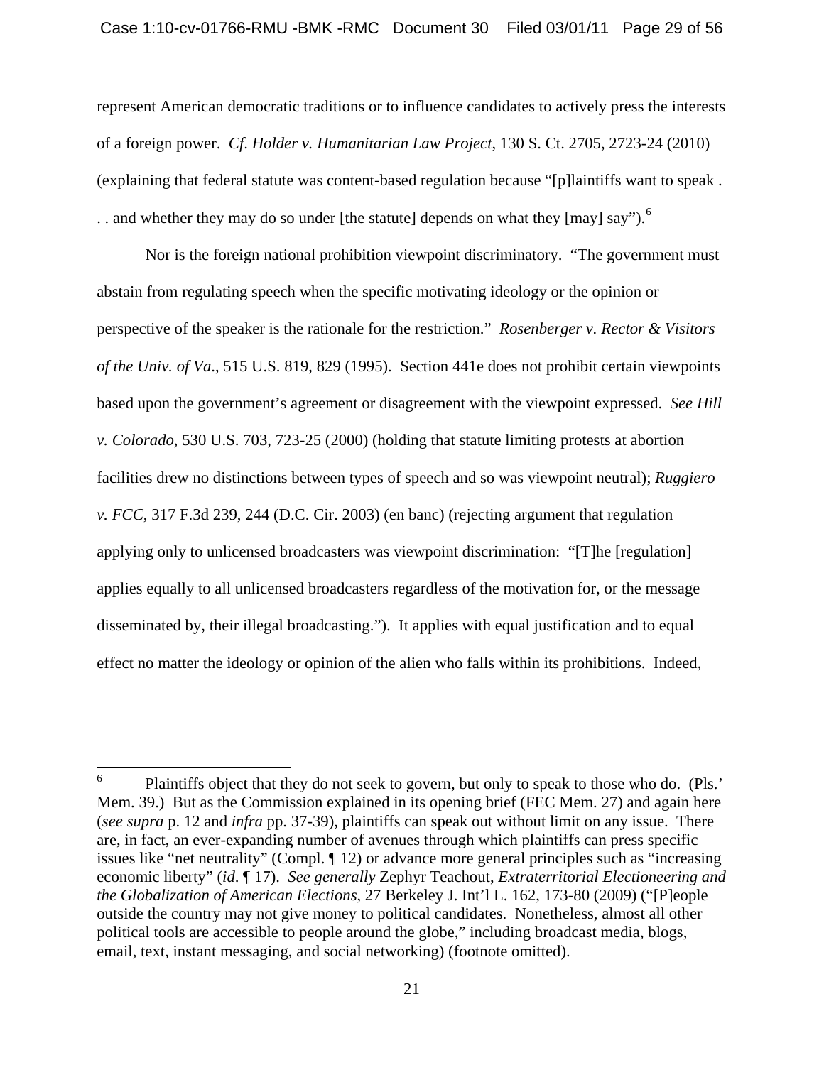represent American democratic traditions or to influence candidates to actively press the interests of a foreign power. *Cf. Holder v. Humanitarian Law Project*, 130 S. Ct. 2705, 2723-24 (2010) (explaining that federal statute was content-based regulation because "[p]laintiffs want to speak . . . and whether they may do so under [the statute] depends on what they [may] say").[6]

Nor is the foreign national prohibition viewpoint discriminatory. "The government must abstain from regulating speech when the specific motivating ideology or the opinion or perspective of the speaker is the rationale for the restriction." *Rosenberger v. Rector & Visitors of the Univ. of Va.*, 515 U.S. 819, 829 (1995). Section 441e does not prohibit certain viewpoints based upon the government's agreement or disagreement with the viewpoint expressed. *See Hill v. Colorado*, 530 U.S. 703, 723-25 (2000) (holding that statute limiting protests at abortion facilities drew no distinctions between types of speech and so was viewpoint neutral); *Ruggiero v. FCC*, 317 F.3d 239, 244 (D.C. Cir. 2003) (en banc) (rejecting argument that regulation applying only to unlicensed broadcasters was viewpoint discrimination: "[T]he [regulation] applies equally to all unlicensed broadcasters regardless of the motivation for, or the message disseminated by, their illegal broadcasting."). It applies with equal justification and to equal effect no matter the ideology or opinion of the alien who falls within its prohibitions. Indeed,

---

[6] Plaintiffs object that they do not seek to govern, but only to speak to those who do. (Pls.' Mem. 39.) But as the Commission explained in its opening brief (FEC Mem. 27) and again here (*see supra* p. 12 and *infra* pp. 37-39), plaintiffs can speak out without limit on any issue. There are, in fact, an ever-expanding number of avenues through which plaintiffs can press specific issues like "net neutrality" (Compl. ¶ 12) or advance more general principles such as "increasing economic liberty" (*id*. ¶ 17). *See generally* Zephyr Teachout, *Extraterritorial Electioneering and the Globalization of American Elections*, 27 Berkeley J. Int'l L. 162, 173-80 (2009) ("[P]eople outside the country may not give money to political candidates. Nonetheless, almost all other political tools are accessible to people around the globe," including broadcast media, blogs, email, text, instant messaging, and social networking) (footnote omitted).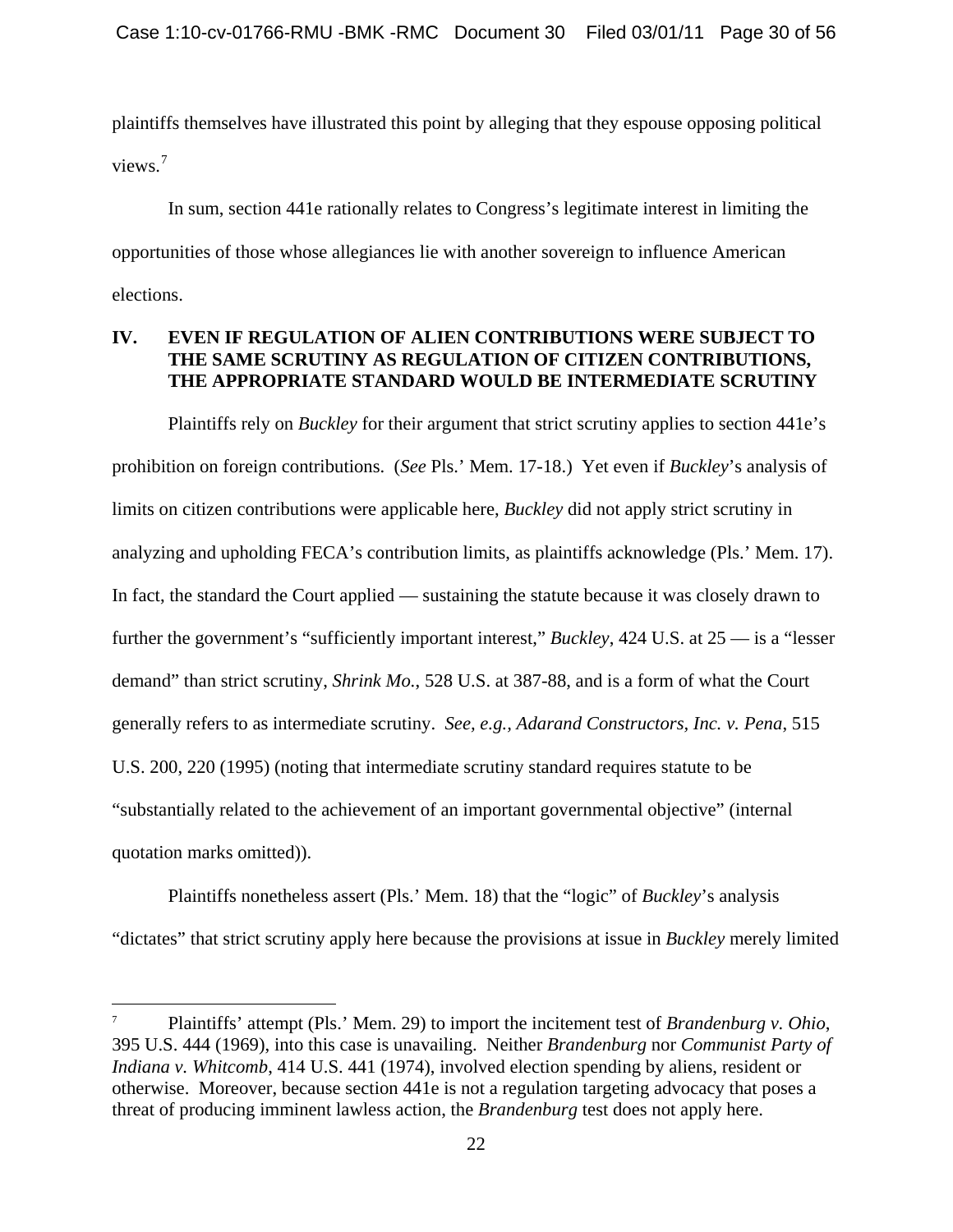plaintiffs themselves have illustrated this point by alleging that they espouse opposing political views.[7]

In sum, section 441e rationally relates to Congress's legitimate interest in limiting the opportunities of those whose allegiances lie with another sovereign to influence American elections.

## IV. EVEN IF REGULATION OF ALIEN CONTRIBUTIONS WERE SUBJECT TO THE SAME SCRUTINY AS REGULATION OF CITIZEN CONTRIBUTIONS, THE APPROPRIATE STANDARD WOULD BE INTERMEDIATE SCRUTINY

Plaintiffs rely on *Buckley* for their argument that strict scrutiny applies to section 441e's prohibition on foreign contributions. (*See* Pls.' Mem. 17-18.) Yet even if *Buckley*'s analysis of limits on citizen contributions were applicable here, *Buckley* did not apply strict scrutiny in analyzing and upholding FECA's contribution limits, as plaintiffs acknowledge (Pls.' Mem. 17). In fact, the standard the Court applied — sustaining the statute because it was closely drawn to further the government's "sufficiently important interest," *Buckley*, 424 U.S. at 25 — is a "lesser demand" than strict scrutiny, *Shrink Mo.*, 528 U.S. at 387-88, and is a form of what the Court generally refers to as intermediate scrutiny. *See, e.g., Adarand Constructors, Inc. v. Pena*, 515 U.S. 200, 220 (1995) (noting that intermediate scrutiny standard requires statute to be "substantially related to the achievement of an important governmental objective" (internal quotation marks omitted)).

Plaintiffs nonetheless assert (Pls.' Mem. 18) that the "logic" of *Buckley*'s analysis "dictates" that strict scrutiny apply here because the provisions at issue in *Buckley* merely limited

---

[7] Plaintiffs' attempt (Pls.' Mem. 29) to import the incitement test of *Brandenburg v. Ohio*, 395 U.S. 444 (1969), into this case is unavailing. Neither *Brandenburg* nor *Communist Party of Indiana v. Whitcomb*, 414 U.S. 441 (1974), involved election spending by aliens, resident or otherwise. Moreover, because section 441e is not a regulation targeting advocacy that poses a threat of producing imminent lawless action, the *Brandenburg* test does not apply here.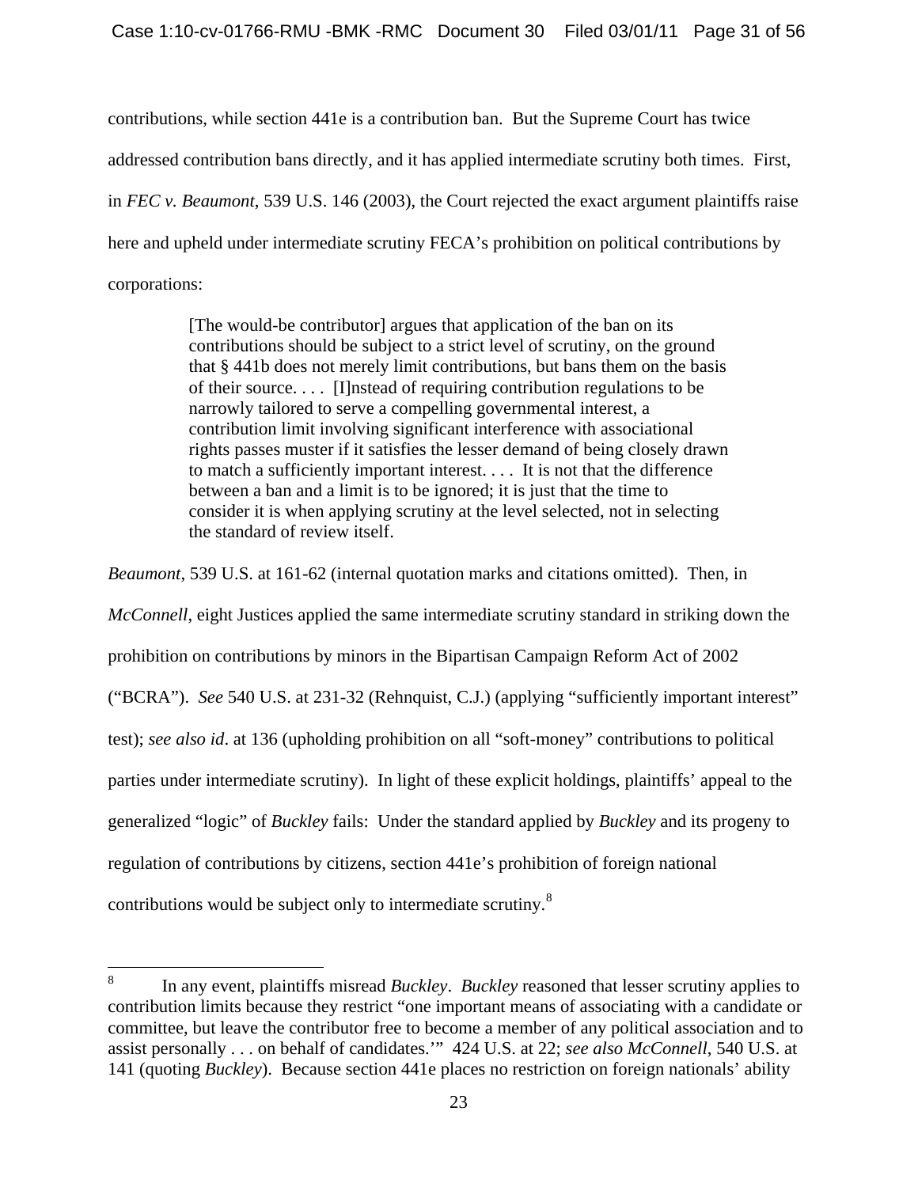contributions, while section 441e is a contribution ban. But the Supreme Court has twice addressed contribution bans directly, and it has applied intermediate scrutiny both times. First, in *FEC v. Beaumont*, 539 U.S. 146 (2003), the Court rejected the exact argument plaintiffs raise here and upheld under intermediate scrutiny FECA's prohibition on political contributions by corporations:

> [The would-be contributor] argues that application of the ban on its contributions should be subject to a strict level of scrutiny, on the ground that § 441b does not merely limit contributions, but bans them on the basis of their source. . . . [I]nstead of requiring contribution regulations to be narrowly tailored to serve a compelling governmental interest, a contribution limit involving significant interference with associational rights passes muster if it satisfies the lesser demand of being closely drawn to match a sufficiently important interest. . . . It is not that the difference between a ban and a limit is to be ignored; it is just that the time to consider it is when applying scrutiny at the level selected, not in selecting the standard of review itself.

*Beaumont*, 539 U.S. at 161-62 (internal quotation marks and citations omitted). Then, in *McConnell*, eight Justices applied the same intermediate scrutiny standard in striking down the prohibition on contributions by minors in the Bipartisan Campaign Reform Act of 2002 ("BCRA"). *See* 540 U.S. at 231-32 (Rehnquist, C.J.) (applying "sufficiently important interest" test); *see also id*. at 136 (upholding prohibition on all "soft-money" contributions to political parties under intermediate scrutiny). In light of these explicit holdings, plaintiffs' appeal to the generalized "logic" of *Buckley* fails: Under the standard applied by *Buckley* and its progeny to regulation of contributions by citizens, section 441e's prohibition of foreign national contributions would be subject only to intermediate scrutiny.[8]

---

[8] In any event, plaintiffs misread *Buckley*. *Buckley* reasoned that lesser scrutiny applies to contribution limits because they restrict "one important means of associating with a candidate or committee, but leave the contributor free to become a member of any political association and to assist personally . . . on behalf of candidates.'" 424 U.S. at 22; *see also McConnell*, 540 U.S. at 141 (quoting *Buckley*). Because section 441e places no restriction on foreign nationals' ability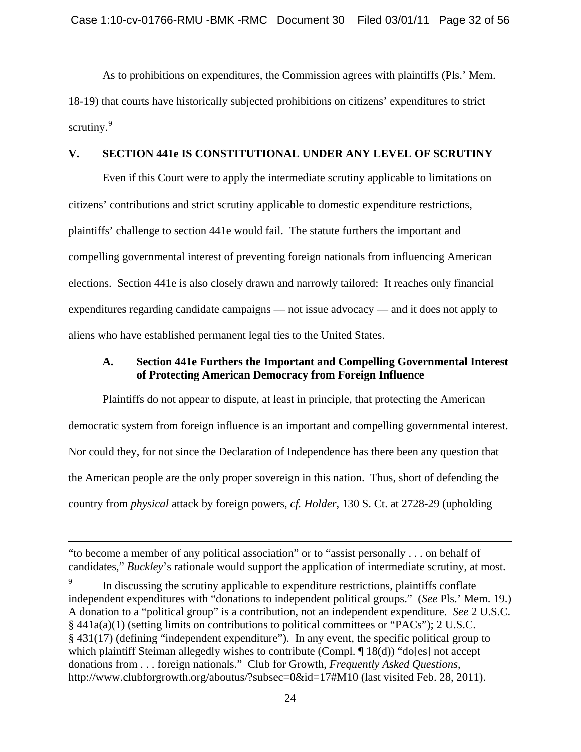As to prohibitions on expenditures, the Commission agrees with plaintiffs (Pls.' Mem. 18-19) that courts have historically subjected prohibitions on citizens' expenditures to strict scrutiny.[9]

## V. SECTION 441e IS CONSTITUTIONAL UNDER ANY LEVEL OF SCRUTINY

Even if this Court were to apply the intermediate scrutiny applicable to limitations on citizens' contributions and strict scrutiny applicable to domestic expenditure restrictions, plaintiffs' challenge to section 441e would fail. The statute furthers the important and compelling governmental interest of preventing foreign nationals from influencing American elections. Section 441e is also closely drawn and narrowly tailored: It reaches only financial expenditures regarding candidate campaigns — not issue advocacy — and it does not apply to aliens who have established permanent legal ties to the United States.

### A. Section 441e Furthers the Important and Compelling Governmental Interest of Protecting American Democracy from Foreign Influence

Plaintiffs do not appear to dispute, at least in principle, that protecting the American democratic system from foreign influence is an important and compelling governmental interest. Nor could they, for not since the Declaration of Independence has there been any question that the American people are the only proper sovereign in this nation. Thus, short of defending the country from *physical* attack by foreign powers, *cf. Holder*, 130 S. Ct. at 2728-29 (upholding

---

"to become a member of any political association" or to "assist personally . . . on behalf of candidates," *Buckley*'s rationale would support the application of intermediate scrutiny, at most.

[9] In discussing the scrutiny applicable to expenditure restrictions, plaintiffs conflate independent expenditures with "donations to independent political groups." (*See* Pls.' Mem. 19.) A donation to a "political group" is a contribution, not an independent expenditure. *See* 2 U.S.C. § 441a(a)(1) (setting limits on contributions to political committees or "PACs"); 2 U.S.C. § 431(17) (defining "independent expenditure"). In any event, the specific political group to which plaintiff Steiman allegedly wishes to contribute (Compl. ¶ 18(d)) "do[es] not accept donations from . . . foreign nationals." Club for Growth, *Frequently Asked Questions*, http://www.clubforgrowth.org/aboutus/?subsec=0&id=17#M10 (last visited Feb. 28, 2011).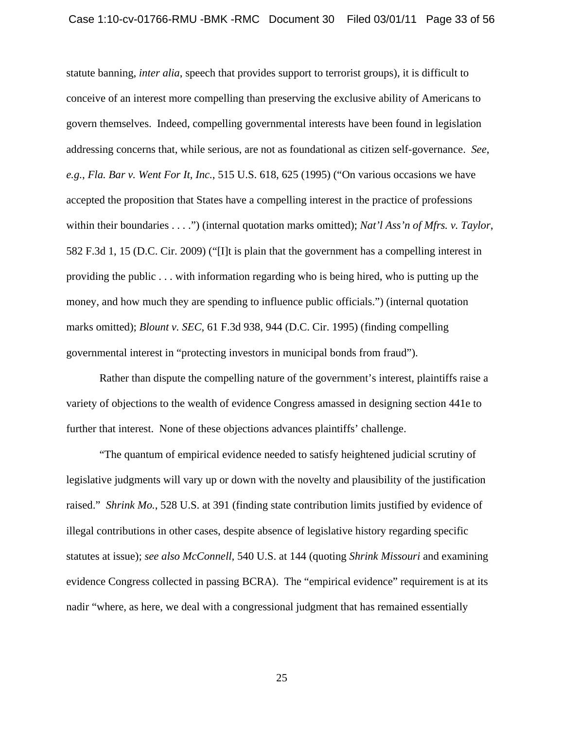statute banning, *inter alia*, speech that provides support to terrorist groups), it is difficult to conceive of an interest more compelling than preserving the exclusive ability of Americans to govern themselves. Indeed, compelling governmental interests have been found in legislation addressing concerns that, while serious, are not as foundational as citizen self-governance. *See*, *e.g.*, *Fla. Bar v. Went For It, Inc.*, 515 U.S. 618, 625 (1995) ("On various occasions we have accepted the proposition that States have a compelling interest in the practice of professions within their boundaries . . . .") (internal quotation marks omitted); *Nat'l Ass'n of Mfrs. v. Taylor*, 582 F.3d 1, 15 (D.C. Cir. 2009) ("[I]t is plain that the government has a compelling interest in providing the public . . . with information regarding who is being hired, who is putting up the money, and how much they are spending to influence public officials.") (internal quotation marks omitted); *Blount v. SEC*, 61 F.3d 938, 944 (D.C. Cir. 1995) (finding compelling governmental interest in "protecting investors in municipal bonds from fraud").

Rather than dispute the compelling nature of the government's interest, plaintiffs raise a variety of objections to the wealth of evidence Congress amassed in designing section 441e to further that interest. None of these objections advances plaintiffs' challenge.

"The quantum of empirical evidence needed to satisfy heightened judicial scrutiny of legislative judgments will vary up or down with the novelty and plausibility of the justification raised." *Shrink Mo.*, 528 U.S. at 391 (finding state contribution limits justified by evidence of illegal contributions in other cases, despite absence of legislative history regarding specific statutes at issue); *see also McConnell*, 540 U.S. at 144 (quoting *Shrink Missouri* and examining evidence Congress collected in passing BCRA). The "empirical evidence" requirement is at its nadir "where, as here, we deal with a congressional judgment that has remained essentially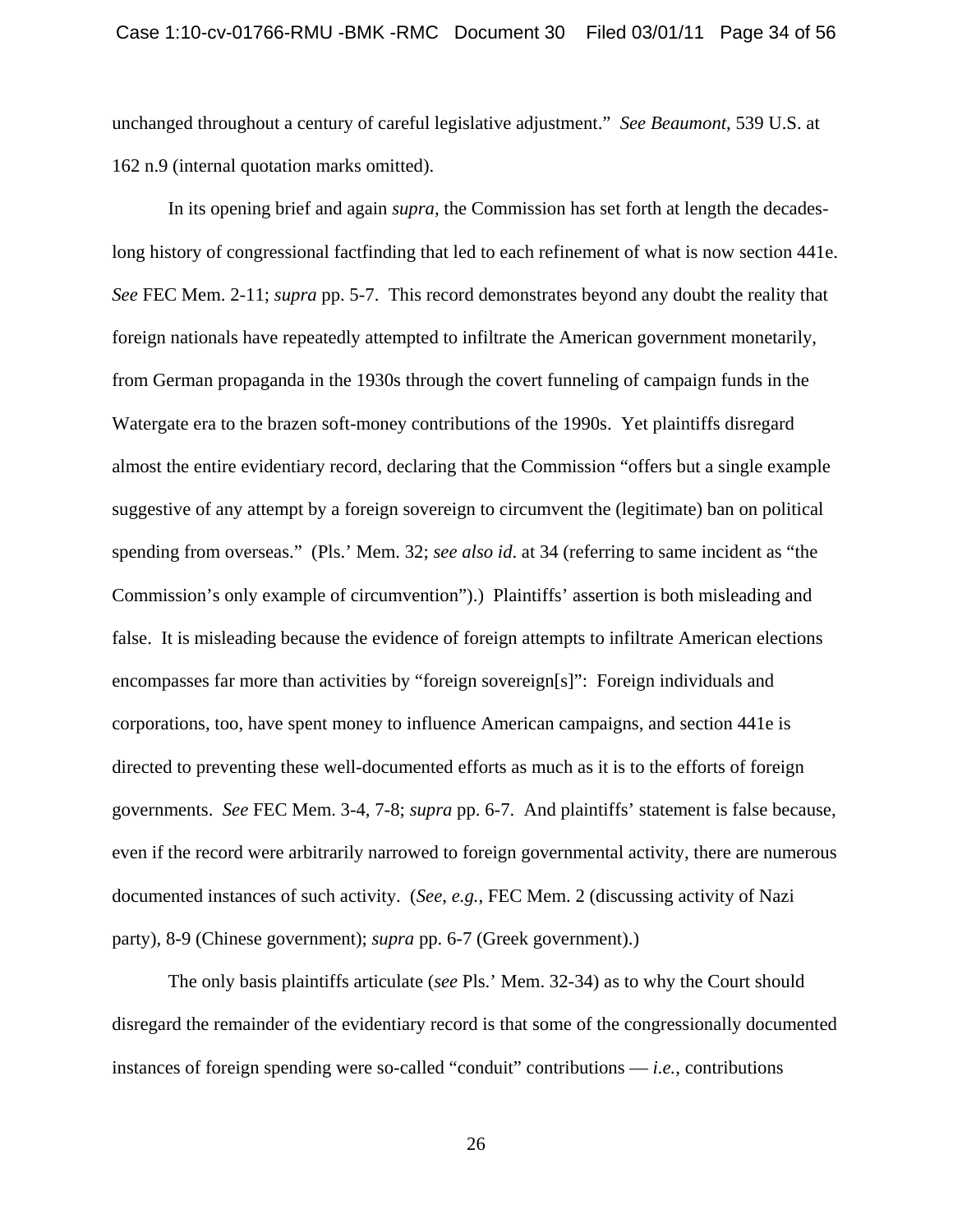unchanged throughout a century of careful legislative adjustment." *See Beaumont*, 539 U.S. at 162 n.9 (internal quotation marks omitted).

In its opening brief and again *supra*, the Commission has set forth at length the decades-long history of congressional factfinding that led to each refinement of what is now section 441e. *See* FEC Mem. 2-11; *supra* pp. 5-7. This record demonstrates beyond any doubt the reality that foreign nationals have repeatedly attempted to infiltrate the American government monetarily, from German propaganda in the 1930s through the covert funneling of campaign funds in the Watergate era to the brazen soft-money contributions of the 1990s. Yet plaintiffs disregard almost the entire evidentiary record, declaring that the Commission "offers but a single example suggestive of any attempt by a foreign sovereign to circumvent the (legitimate) ban on political spending from overseas." (Pls.' Mem. 32; *see also id*. at 34 (referring to same incident as "the Commission's only example of circumvention").) Plaintiffs' assertion is both misleading and false. It is misleading because the evidence of foreign attempts to infiltrate American elections encompasses far more than activities by "foreign sovereign[s]": Foreign individuals and corporations, too, have spent money to influence American campaigns, and section 441e is directed to preventing these well-documented efforts as much as it is to the efforts of foreign governments. *See* FEC Mem. 3-4, 7-8; *supra* pp. 6-7. And plaintiffs' statement is false because, even if the record were arbitrarily narrowed to foreign governmental activity, there are numerous documented instances of such activity. (*See*, *e.g.*, FEC Mem. 2 (discussing activity of Nazi party), 8-9 (Chinese government); *supra* pp. 6-7 (Greek government).)

The only basis plaintiffs articulate (*see* Pls.' Mem. 32-34) as to why the Court should disregard the remainder of the evidentiary record is that some of the congressionally documented instances of foreign spending were so-called "conduit" contributions — *i.e.*, contributions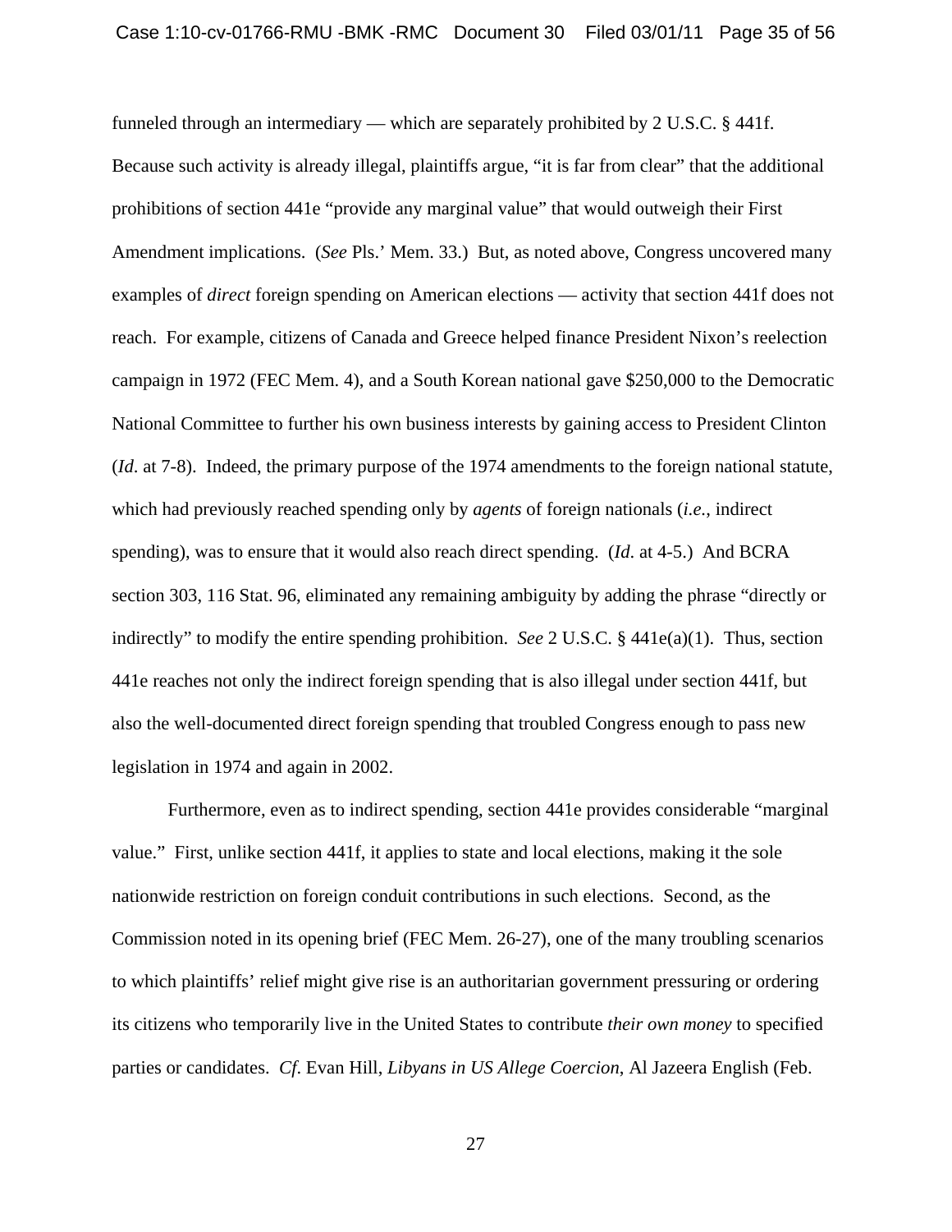funneled through an intermediary — which are separately prohibited by 2 U.S.C. § 441f. Because such activity is already illegal, plaintiffs argue, "it is far from clear" that the additional prohibitions of section 441e "provide any marginal value" that would outweigh their First Amendment implications. (*See* Pls.' Mem. 33.) But, as noted above, Congress uncovered many examples of *direct* foreign spending on American elections — activity that section 441f does not reach. For example, citizens of Canada and Greece helped finance President Nixon's reelection campaign in 1972 (FEC Mem. 4), and a South Korean national gave $250,000 to the Democratic National Committee to further his own business interests by gaining access to President Clinton (*Id*. at 7-8). Indeed, the primary purpose of the 1974 amendments to the foreign national statute, which had previously reached spending only by *agents* of foreign nationals (*i.e.*, indirect spending), was to ensure that it would also reach direct spending. (*Id*. at 4-5.) And BCRA section 303, 116 Stat. 96, eliminated any remaining ambiguity by adding the phrase "directly or indirectly" to modify the entire spending prohibition. *See* 2 U.S.C. § 441e(a)(1). Thus, section 441e reaches not only the indirect foreign spending that is also illegal under section 441f, but also the well-documented direct foreign spending that troubled Congress enough to pass new legislation in 1974 and again in 2002.

Furthermore, even as to indirect spending, section 441e provides considerable "marginal value." First, unlike section 441f, it applies to state and local elections, making it the sole nationwide restriction on foreign conduit contributions in such elections. Second, as the Commission noted in its opening brief (FEC Mem. 26-27), one of the many troubling scenarios to which plaintiffs' relief might give rise is an authoritarian government pressuring or ordering its citizens who temporarily live in the United States to contribute *their own money* to specified parties or candidates. *Cf*. Evan Hill, *Libyans in US Allege Coercion*, Al Jazeera English (Feb.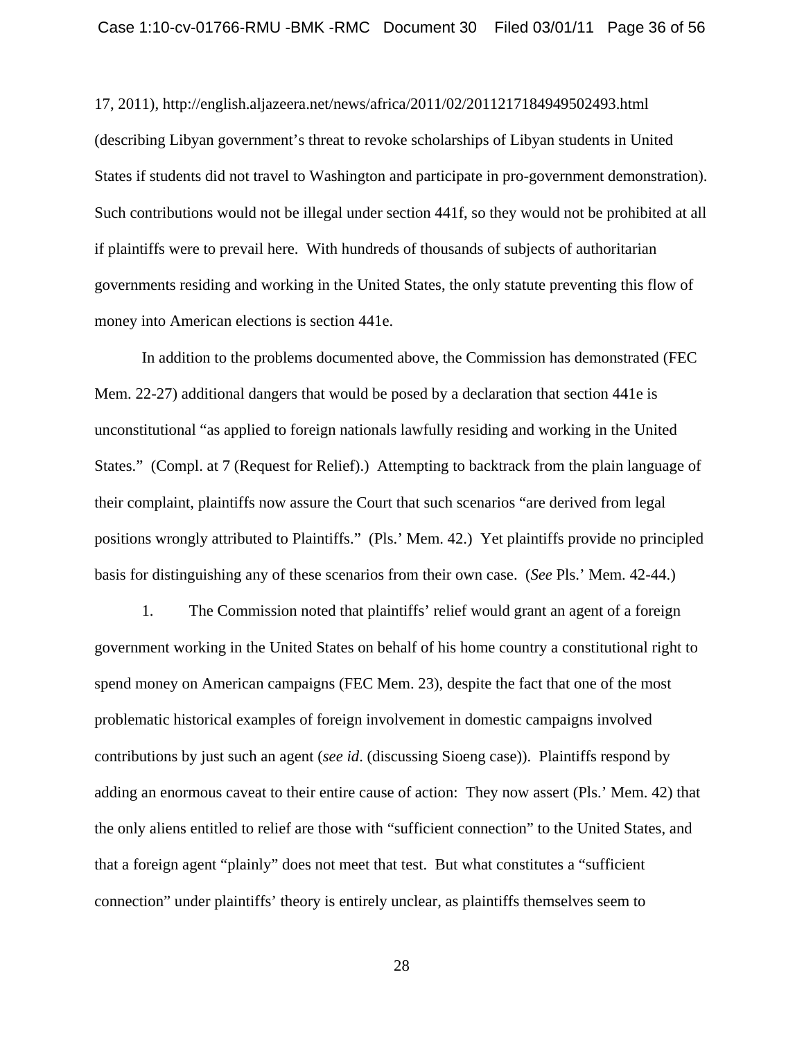17, 2011), http://english.aljazeera.net/news/africa/2011/02/2011217184949502493.html (describing Libyan government's threat to revoke scholarships of Libyan students in United States if students did not travel to Washington and participate in pro-government demonstration). Such contributions would not be illegal under section 441f, so they would not be prohibited at all if plaintiffs were to prevail here. With hundreds of thousands of subjects of authoritarian governments residing and working in the United States, the only statute preventing this flow of money into American elections is section 441e.

In addition to the problems documented above, the Commission has demonstrated (FEC Mem. 22-27) additional dangers that would be posed by a declaration that section 441e is unconstitutional "as applied to foreign nationals lawfully residing and working in the United States." (Compl. at 7 (Request for Relief).) Attempting to backtrack from the plain language of their complaint, plaintiffs now assure the Court that such scenarios "are derived from legal positions wrongly attributed to Plaintiffs." (Pls.' Mem. 42.) Yet plaintiffs provide no principled basis for distinguishing any of these scenarios from their own case. (*See* Pls.' Mem. 42-44.)

1. The Commission noted that plaintiffs' relief would grant an agent of a foreign government working in the United States on behalf of his home country a constitutional right to spend money on American campaigns (FEC Mem. 23), despite the fact that one of the most problematic historical examples of foreign involvement in domestic campaigns involved contributions by just such an agent (*see id*. (discussing Sioeng case)). Plaintiffs respond by adding an enormous caveat to their entire cause of action: They now assert (Pls.' Mem. 42) that the only aliens entitled to relief are those with "sufficient connection" to the United States, and that a foreign agent "plainly" does not meet that test. But what constitutes a "sufficient connection" under plaintiffs' theory is entirely unclear, as plaintiffs themselves seem to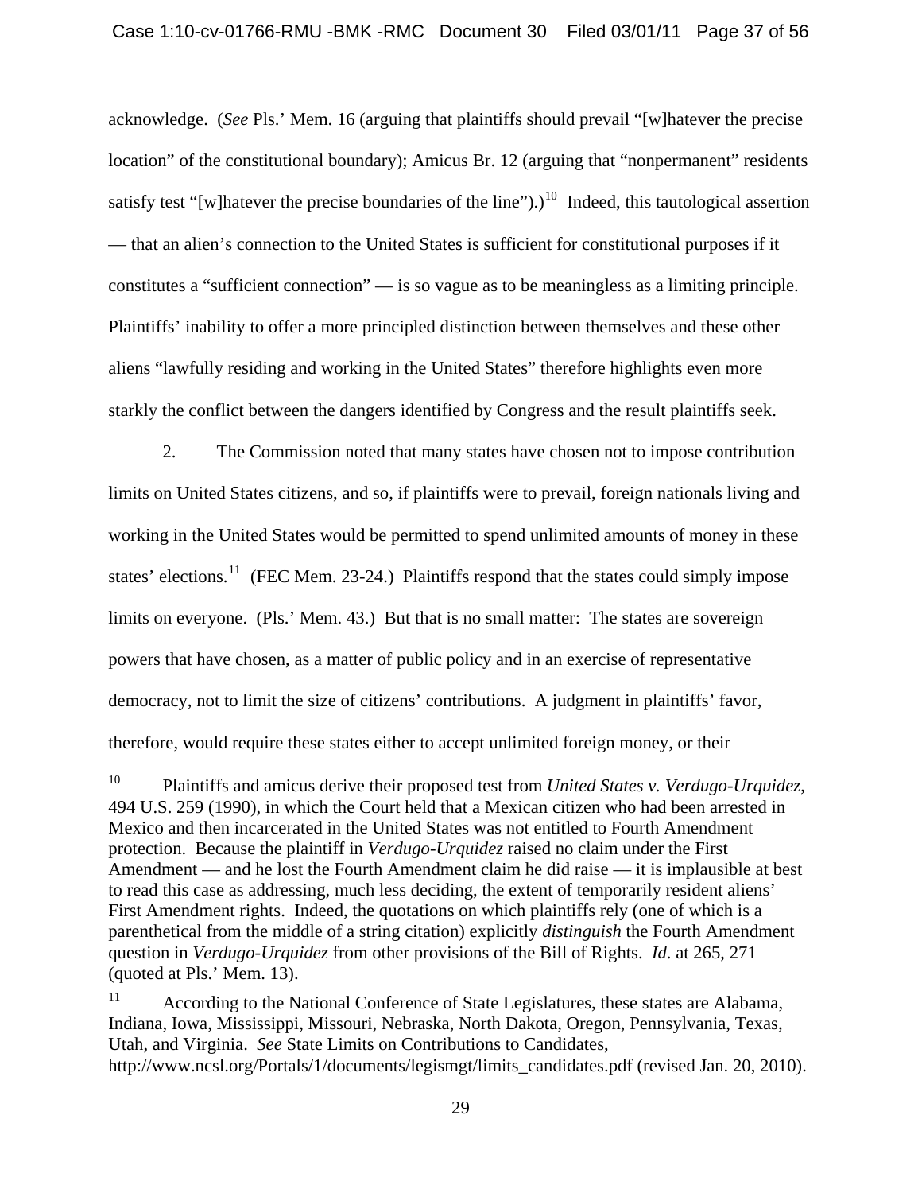acknowledge. (*See* Pls.' Mem. 16 (arguing that plaintiffs should prevail "[w]hatever the precise location" of the constitutional boundary); Amicus Br. 12 (arguing that "nonpermanent" residents satisfy test "[w]hatever the precise boundaries of the line").)[10] Indeed, this tautological assertion — that an alien's connection to the United States is sufficient for constitutional purposes if it constitutes a "sufficient connection" — is so vague as to be meaningless as a limiting principle. Plaintiffs' inability to offer a more principled distinction between themselves and these other aliens "lawfully residing and working in the United States" therefore highlights even more starkly the conflict between the dangers identified by Congress and the result plaintiffs seek.

2. The Commission noted that many states have chosen not to impose contribution limits on United States citizens, and so, if plaintiffs were to prevail, foreign nationals living and working in the United States would be permitted to spend unlimited amounts of money in these states' elections.[11] (FEC Mem. 23-24.) Plaintiffs respond that the states could simply impose limits on everyone. (Pls.' Mem. 43.) But that is no small matter: The states are sovereign powers that have chosen, as a matter of public policy and in an exercise of representative democracy, not to limit the size of citizens' contributions. A judgment in plaintiffs' favor, therefore, would require these states either to accept unlimited foreign money, or their

---

[10] Plaintiffs and amicus derive their proposed test from *United States v. Verdugo-Urquidez*, 494 U.S. 259 (1990), in which the Court held that a Mexican citizen who had been arrested in Mexico and then incarcerated in the United States was not entitled to Fourth Amendment protection. Because the plaintiff in *Verdugo-Urquidez* raised no claim under the First Amendment — and he lost the Fourth Amendment claim he did raise — it is implausible at best to read this case as addressing, much less deciding, the extent of temporarily resident aliens' First Amendment rights. Indeed, the quotations on which plaintiffs rely (one of which is a parenthetical from the middle of a string citation) explicitly *distinguish* the Fourth Amendment question in *Verdugo-Urquidez* from other provisions of the Bill of Rights. *Id.* at 265, 271 (quoted at Pls.' Mem. 13).

[11] According to the National Conference of State Legislatures, these states are Alabama, Indiana, Iowa, Mississippi, Missouri, Nebraska, North Dakota, Oregon, Pennsylvania, Texas, Utah, and Virginia. *See* State Limits on Contributions to Candidates, http://www.ncsl.org/Portals/1/documents/legismgt/limits_candidates.pdf (revised Jan. 20, 2010).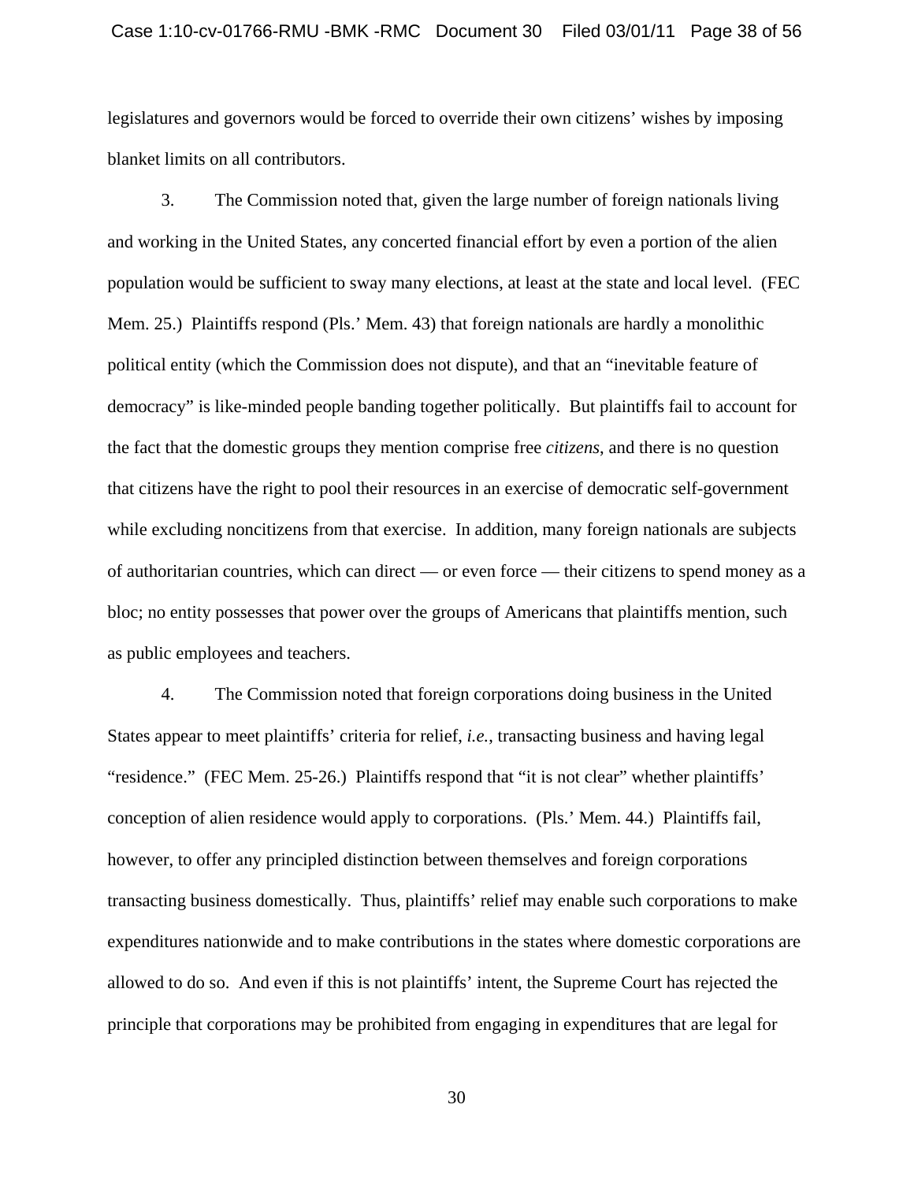legislatures and governors would be forced to override their own citizens' wishes by imposing blanket limits on all contributors.

3. The Commission noted that, given the large number of foreign nationals living and working in the United States, any concerted financial effort by even a portion of the alien population would be sufficient to sway many elections, at least at the state and local level. (FEC Mem. 25.) Plaintiffs respond (Pls.' Mem. 43) that foreign nationals are hardly a monolithic political entity (which the Commission does not dispute), and that an "inevitable feature of democracy" is like-minded people banding together politically. But plaintiffs fail to account for the fact that the domestic groups they mention comprise free *citizens*, and there is no question that citizens have the right to pool their resources in an exercise of democratic self-government while excluding noncitizens from that exercise. In addition, many foreign nationals are subjects of authoritarian countries, which can direct — or even force — their citizens to spend money as a bloc; no entity possesses that power over the groups of Americans that plaintiffs mention, such as public employees and teachers.

4. The Commission noted that foreign corporations doing business in the United States appear to meet plaintiffs' criteria for relief, *i.e.*, transacting business and having legal "residence." (FEC Mem. 25-26.) Plaintiffs respond that "it is not clear" whether plaintiffs' conception of alien residence would apply to corporations. (Pls.' Mem. 44.) Plaintiffs fail, however, to offer any principled distinction between themselves and foreign corporations transacting business domestically. Thus, plaintiffs' relief may enable such corporations to make expenditures nationwide and to make contributions in the states where domestic corporations are allowed to do so. And even if this is not plaintiffs' intent, the Supreme Court has rejected the principle that corporations may be prohibited from engaging in expenditures that are legal for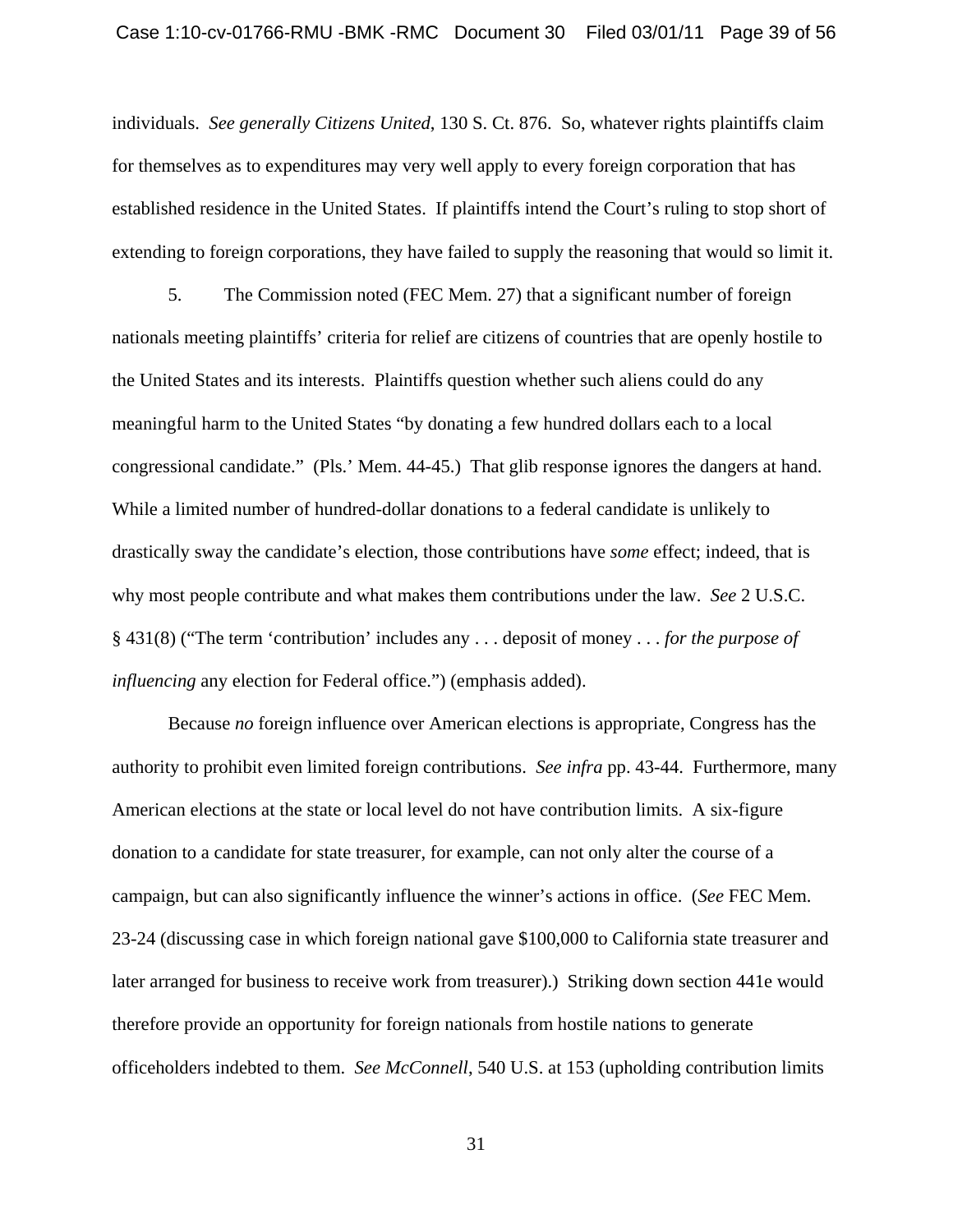individuals. *See generally Citizens United*, 130 S. Ct. 876. So, whatever rights plaintiffs claim for themselves as to expenditures may very well apply to every foreign corporation that has established residence in the United States. If plaintiffs intend the Court's ruling to stop short of extending to foreign corporations, they have failed to supply the reasoning that would so limit it.

5. The Commission noted (FEC Mem. 27) that a significant number of foreign nationals meeting plaintiffs' criteria for relief are citizens of countries that are openly hostile to the United States and its interests. Plaintiffs question whether such aliens could do any meaningful harm to the United States "by donating a few hundred dollars each to a local congressional candidate." (Pls.' Mem. 44-45.) That glib response ignores the dangers at hand. While a limited number of hundred-dollar donations to a federal candidate is unlikely to drastically sway the candidate's election, those contributions have *some* effect; indeed, that is why most people contribute and what makes them contributions under the law. *See* 2 U.S.C. § 431(8) ("The term 'contribution' includes any . . . deposit of money . . . *for the purpose of influencing* any election for Federal office.") (emphasis added).

Because *no* foreign influence over American elections is appropriate, Congress has the authority to prohibit even limited foreign contributions. *See infra* pp. 43-44. Furthermore, many American elections at the state or local level do not have contribution limits. A six-figure donation to a candidate for state treasurer, for example, can not only alter the course of a campaign, but can also significantly influence the winner's actions in office. (*See* FEC Mem. 23-24 (discussing case in which foreign national gave $100,000 to California state treasurer and later arranged for business to receive work from treasurer).) Striking down section 441e would therefore provide an opportunity for foreign nationals from hostile nations to generate officeholders indebted to them. *See McConnell*, 540 U.S. at 153 (upholding contribution limits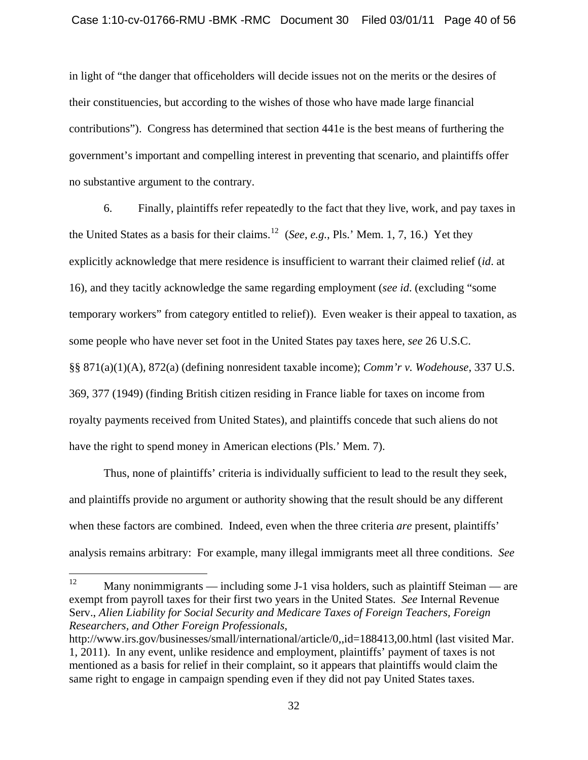in light of "the danger that officeholders will decide issues not on the merits or the desires of their constituencies, but according to the wishes of those who have made large financial contributions"). Congress has determined that section 441e is the best means of furthering the government's important and compelling interest in preventing that scenario, and plaintiffs offer no substantive argument to the contrary.

6. Finally, plaintiffs refer repeatedly to the fact that they live, work, and pay taxes in the United States as a basis for their claims.[12] (*See*, *e.g.*, Pls.' Mem. 1, 7, 16.) Yet they explicitly acknowledge that mere residence is insufficient to warrant their claimed relief (*id*. at 16), and they tacitly acknowledge the same regarding employment (*see id*. (excluding "some temporary workers" from category entitled to relief)). Even weaker is their appeal to taxation, as some people who have never set foot in the United States pay taxes here, *see* 26 U.S.C. §§ 871(a)(1)(A), 872(a) (defining nonresident taxable income); *Comm'r v. Wodehouse*, 337 U.S. 369, 377 (1949) (finding British citizen residing in France liable for taxes on income from royalty payments received from United States), and plaintiffs concede that such aliens do not have the right to spend money in American elections (Pls.' Mem. 7).

Thus, none of plaintiffs' criteria is individually sufficient to lead to the result they seek, and plaintiffs provide no argument or authority showing that the result should be any different when these factors are combined. Indeed, even when the three criteria *are* present, plaintiffs' analysis remains arbitrary: For example, many illegal immigrants meet all three conditions. *See*

[12] Many nonimmigrants — including some J-1 visa holders, such as plaintiff Steiman — are exempt from payroll taxes for their first two years in the United States. *See* Internal Revenue Serv., *Alien Liability for Social Security and Medicare Taxes of Foreign Teachers, Foreign Researchers, and Other Foreign Professionals*, http://www.irs.gov/businesses/small/international/article/0,,id=188413,00.html (last visited Mar. 1, 2011). In any event, unlike residence and employment, plaintiffs' payment of taxes is not mentioned as a basis for relief in their complaint, so it appears that plaintiffs would claim the same right to engage in campaign spending even if they did not pay United States taxes.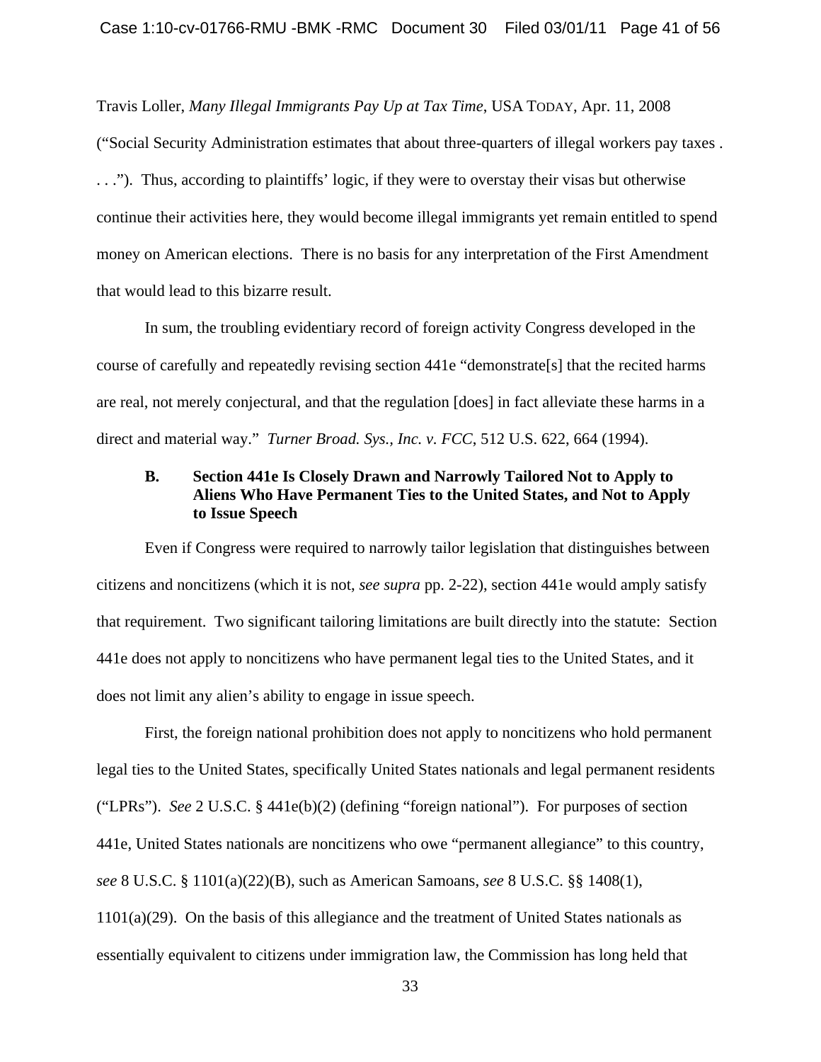Travis Loller, *Many Illegal Immigrants Pay Up at Tax Time*, USA TODAY, Apr. 11, 2008 ("Social Security Administration estimates that about three-quarters of illegal workers pay taxes . . . ."). Thus, according to plaintiffs' logic, if they were to overstay their visas but otherwise continue their activities here, they would become illegal immigrants yet remain entitled to spend money on American elections. There is no basis for any interpretation of the First Amendment that would lead to this bizarre result.

In sum, the troubling evidentiary record of foreign activity Congress developed in the course of carefully and repeatedly revising section 441e "demonstrate[s] that the recited harms are real, not merely conjectural, and that the regulation [does] in fact alleviate these harms in a direct and material way." *Turner Broad. Sys., Inc. v. FCC*, 512 U.S. 622, 664 (1994).

### B. Section 441e Is Closely Drawn and Narrowly Tailored Not to Apply to Aliens Who Have Permanent Ties to the United States, and Not to Apply to Issue Speech

Even if Congress were required to narrowly tailor legislation that distinguishes between citizens and noncitizens (which it is not, *see supra* pp. 2-22), section 441e would amply satisfy that requirement. Two significant tailoring limitations are built directly into the statute: Section 441e does not apply to noncitizens who have permanent legal ties to the United States, and it does not limit any alien's ability to engage in issue speech.

First, the foreign national prohibition does not apply to noncitizens who hold permanent legal ties to the United States, specifically United States nationals and legal permanent residents ("LPRs"). *See* 2 U.S.C. § 441e(b)(2) (defining "foreign national"). For purposes of section 441e, United States nationals are noncitizens who owe "permanent allegiance" to this country, *see* 8 U.S.C. § 1101(a)(22)(B), such as American Samoans, *see* 8 U.S.C. §§ 1408(1), 1101(a)(29). On the basis of this allegiance and the treatment of United States nationals as essentially equivalent to citizens under immigration law, the Commission has long held that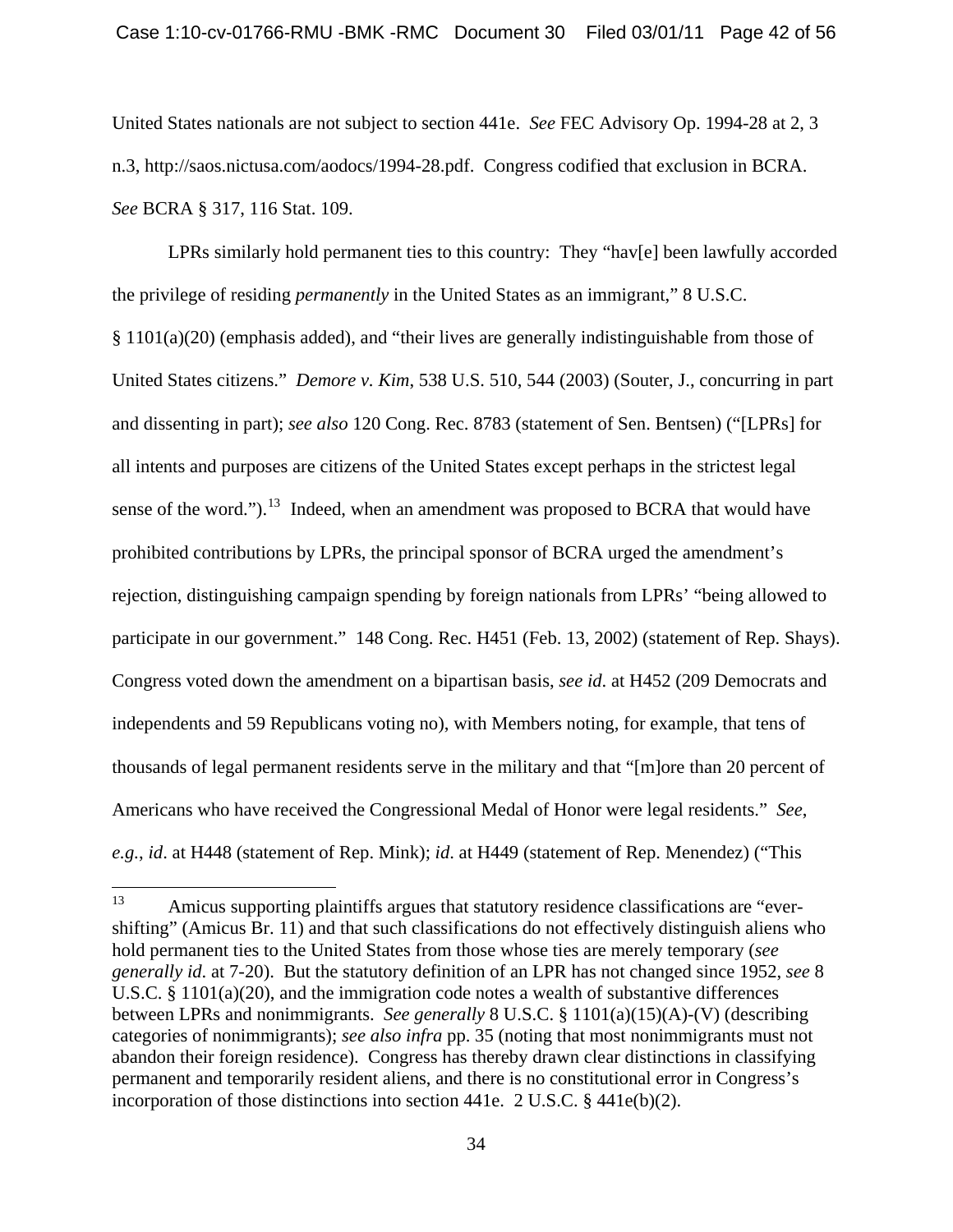United States nationals are not subject to section 441e. *See* FEC Advisory Op. 1994-28 at 2, 3 n.3, http://saos.nictusa.com/aodocs/1994-28.pdf. Congress codified that exclusion in BCRA. *See* BCRA § 317, 116 Stat. 109.

LPRs similarly hold permanent ties to this country: They "hav[e] been lawfully accorded the privilege of residing *permanently* in the United States as an immigrant," 8 U.S.C. § 1101(a)(20) (emphasis added), and "their lives are generally indistinguishable from those of United States citizens." *Demore v. Kim*, 538 U.S. 510, 544 (2003) (Souter, J., concurring in part and dissenting in part); *see also* 120 Cong. Rec. 8783 (statement of Sen. Bentsen) ("[LPRs] for all intents and purposes are citizens of the United States except perhaps in the strictest legal sense of the word.").[13] Indeed, when an amendment was proposed to BCRA that would have prohibited contributions by LPRs, the principal sponsor of BCRA urged the amendment's rejection, distinguishing campaign spending by foreign nationals from LPRs' "being allowed to participate in our government." 148 Cong. Rec. H451 (Feb. 13, 2002) (statement of Rep. Shays). Congress voted down the amendment on a bipartisan basis, *see id*. at H452 (209 Democrats and independents and 59 Republicans voting no), with Members noting, for example, that tens of thousands of legal permanent residents serve in the military and that "[m]ore than 20 percent of Americans who have received the Congressional Medal of Honor were legal residents." *See, e.g.*, *id*. at H448 (statement of Rep. Mink); *id*. at H449 (statement of Rep. Menendez) ("This

---

[13] Amicus supporting plaintiffs argues that statutory residence classifications are "ever-shifting" (Amicus Br. 11) and that such classifications do not effectively distinguish aliens who hold permanent ties to the United States from those whose ties are merely temporary (*see generally id*. at 7-20). But the statutory definition of an LPR has not changed since 1952, *see* 8 U.S.C. § 1101(a)(20), and the immigration code notes a wealth of substantive differences between LPRs and nonimmigrants. *See generally* 8 U.S.C. § 1101(a)(15)(A)-(V) (describing categories of nonimmigrants); *see also infra* pp. 35 (noting that most nonimmigrants must not abandon their foreign residence). Congress has thereby drawn clear distinctions in classifying permanent and temporarily resident aliens, and there is no constitutional error in Congress's incorporation of those distinctions into section 441e. 2 U.S.C. § 441e(b)(2).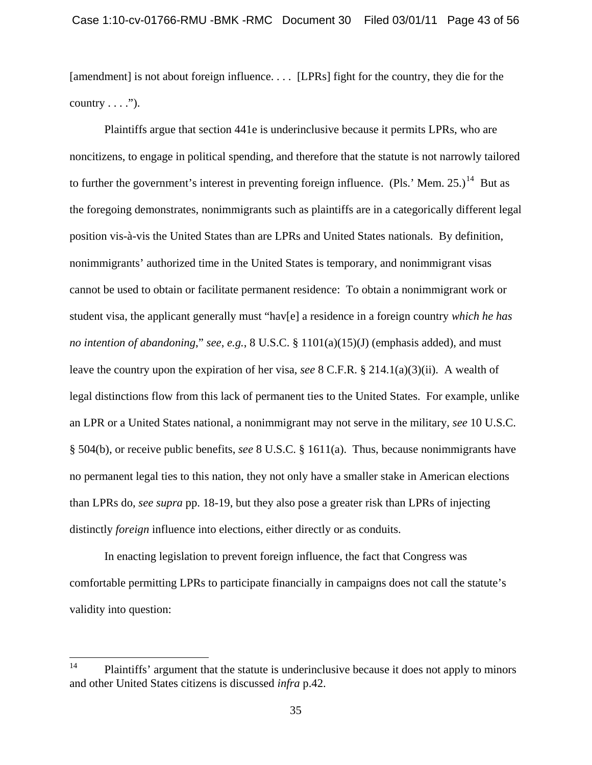[amendment] is not about foreign influence. . . . [LPRs] fight for the country, they die for the country . . . .").

Plaintiffs argue that section 441e is underinclusive because it permits LPRs, who are noncitizens, to engage in political spending, and therefore that the statute is not narrowly tailored to further the government's interest in preventing foreign influence. (Pls.' Mem. 25.)[14] But as the foregoing demonstrates, nonimmigrants such as plaintiffs are in a categorically different legal position vis-à-vis the United States than are LPRs and United States nationals. By definition, nonimmigrants' authorized time in the United States is temporary, and nonimmigrant visas cannot be used to obtain or facilitate permanent residence: To obtain a nonimmigrant work or student visa, the applicant generally must "hav[e] a residence in a foreign country *which he has no intention of abandoning*," *see*, *e.g.*, 8 U.S.C. § 1101(a)(15)(J) (emphasis added), and must leave the country upon the expiration of her visa, *see* 8 C.F.R. § 214.1(a)(3)(ii). A wealth of legal distinctions flow from this lack of permanent ties to the United States. For example, unlike an LPR or a United States national, a nonimmigrant may not serve in the military, *see* 10 U.S.C. § 504(b), or receive public benefits, *see* 8 U.S.C. § 1611(a). Thus, because nonimmigrants have no permanent legal ties to this nation, they not only have a smaller stake in American elections than LPRs do, *see supra* pp. 18-19, but they also pose a greater risk than LPRs of injecting distinctly *foreign* influence into elections, either directly or as conduits.

In enacting legislation to prevent foreign influence, the fact that Congress was comfortable permitting LPRs to participate financially in campaigns does not call the statute's validity into question:

---

[14] Plaintiffs' argument that the statute is underinclusive because it does not apply to minors and other United States citizens is discussed *infra* p.42.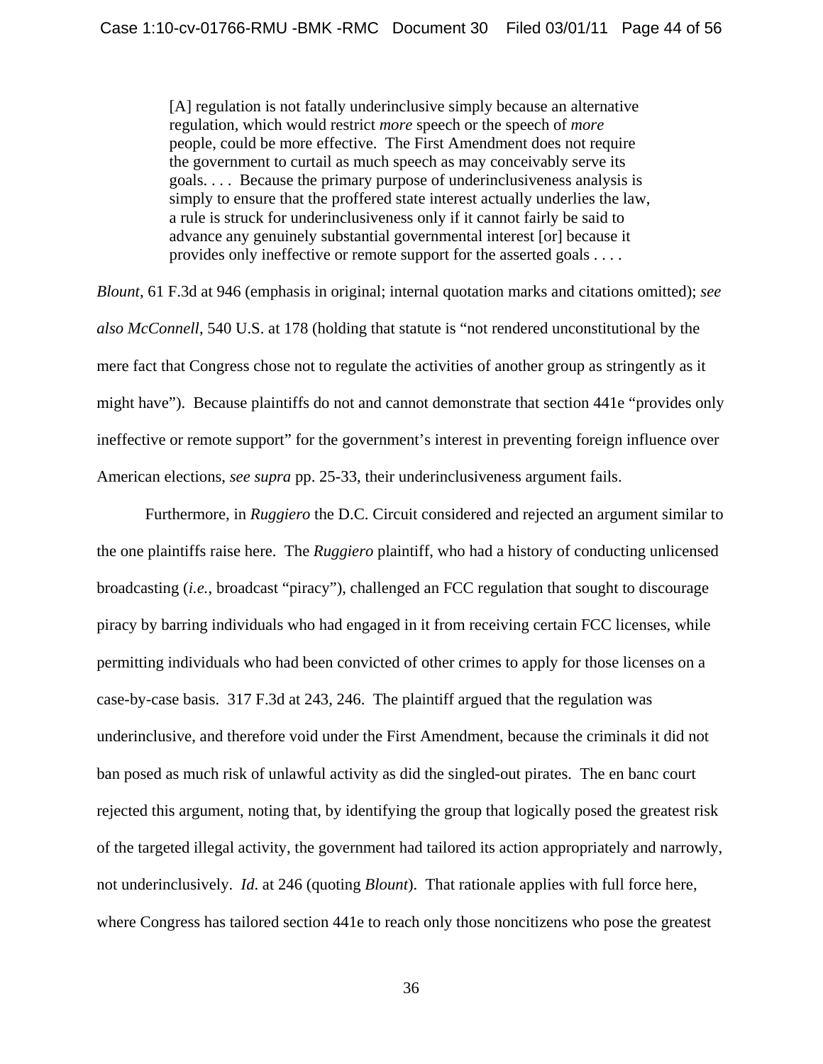> [A] regulation is not fatally underinclusive simply because an alternative regulation, which would restrict *more* speech or the speech of *more* people, could be more effective. The First Amendment does not require the government to curtail as much speech as may conceivably serve its goals. . . . Because the primary purpose of underinclusiveness analysis is simply to ensure that the proffered state interest actually underlies the law, a rule is struck for underinclusiveness only if it cannot fairly be said to advance any genuinely substantial governmental interest [or] because it provides only ineffective or remote support for the asserted goals . . . .

*Blount*, 61 F.3d at 946 (emphasis in original; internal quotation marks and citations omitted); *see also McConnell*, 540 U.S. at 178 (holding that statute is "not rendered unconstitutional by the mere fact that Congress chose not to regulate the activities of another group as stringently as it might have"). Because plaintiffs do not and cannot demonstrate that section 441e "provides only ineffective or remote support" for the government's interest in preventing foreign influence over American elections, *see supra* pp. 25-33, their underinclusiveness argument fails.

Furthermore, in *Ruggiero* the D.C. Circuit considered and rejected an argument similar to the one plaintiffs raise here. The *Ruggiero* plaintiff, who had a history of conducting unlicensed broadcasting (*i.e.*, broadcast "piracy"), challenged an FCC regulation that sought to discourage piracy by barring individuals who had engaged in it from receiving certain FCC licenses, while permitting individuals who had been convicted of other crimes to apply for those licenses on a case-by-case basis. 317 F.3d at 243, 246. The plaintiff argued that the regulation was underinclusive, and therefore void under the First Amendment, because the criminals it did not ban posed as much risk of unlawful activity as did the singled-out pirates. The en banc court rejected this argument, noting that, by identifying the group that logically posed the greatest risk of the targeted illegal activity, the government had tailored its action appropriately and narrowly, not underinclusively. *Id*. at 246 (quoting *Blount*). That rationale applies with full force here, where Congress has tailored section 441e to reach only those noncitizens who pose the greatest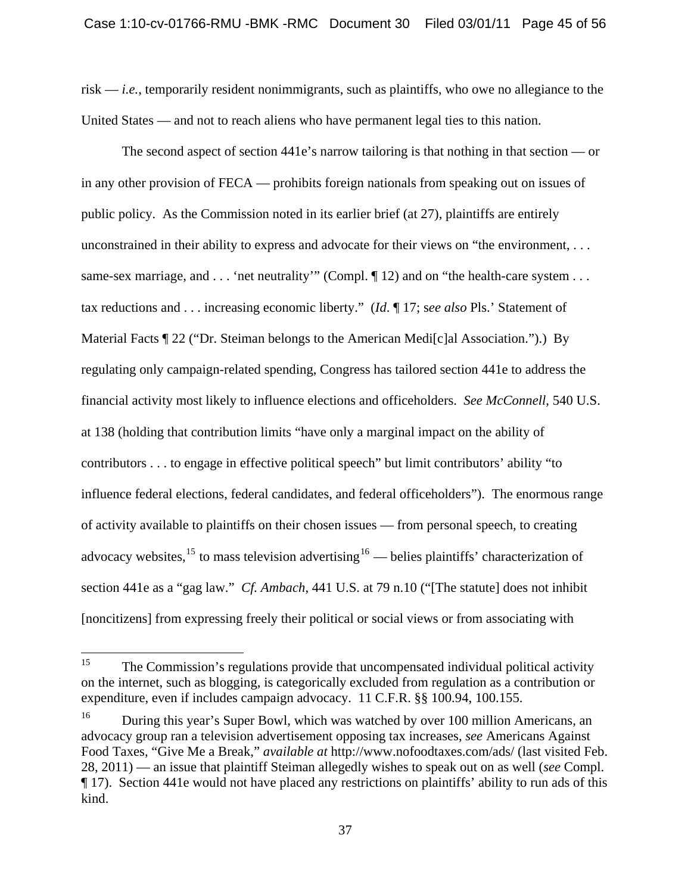risk — *i.e.*, temporarily resident nonimmigrants, such as plaintiffs, who owe no allegiance to the United States — and not to reach aliens who have permanent legal ties to this nation.

The second aspect of section 441e's narrow tailoring is that nothing in that section — or in any other provision of FECA — prohibits foreign nationals from speaking out on issues of public policy. As the Commission noted in its earlier brief (at 27), plaintiffs are entirely unconstrained in their ability to express and advocate for their views on "the environment, . . . same-sex marriage, and . . . 'net neutrality'" (Compl. ¶ 12) and on "the health-care system . . . tax reductions and . . . increasing economic liberty." (*Id*. ¶ 17; *see also* Pls.' Statement of Material Facts ¶ 22 ("Dr. Steiman belongs to the American Medi[c]al Association.").) By regulating only campaign-related spending, Congress has tailored section 441e to address the financial activity most likely to influence elections and officeholders. *See McConnell*, 540 U.S. at 138 (holding that contribution limits "have only a marginal impact on the ability of contributors . . . to engage in effective political speech" but limit contributors' ability "to influence federal elections, federal candidates, and federal officeholders"). The enormous range of activity available to plaintiffs on their chosen issues — from personal speech, to creating advocacy websites,[15] to mass television advertising[16] — belies plaintiffs' characterization of section 441e as a "gag law." *Cf. Ambach*, 441 U.S. at 79 n.10 ("[The statute] does not inhibit [noncitizens] from expressing freely their political or social views or from associating with

---

[15] The Commission's regulations provide that uncompensated individual political activity on the internet, such as blogging, is categorically excluded from regulation as a contribution or expenditure, even if includes campaign advocacy. 11 C.F.R. §§ 100.94, 100.155.

[16] During this year's Super Bowl, which was watched by over 100 million Americans, an advocacy group ran a television advertisement opposing tax increases, *see* Americans Against Food Taxes, "Give Me a Break," *available at* http://www.nofoodtaxes.com/ads/ (last visited Feb. 28, 2011) — an issue that plaintiff Steiman allegedly wishes to speak out on as well (*see* Compl. ¶ 17). Section 441e would not have placed any restrictions on plaintiffs' ability to run ads of this kind.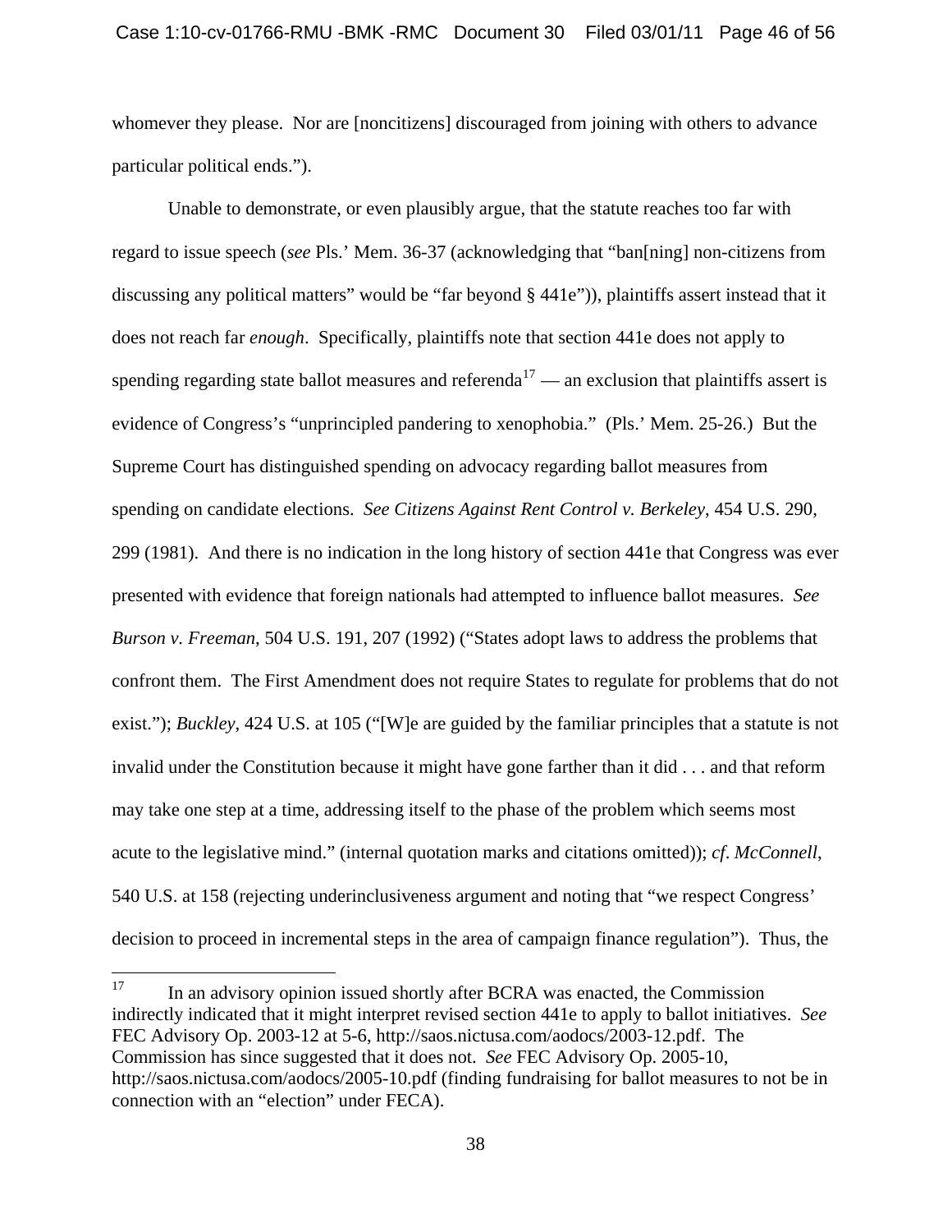whomever they please. Nor are [noncitizens] discouraged from joining with others to advance particular political ends.").

Unable to demonstrate, or even plausibly argue, that the statute reaches too far with regard to issue speech (*see* Pls.' Mem. 36-37 (acknowledging that "ban[ning] non-citizens from discussing any political matters" would be "far beyond § 441e")), plaintiffs assert instead that it does not reach far *enough*. Specifically, plaintiffs note that section 441e does not apply to spending regarding state ballot measures and referenda[17] — an exclusion that plaintiffs assert is evidence of Congress's "unprincipled pandering to xenophobia." (Pls.' Mem. 25-26.) But the Supreme Court has distinguished spending on advocacy regarding ballot measures from spending on candidate elections. *See Citizens Against Rent Control v. Berkeley*, 454 U.S. 290, 299 (1981). And there is no indication in the long history of section 441e that Congress was ever presented with evidence that foreign nationals had attempted to influence ballot measures. *See Burson v. Freeman*, 504 U.S. 191, 207 (1992) ("States adopt laws to address the problems that confront them. The First Amendment does not require States to regulate for problems that do not exist."); *Buckley*, 424 U.S. at 105 ("[W]e are guided by the familiar principles that a statute is not invalid under the Constitution because it might have gone farther than it did . . . and that reform may take one step at a time, addressing itself to the phase of the problem which seems most acute to the legislative mind." (internal quotation marks and citations omitted)); *cf*. *McConnell*, 540 U.S. at 158 (rejecting underinclusiveness argument and noting that "we respect Congress' decision to proceed in incremental steps in the area of campaign finance regulation"). Thus, the

---

[17] In an advisory opinion issued shortly after BCRA was enacted, the Commission indirectly indicated that it might interpret revised section 441e to apply to ballot initiatives. *See* FEC Advisory Op. 2003-12 at 5-6, http://saos.nictusa.com/aodocs/2003-12.pdf. The Commission has since suggested that it does not. *See* FEC Advisory Op. 2005-10, http://saos.nictusa.com/aodocs/2005-10.pdf (finding fundraising for ballot measures to not be in connection with an "election" under FECA).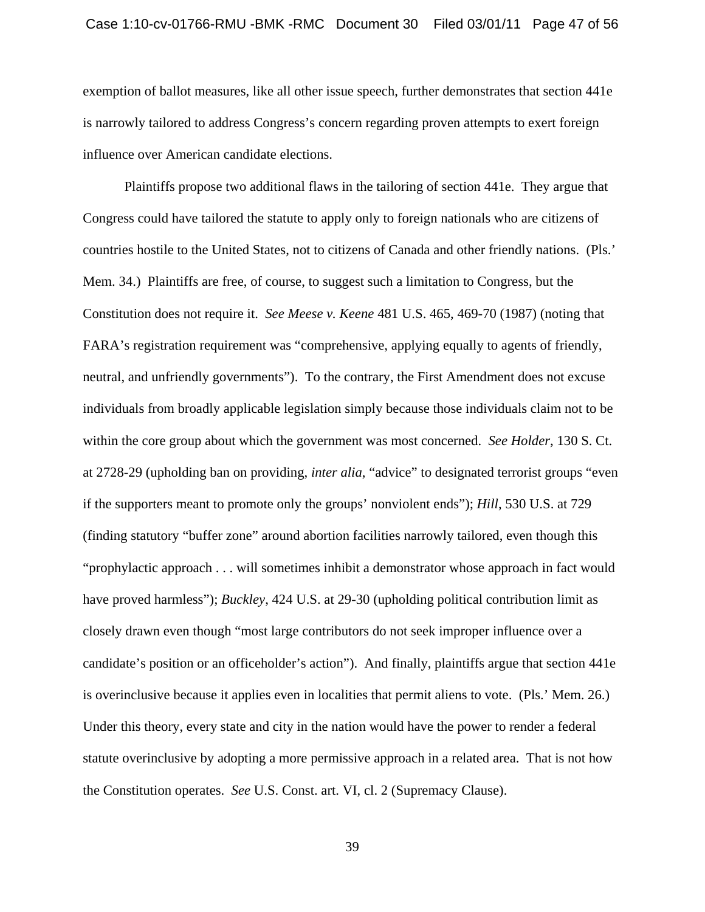exemption of ballot measures, like all other issue speech, further demonstrates that section 441e is narrowly tailored to address Congress's concern regarding proven attempts to exert foreign influence over American candidate elections.

Plaintiffs propose two additional flaws in the tailoring of section 441e. They argue that Congress could have tailored the statute to apply only to foreign nationals who are citizens of countries hostile to the United States, not to citizens of Canada and other friendly nations. (Pls.' Mem. 34.) Plaintiffs are free, of course, to suggest such a limitation to Congress, but the Constitution does not require it. *See Meese v. Keene* 481 U.S. 465, 469-70 (1987) (noting that FARA's registration requirement was "comprehensive, applying equally to agents of friendly, neutral, and unfriendly governments"). To the contrary, the First Amendment does not excuse individuals from broadly applicable legislation simply because those individuals claim not to be within the core group about which the government was most concerned. *See Holder*, 130 S. Ct. at 2728-29 (upholding ban on providing, *inter alia*, "advice" to designated terrorist groups "even if the supporters meant to promote only the groups' nonviolent ends"); *Hill*, 530 U.S. at 729 (finding statutory "buffer zone" around abortion facilities narrowly tailored, even though this "prophylactic approach . . . will sometimes inhibit a demonstrator whose approach in fact would have proved harmless"); *Buckley*, 424 U.S. at 29-30 (upholding political contribution limit as closely drawn even though "most large contributors do not seek improper influence over a candidate's position or an officeholder's action"). And finally, plaintiffs argue that section 441e is overinclusive because it applies even in localities that permit aliens to vote. (Pls.' Mem. 26.) Under this theory, every state and city in the nation would have the power to render a federal statute overinclusive by adopting a more permissive approach in a related area. That is not how the Constitution operates. *See* U.S. Const. art. VI, cl. 2 (Supremacy Clause).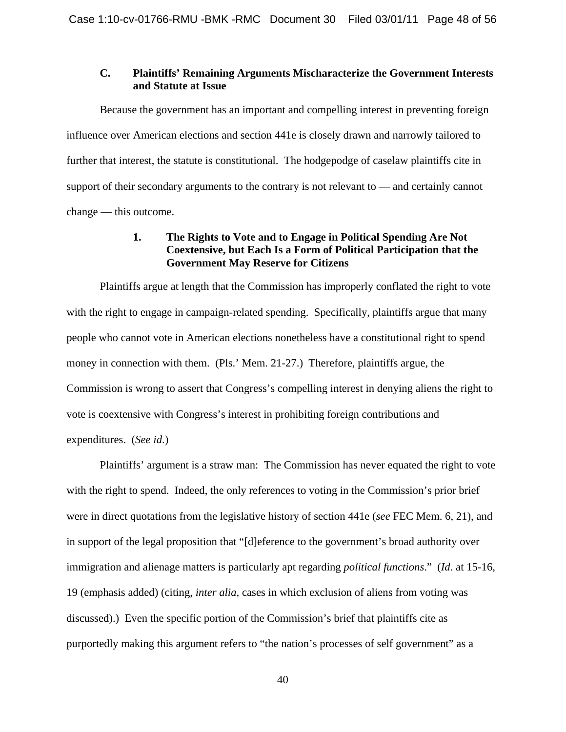### C. Plaintiffs' Remaining Arguments Mischaracterize the Government Interests and Statute at Issue

Because the government has an important and compelling interest in preventing foreign influence over American elections and section 441e is closely drawn and narrowly tailored to further that interest, the statute is constitutional. The hodgepodge of caselaw plaintiffs cite in support of their secondary arguments to the contrary is not relevant to — and certainly cannot change — this outcome.

#### 1. The Rights to Vote and to Engage in Political Spending Are Not Coextensive, but Each Is a Form of Political Participation that the Government May Reserve for Citizens

Plaintiffs argue at length that the Commission has improperly conflated the right to vote with the right to engage in campaign-related spending. Specifically, plaintiffs argue that many people who cannot vote in American elections nonetheless have a constitutional right to spend money in connection with them. (Pls.' Mem. 21-27.) Therefore, plaintiffs argue, the Commission is wrong to assert that Congress's compelling interest in denying aliens the right to vote is coextensive with Congress's interest in prohibiting foreign contributions and expenditures. (*See id*.)

Plaintiffs' argument is a straw man: The Commission has never equated the right to vote with the right to spend. Indeed, the only references to voting in the Commission's prior brief were in direct quotations from the legislative history of section 441e (*see* FEC Mem. 6, 21), and in support of the legal proposition that "[d]eference to the government's broad authority over immigration and alienage matters is particularly apt regarding *political functions*." (*Id*. at 15-16, 19 (emphasis added) (citing, *inter alia*, cases in which exclusion of aliens from voting was discussed).) Even the specific portion of the Commission's brief that plaintiffs cite as purportedly making this argument refers to "the nation's processes of self government" as a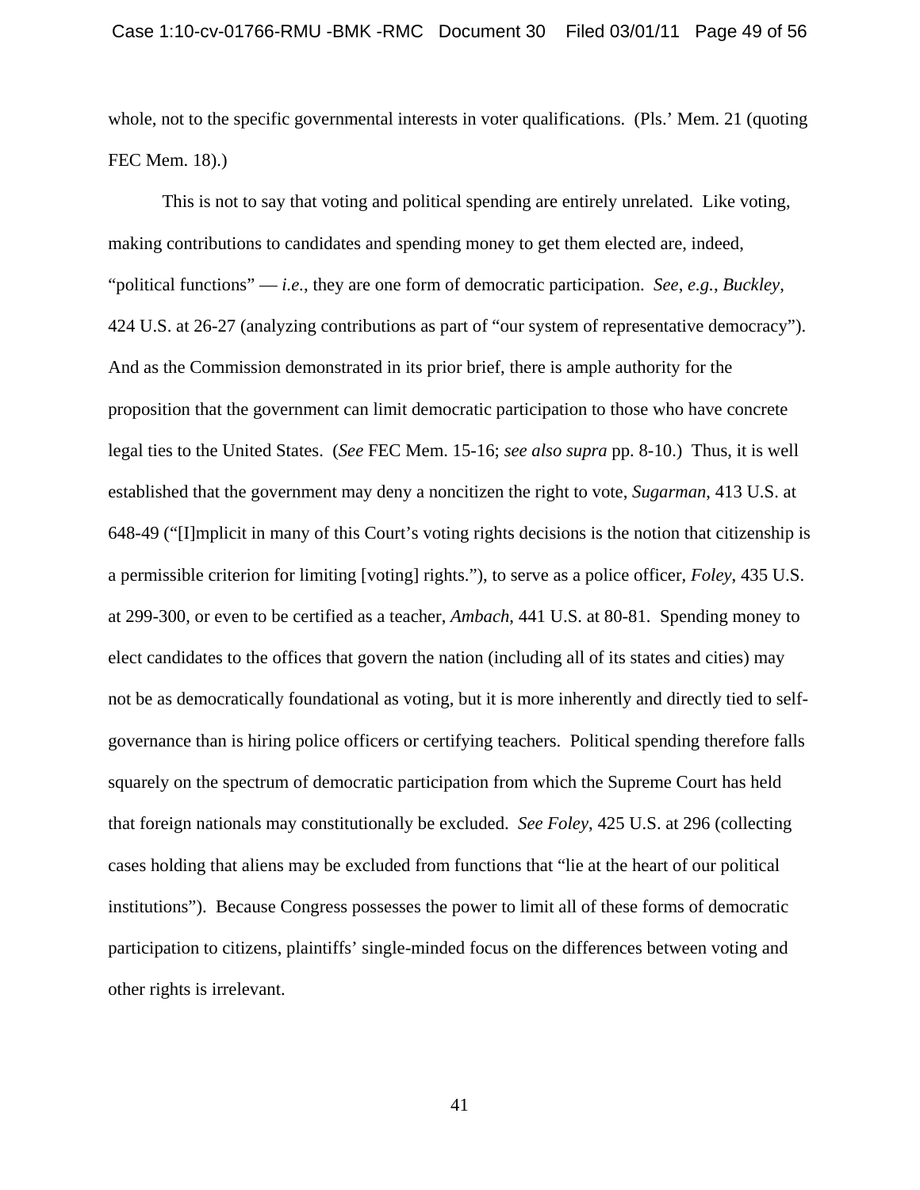whole, not to the specific governmental interests in voter qualifications. (Pls.' Mem. 21 (quoting FEC Mem. 18).)

This is not to say that voting and political spending are entirely unrelated. Like voting, making contributions to candidates and spending money to get them elected are, indeed, "political functions" — *i.e.*, they are one form of democratic participation. *See*, *e.g.*, *Buckley*, 424 U.S. at 26-27 (analyzing contributions as part of "our system of representative democracy"). And as the Commission demonstrated in its prior brief, there is ample authority for the proposition that the government can limit democratic participation to those who have concrete legal ties to the United States. (*See* FEC Mem. 15-16; *see also supra* pp. 8-10.) Thus, it is well established that the government may deny a noncitizen the right to vote, *Sugarman*, 413 U.S. at 648-49 ("[I]mplicit in many of this Court's voting rights decisions is the notion that citizenship is a permissible criterion for limiting [voting] rights."), to serve as a police officer, *Foley*, 435 U.S. at 299-300, or even to be certified as a teacher, *Ambach*, 441 U.S. at 80-81. Spending money to elect candidates to the offices that govern the nation (including all of its states and cities) may not be as democratically foundational as voting, but it is more inherently and directly tied to self-governance than is hiring police officers or certifying teachers. Political spending therefore falls squarely on the spectrum of democratic participation from which the Supreme Court has held that foreign nationals may constitutionally be excluded. *See Foley*, 425 U.S. at 296 (collecting cases holding that aliens may be excluded from functions that "lie at the heart of our political institutions"). Because Congress possesses the power to limit all of these forms of democratic participation to citizens, plaintiffs' single-minded focus on the differences between voting and other rights is irrelevant.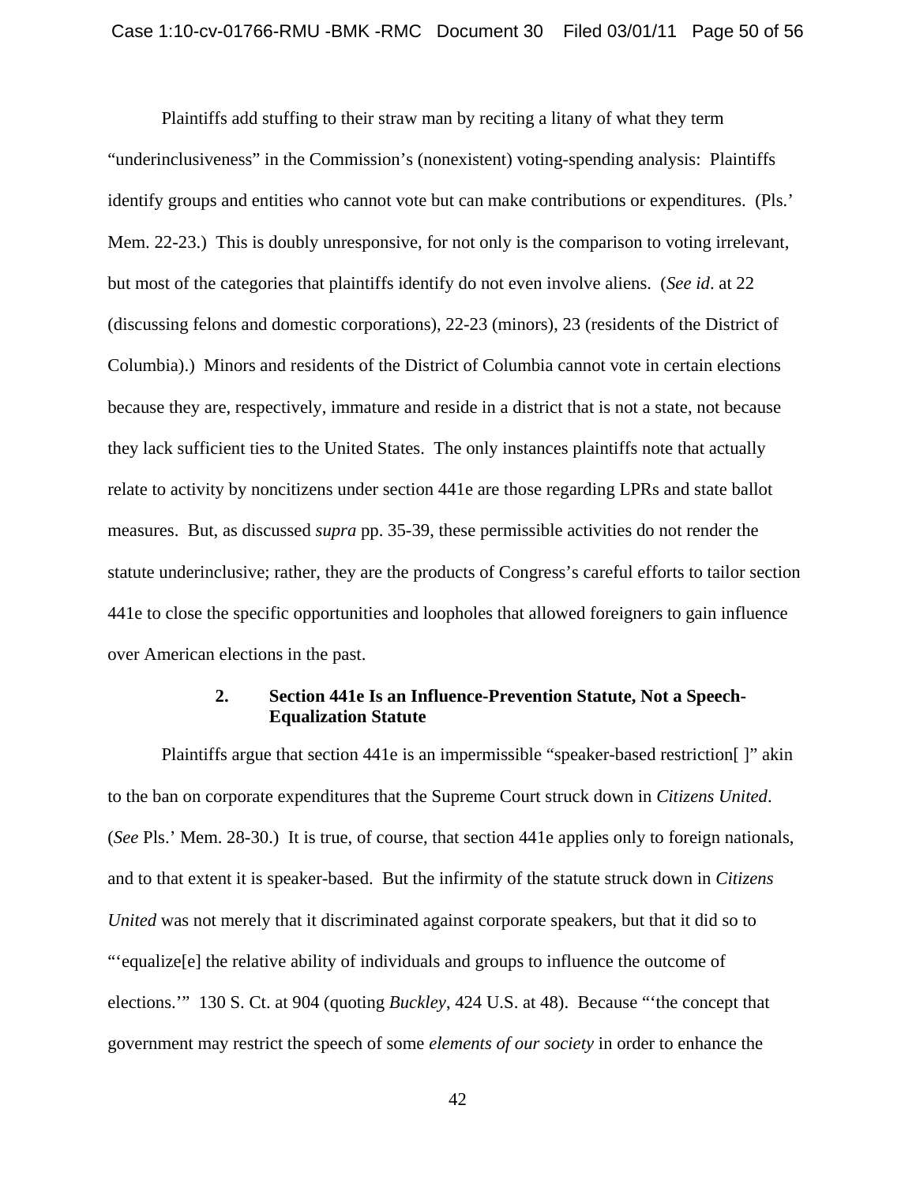Plaintiffs add stuffing to their straw man by reciting a litany of what they term "underinclusiveness" in the Commission's (nonexistent) voting-spending analysis: Plaintiffs identify groups and entities who cannot vote but can make contributions or expenditures. (Pls.' Mem. 22-23.) This is doubly unresponsive, for not only is the comparison to voting irrelevant, but most of the categories that plaintiffs identify do not even involve aliens. (*See id*. at 22 (discussing felons and domestic corporations), 22-23 (minors), 23 (residents of the District of Columbia).) Minors and residents of the District of Columbia cannot vote in certain elections because they are, respectively, immature and reside in a district that is not a state, not because they lack sufficient ties to the United States. The only instances plaintiffs note that actually relate to activity by noncitizens under section 441e are those regarding LPRs and state ballot measures. But, as discussed *supra* pp. 35-39, these permissible activities do not render the statute underinclusive; rather, they are the products of Congress's careful efforts to tailor section 441e to close the specific opportunities and loopholes that allowed foreigners to gain influence over American elections in the past.

### 2. Section 441e Is an Influence-Prevention Statute, Not a Speech-Equalization Statute

Plaintiffs argue that section 441e is an impermissible "speaker-based restriction[ ]" akin to the ban on corporate expenditures that the Supreme Court struck down in *Citizens United*. (*See* Pls.' Mem. 28-30.) It is true, of course, that section 441e applies only to foreign nationals, and to that extent it is speaker-based. But the infirmity of the statute struck down in *Citizens United* was not merely that it discriminated against corporate speakers, but that it did so to "'equalize[e] the relative ability of individuals and groups to influence the outcome of elections.'" 130 S. Ct. at 904 (quoting *Buckley*, 424 U.S. at 48). Because "'the concept that government may restrict the speech of some *elements of our society* in order to enhance the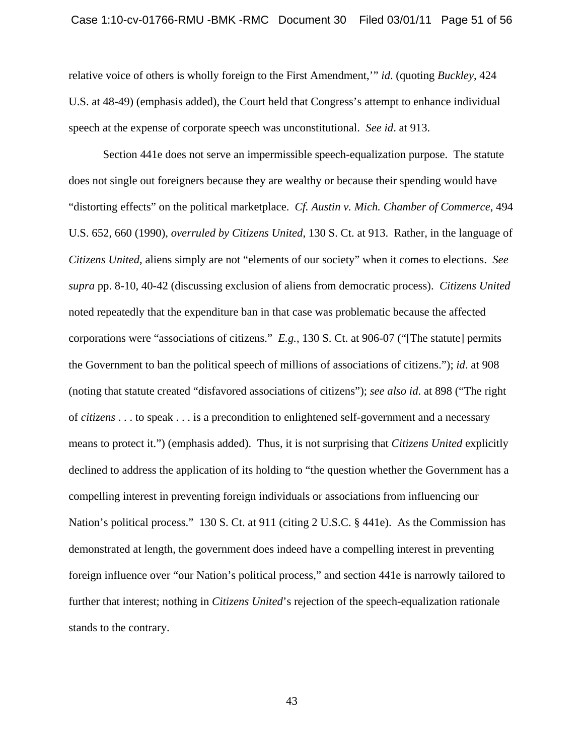relative voice of others is wholly foreign to the First Amendment,'" *id*. (quoting *Buckley*, 424 U.S. at 48-49) (emphasis added), the Court held that Congress's attempt to enhance individual speech at the expense of corporate speech was unconstitutional. *See id*. at 913.

Section 441e does not serve an impermissible speech-equalization purpose. The statute does not single out foreigners because they are wealthy or because their spending would have "distorting effects" on the political marketplace. *Cf. Austin v. Mich. Chamber of Commerce*, 494 U.S. 652, 660 (1990), *overruled by Citizens United*, 130 S. Ct. at 913. Rather, in the language of *Citizens United*, aliens simply are not "elements of our society" when it comes to elections. *See supra* pp. 8-10, 40-42 (discussing exclusion of aliens from democratic process). *Citizens United* noted repeatedly that the expenditure ban in that case was problematic because the affected corporations were "associations of citizens." *E.g.*, 130 S. Ct. at 906-07 ("[The statute] permits the Government to ban the political speech of millions of associations of citizens."); *id*. at 908 (noting that statute created "disfavored associations of citizens"); *see also id*. at 898 ("The right of *citizens* . . . to speak . . . is a precondition to enlightened self-government and a necessary means to protect it.") (emphasis added). Thus, it is not surprising that *Citizens United* explicitly declined to address the application of its holding to "the question whether the Government has a compelling interest in preventing foreign individuals or associations from influencing our Nation's political process." 130 S. Ct. at 911 (citing 2 U.S.C. § 441e). As the Commission has demonstrated at length, the government does indeed have a compelling interest in preventing foreign influence over "our Nation's political process," and section 441e is narrowly tailored to further that interest; nothing in *Citizens United*'s rejection of the speech-equalization rationale stands to the contrary.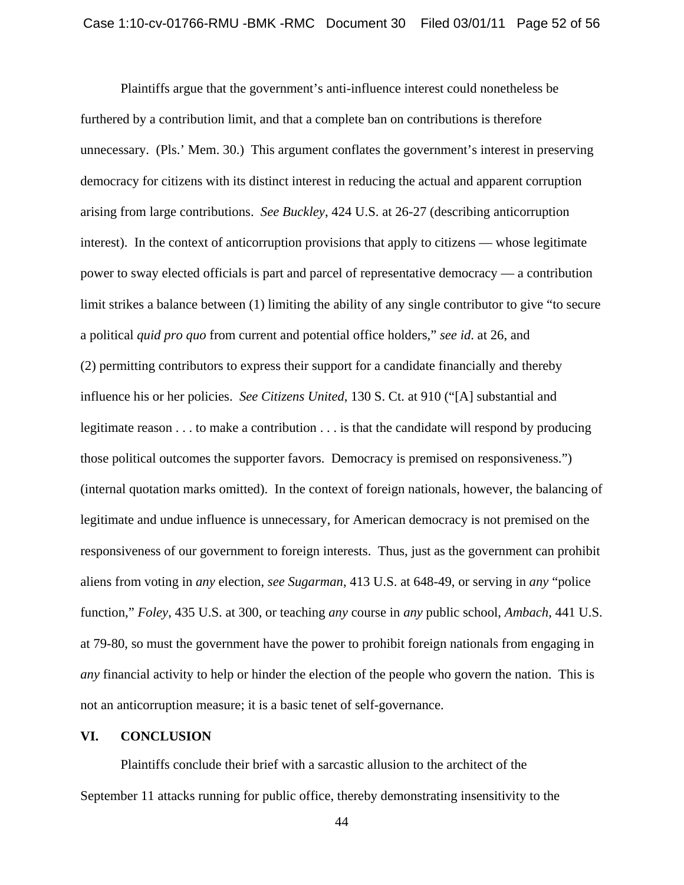Plaintiffs argue that the government's anti-influence interest could nonetheless be furthered by a contribution limit, and that a complete ban on contributions is therefore unnecessary. (Pls.' Mem. 30.) This argument conflates the government's interest in preserving democracy for citizens with its distinct interest in reducing the actual and apparent corruption arising from large contributions. *See Buckley*, 424 U.S. at 26-27 (describing anticorruption interest). In the context of anticorruption provisions that apply to citizens — whose legitimate power to sway elected officials is part and parcel of representative democracy — a contribution limit strikes a balance between (1) limiting the ability of any single contributor to give "to secure a political *quid pro quo* from current and potential office holders," *see id.* at 26, and (2) permitting contributors to express their support for a candidate financially and thereby influence his or her policies. *See Citizens United*, 130 S. Ct. at 910 ("[A] substantial and legitimate reason . . . to make a contribution . . . is that the candidate will respond by producing those political outcomes the supporter favors. Democracy is premised on responsiveness.") (internal quotation marks omitted). In the context of foreign nationals, however, the balancing of legitimate and undue influence is unnecessary, for American democracy is not premised on the responsiveness of our government to foreign interests. Thus, just as the government can prohibit aliens from voting in *any* election, *see Sugarman*, 413 U.S. at 648-49, or serving in *any* "police function," *Foley*, 435 U.S. at 300, or teaching *any* course in *any* public school, *Ambach*, 441 U.S. at 79-80, so must the government have the power to prohibit foreign nationals from engaging in *any* financial activity to help or hinder the election of the people who govern the nation. This is not an anticorruption measure; it is a basic tenet of self-governance.

## VI. CONCLUSION

Plaintiffs conclude their brief with a sarcastic allusion to the architect of the September 11 attacks running for public office, thereby demonstrating insensitivity to the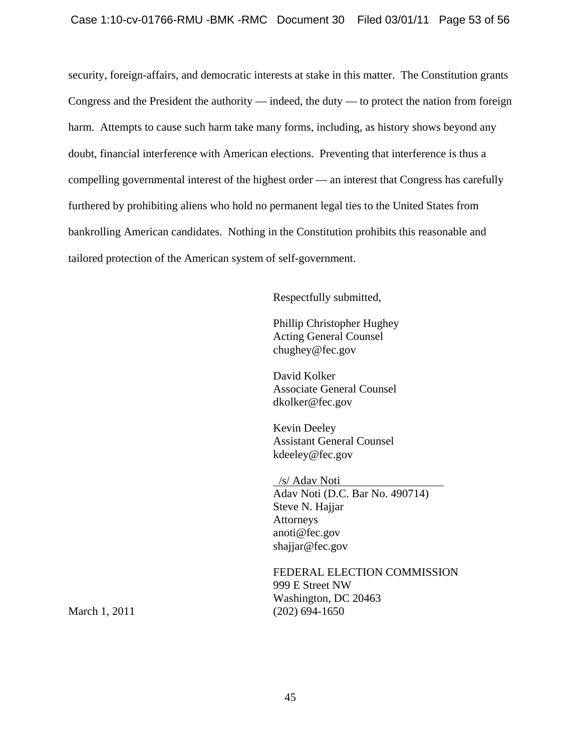security, foreign-affairs, and democratic interests at stake in this matter. The Constitution grants Congress and the President the authority — indeed, the duty — to protect the nation from foreign harm. Attempts to cause such harm take many forms, including, as history shows beyond any doubt, financial interference with American elections. Preventing that interference is thus a compelling governmental interest of the highest order — an interest that Congress has carefully furthered by prohibiting aliens who hold no permanent legal ties to the United States from bankrolling American candidates. Nothing in the Constitution prohibits this reasonable and tailored protection of the American system of self-government.

Respectfully submitted,

Phillip Christopher Hughey
Acting General Counsel
chughey@fec.gov

David Kolker
Associate General Counsel
dkolker@fec.gov

Kevin Deeley
Assistant General Counsel
kdeeley@fec.gov

/s/ Adav Noti
Adav Noti (D.C. Bar No. 490714)
Steve N. Hajjar
Attorneys
anoti@fec.gov
shajjar@fec.gov

FEDERAL ELECTION COMMISSION
999 E Street NW
Washington, DC 20463
(202) 694-1650

March 1, 2011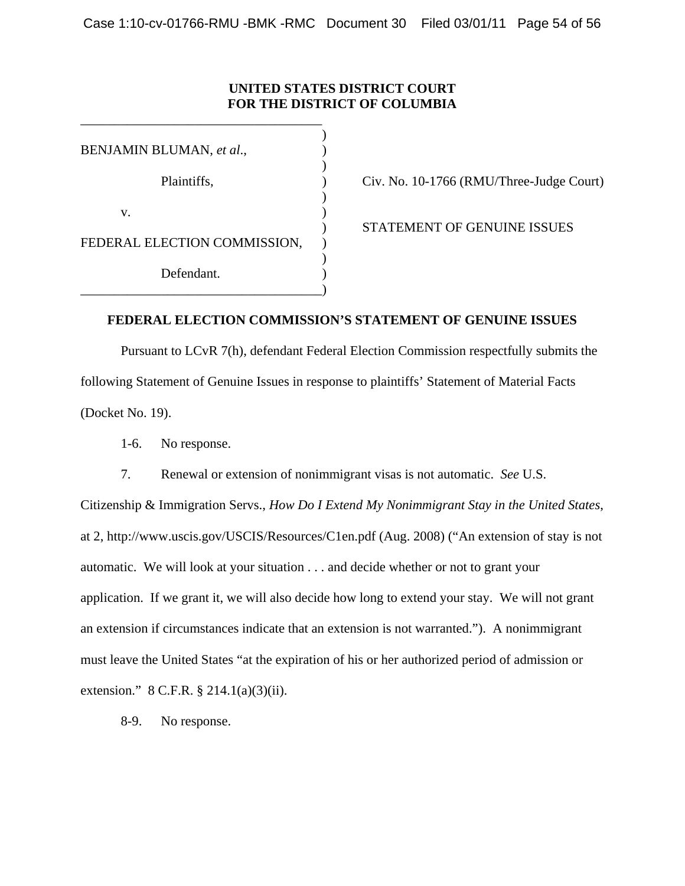**UNITED STATES DISTRICT COURT**
**FOR THE DISTRICT OF COLUMBIA**

BENJAMIN BLUMAN, *et al*.,

Plaintiffs,

v.

FEDERAL ELECTION COMMISSION,

Defendant.

Civ. No. 10-1766 (RMU/Three-Judge Court)

STATEMENT OF GENUINE ISSUES

**FEDERAL ELECTION COMMISSION'S STATEMENT OF GENUINE ISSUES**

Pursuant to LCvR 7(h), defendant Federal Election Commission respectfully submits the following Statement of Genuine Issues in response to plaintiffs' Statement of Material Facts (Docket No. 19).

1-6. No response.

7. Renewal or extension of nonimmigrant visas is not automatic. *See* U.S. Citizenship & Immigration Servs., *How Do I Extend My Nonimmigrant Stay in the United States*, at 2, http://www.uscis.gov/USCIS/Resources/C1en.pdf (Aug. 2008) ("An extension of stay is not automatic. We will look at your situation . . . and decide whether or not to grant your application. If we grant it, we will also decide how long to extend your stay. We will not grant an extension if circumstances indicate that an extension is not warranted."). A nonimmigrant must leave the United States "at the expiration of his or her authorized period of admission or extension." 8 C.F.R. § 214.1(a)(3)(ii).

8-9. No response.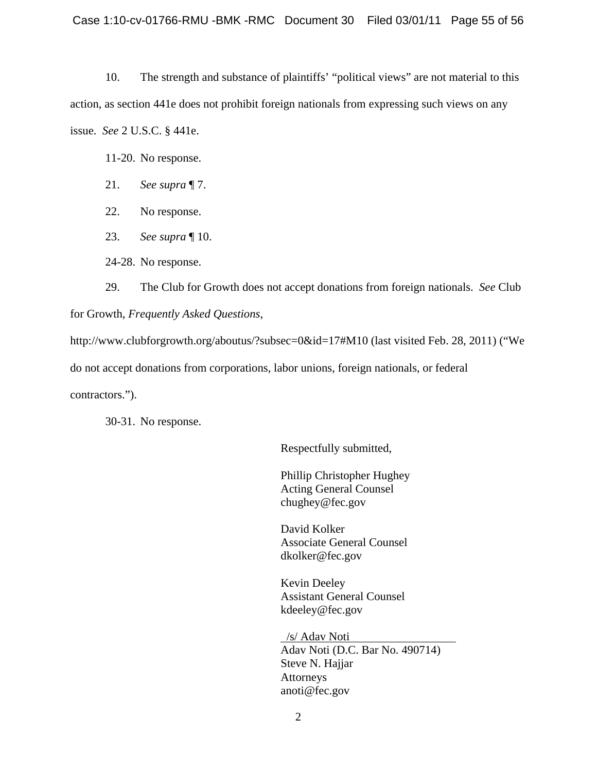10. The strength and substance of plaintiffs' "political views" are not material to this action, as section 441e does not prohibit foreign nationals from expressing such views on any issue. *See* 2 U.S.C. § 441e.

11-20. No response.

21. *See supra* ¶ 7.

22. No response.

23. *See supra* ¶ 10.

24-28. No response.

29. The Club for Growth does not accept donations from foreign nationals. *See* Club for Growth, *Frequently Asked Questions*, http://www.clubforgrowth.org/aboutus/?subsec=0&id=17#M10 (last visited Feb. 28, 2011) ("We do not accept donations from corporations, labor unions, foreign nationals, or federal contractors.").

30-31. No response.

Respectfully submitted,

Phillip Christopher Hughey
Acting General Counsel
chughey@fec.gov

David Kolker
Associate General Counsel
dkolker@fec.gov

Kevin Deeley
Assistant General Counsel
kdeeley@fec.gov

/s/ Adav Noti
Adav Noti (D.C. Bar No. 490714)
Steve N. Hajjar
Attorneys
anoti@fec.gov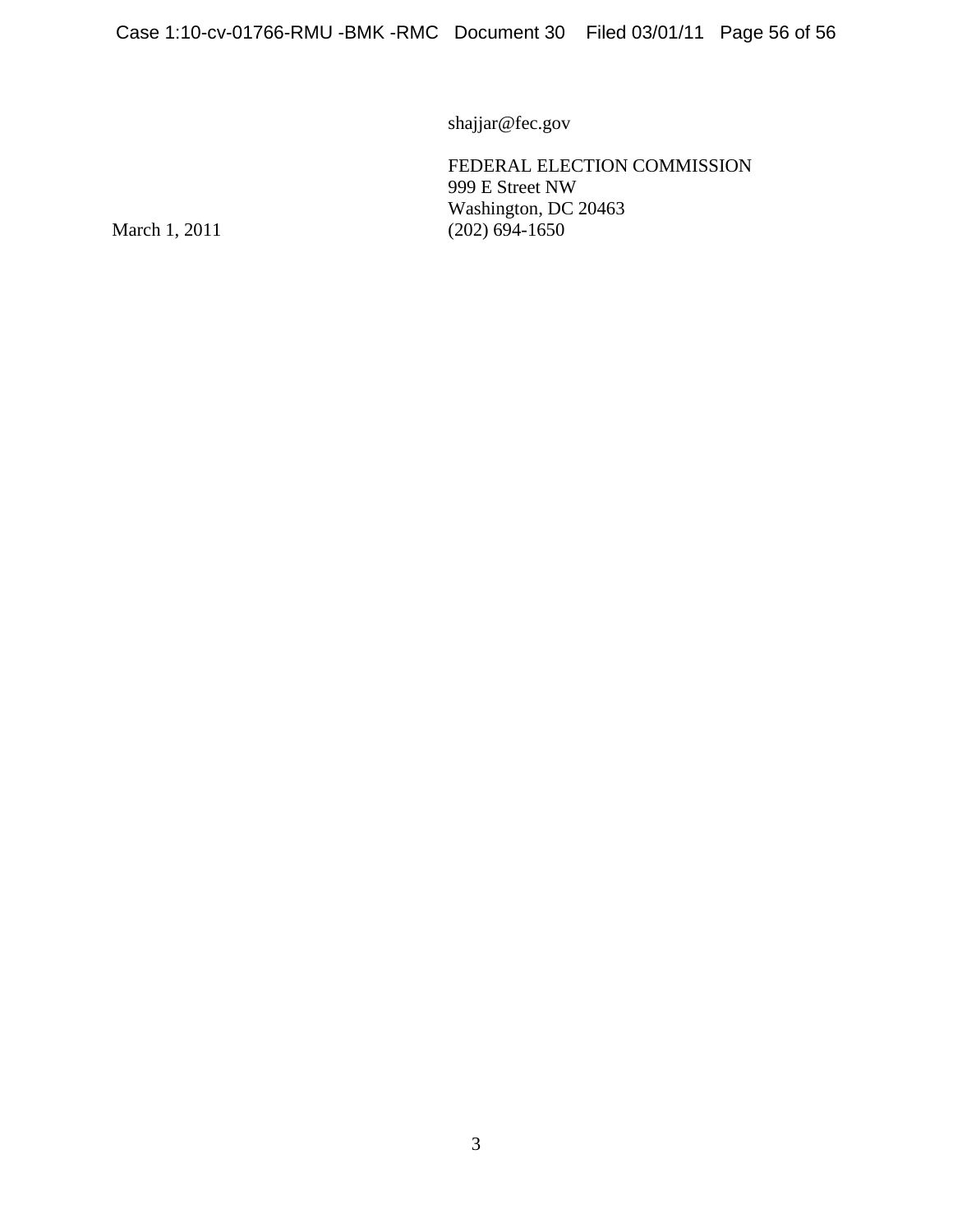shajjar@fec.gov

FEDERAL ELECTION COMMISSION
999 E Street NW
Washington, DC 20463
(202) 694-1650

March 1, 2011